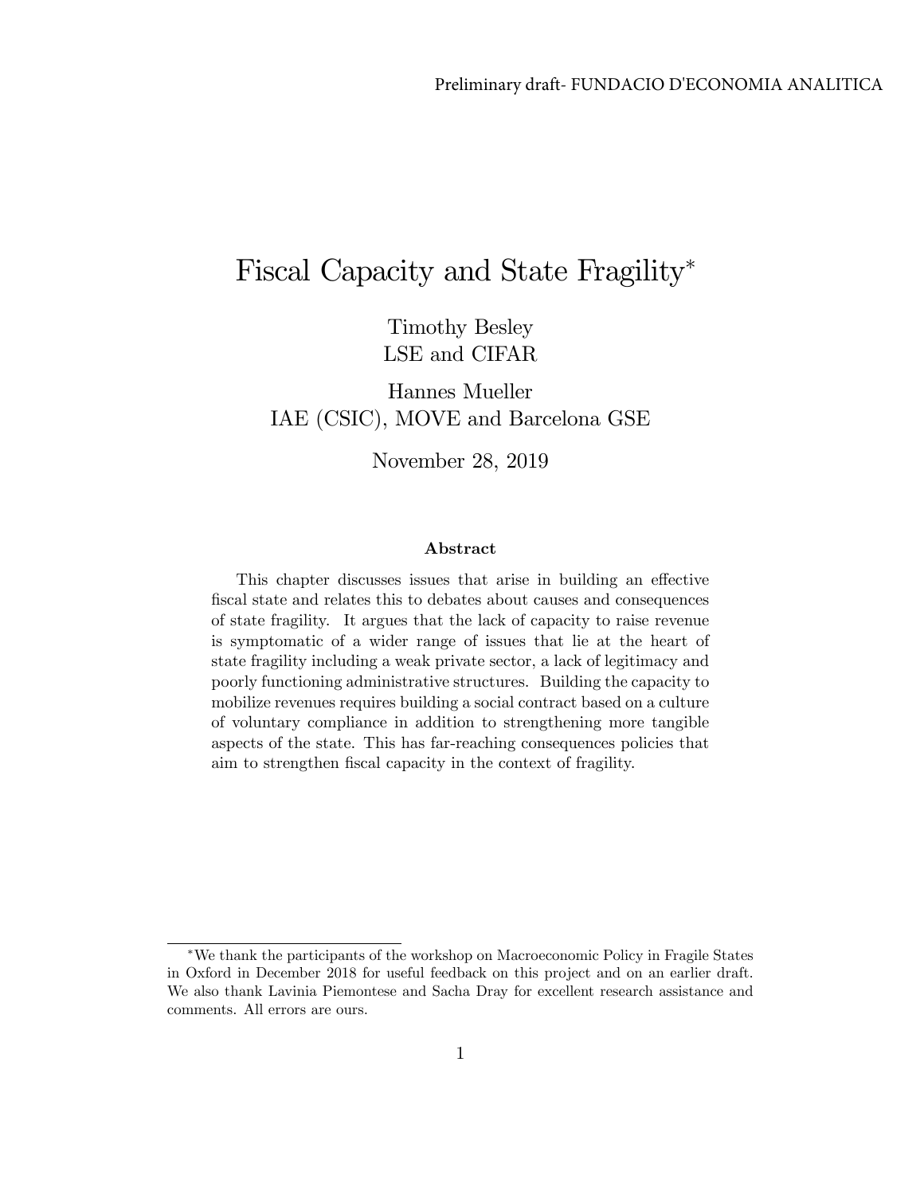Preliminary draft- FUNDACIO D'ECONOMIA ANALITICA

# Fiscal Capacity and State Fragility*

Timothy Besley
LSE and CIFAR

Hannes Mueller
IAE (CSIC), MOVE and Barcelona GSE

November 28, 2019

### Abstract

This chapter discusses issues that arise in building an effective fiscal state and relates this to debates about causes and consequences of state fragility. It argues that the lack of capacity to raise revenue is symptomatic of a wider range of issues that lie at the heart of state fragility including a weak private sector, a lack of legitimacy and poorly functioning administrative structures. Building the capacity to mobilize revenues requires building a social contract based on a culture of voluntary compliance in addition to strengthening more tangible aspects of the state. This has far-reaching consequences policies that aim to strengthen fiscal capacity in the context of fragility.

---

*We thank the participants of the workshop on Macroeconomic Policy in Fragile States in Oxford in December 2018 for useful feedback on this project and on an earlier draft. We also thank Lavinia Piemontese and Sacha Dray for excellent research assistance and comments. All errors are ours.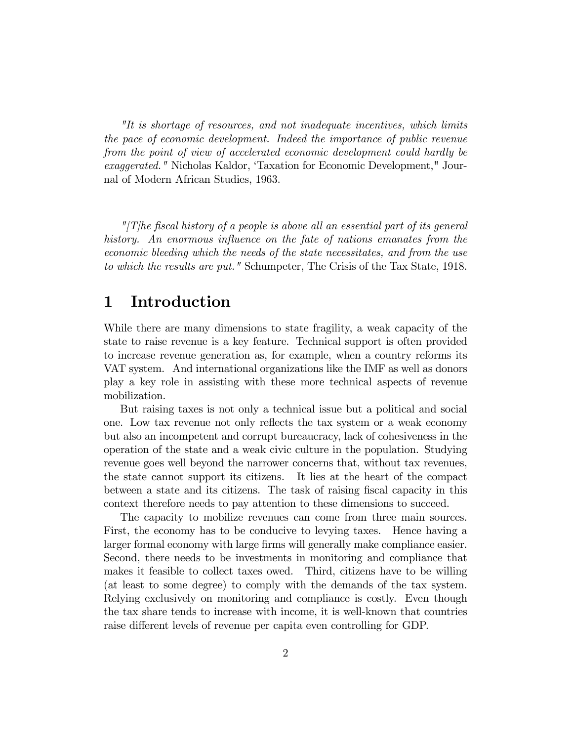*"It is shortage of resources, and not inadequate incentives, which limits the pace of economic development. Indeed the importance of public revenue from the point of view of accelerated economic development could hardly be exaggerated."* Nicholas Kaldor, 'Taxation for Economic Development," Journal of Modern African Studies, 1963.

*"[T]he fiscal history of a people is above all an essential part of its general history. An enormous influence on the fate of nations emanates from the economic bleeding which the needs of the state necessitates, and from the use to which the results are put."* Schumpeter, The Crisis of the Tax State, 1918.

# 1 Introduction

While there are many dimensions to state fragility, a weak capacity of the state to raise revenue is a key feature. Technical support is often provided to increase revenue generation as, for example, when a country reforms its VAT system. And international organizations like the IMF as well as donors play a key role in assisting with these more technical aspects of revenue mobilization.

But raising taxes is not only a technical issue but a political and social one. Low tax revenue not only reflects the tax system or a weak economy but also an incompetent and corrupt bureaucracy, lack of cohesiveness in the operation of the state and a weak civic culture in the population. Studying revenue goes well beyond the narrower concerns that, without tax revenues, the state cannot support its citizens. It lies at the heart of the compact between a state and its citizens. The task of raising fiscal capacity in this context therefore needs to pay attention to these dimensions to succeed.

The capacity to mobilize revenues can come from three main sources. First, the economy has to be conducive to levying taxes. Hence having a larger formal economy with large firms will generally make compliance easier. Second, there needs to be investments in monitoring and compliance that makes it feasible to collect taxes owed. Third, citizens have to be willing (at least to some degree) to comply with the demands of the tax system. Relying exclusively on monitoring and compliance is costly. Even though the tax share tends to increase with income, it is well-known that countries raise different levels of revenue per capita even controlling for GDP.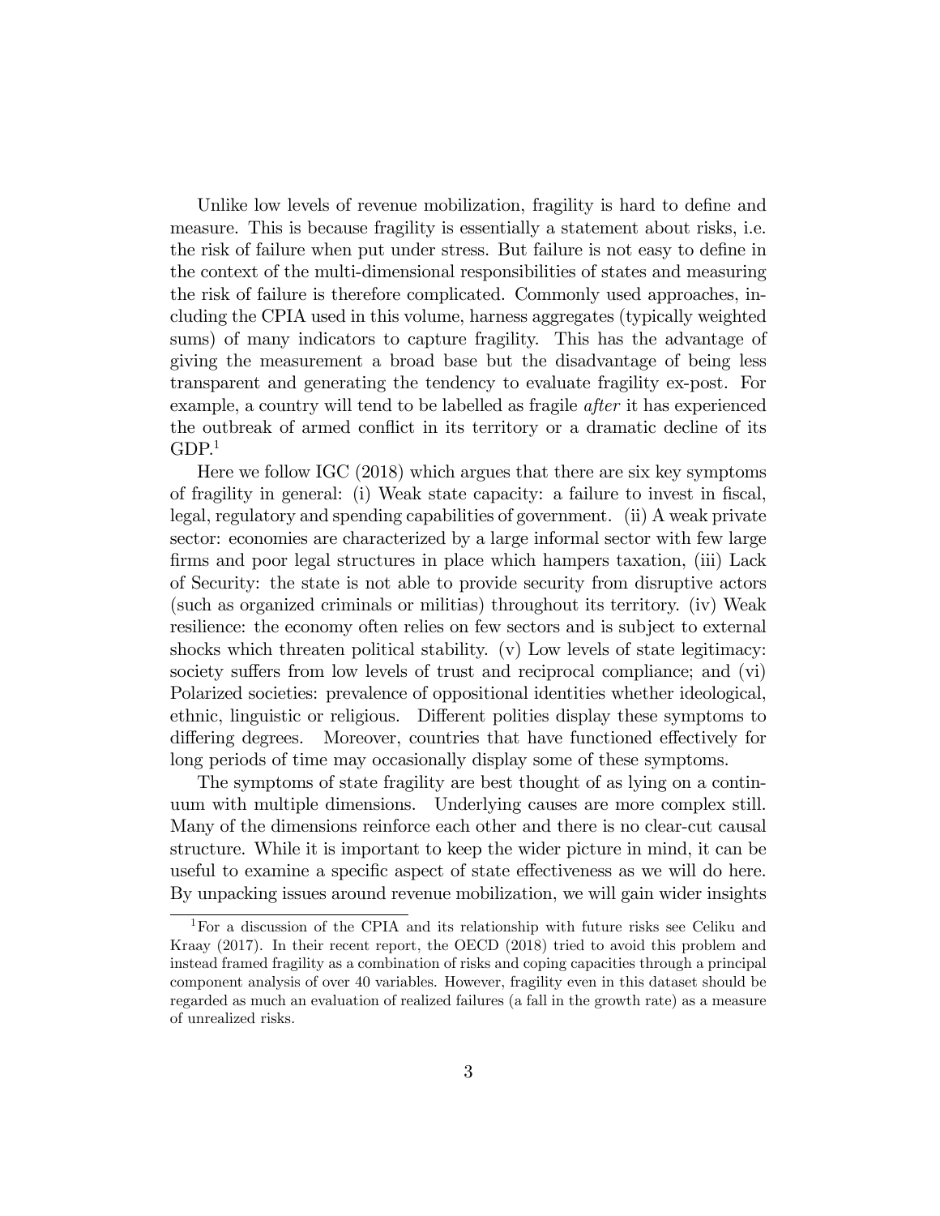Unlike low levels of revenue mobilization, fragility is hard to define and measure. This is because fragility is essentially a statement about risks, i.e. the risk of failure when put under stress. But failure is not easy to define in the context of the multi-dimensional responsibilities of states and measuring the risk of failure is therefore complicated. Commonly used approaches, including the CPIA used in this volume, harness aggregates (typically weighted sums) of many indicators to capture fragility. This has the advantage of giving the measurement a broad base but the disadvantage of being less transparent and generating the tendency to evaluate fragility ex-post. For example, a country will tend to be labelled as fragile *after* it has experienced the outbreak of armed conflict in its territory or a dramatic decline of its GDP.[1]

Here we follow IGC (2018) which argues that there are six key symptoms of fragility in general: (i) Weak state capacity: a failure to invest in fiscal, legal, regulatory and spending capabilities of government. (ii) A weak private sector: economies are characterized by a large informal sector with few large firms and poor legal structures in place which hampers taxation, (iii) Lack of Security: the state is not able to provide security from disruptive actors (such as organized criminals or militias) throughout its territory. (iv) Weak resilience: the economy often relies on few sectors and is subject to external shocks which threaten political stability. (v) Low levels of state legitimacy: society suffers from low levels of trust and reciprocal compliance; and (vi) Polarized societies: prevalence of oppositional identities whether ideological, ethnic, linguistic or religious. Different polities display these symptoms to differing degrees. Moreover, countries that have functioned effectively for long periods of time may occasionally display some of these symptoms.

The symptoms of state fragility are best thought of as lying on a continuum with multiple dimensions. Underlying causes are more complex still. Many of the dimensions reinforce each other and there is no clear-cut causal structure. While it is important to keep the wider picture in mind, it can be useful to examine a specific aspect of state effectiveness as we will do here. By unpacking issues around revenue mobilization, we will gain wider insights

[1] For a discussion of the CPIA and its relationship with future risks see Celiku and Kraay (2017). In their recent report, the OECD (2018) tried to avoid this problem and instead framed fragility as a combination of risks and coping capacities through a principal component analysis of over 40 variables. However, fragility even in this dataset should be regarded as much an evaluation of realized failures (a fall in the growth rate) as a measure of unrealized risks.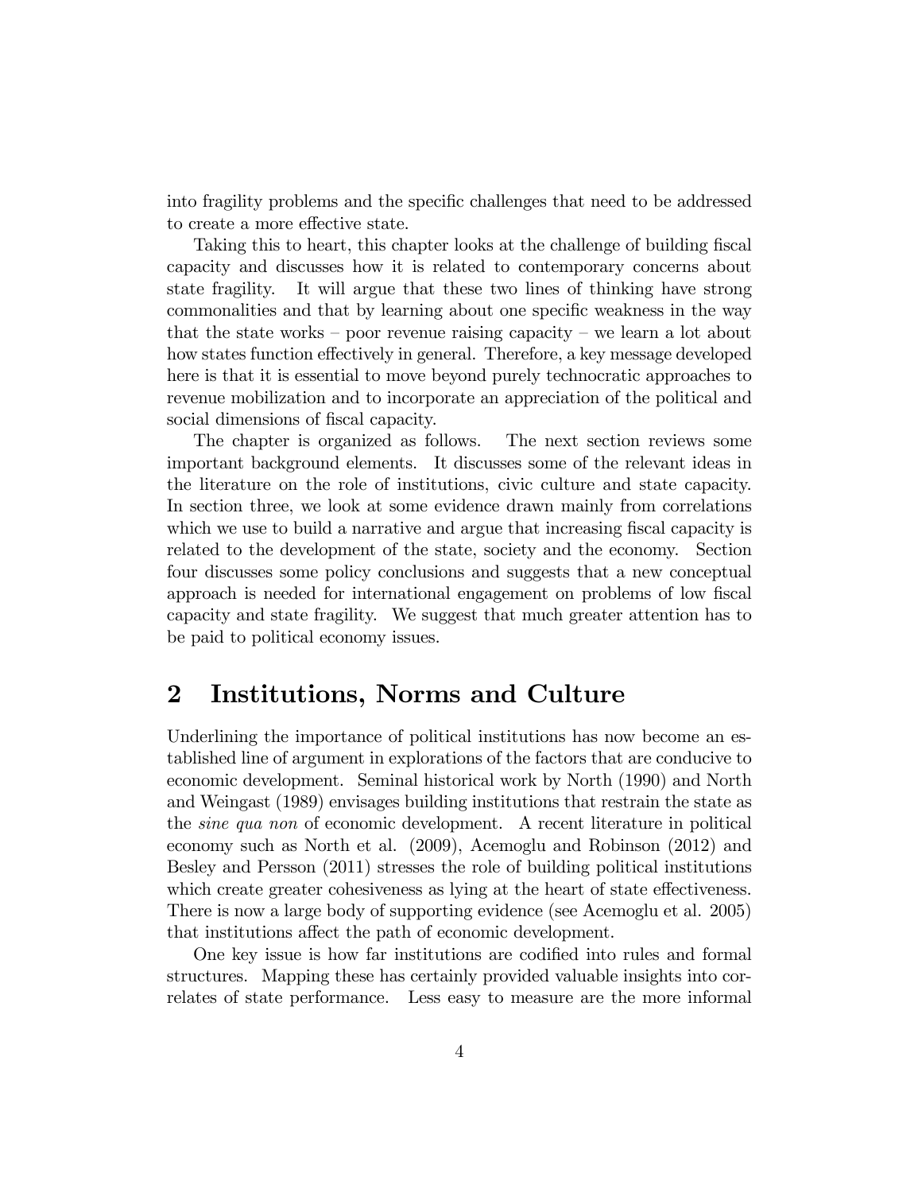into fragility problems and the specific challenges that need to be addressed to create a more effective state.

Taking this to heart, this chapter looks at the challenge of building fiscal capacity and discusses how it is related to contemporary concerns about state fragility. It will argue that these two lines of thinking have strong commonalities and that by learning about one specific weakness in the way that the state works – poor revenue raising capacity – we learn a lot about how states function effectively in general. Therefore, a key message developed here is that it is essential to move beyond purely technocratic approaches to revenue mobilization and to incorporate an appreciation of the political and social dimensions of fiscal capacity.

The chapter is organized as follows. The next section reviews some important background elements. It discusses some of the relevant ideas in the literature on the role of institutions, civic culture and state capacity. In section three, we look at some evidence drawn mainly from correlations which we use to build a narrative and argue that increasing fiscal capacity is related to the development of the state, society and the economy. Section four discusses some policy conclusions and suggests that a new conceptual approach is needed for international engagement on problems of low fiscal capacity and state fragility. We suggest that much greater attention has to be paid to political economy issues.

## 2 Institutions, Norms and Culture

Underlining the importance of political institutions has now become an established line of argument in explorations of the factors that are conducive to economic development. Seminal historical work by North (1990) and North and Weingast (1989) envisages building institutions that restrain the state as the *sine qua non* of economic development. A recent literature in political economy such as North et al. (2009), Acemoglu and Robinson (2012) and Besley and Persson (2011) stresses the role of building political institutions which create greater cohesiveness as lying at the heart of state effectiveness. There is now a large body of supporting evidence (see Acemoglu et al. 2005) that institutions affect the path of economic development.

One key issue is how far institutions are codified into rules and formal structures. Mapping these has certainly provided valuable insights into correlates of state performance. Less easy to measure are the more informal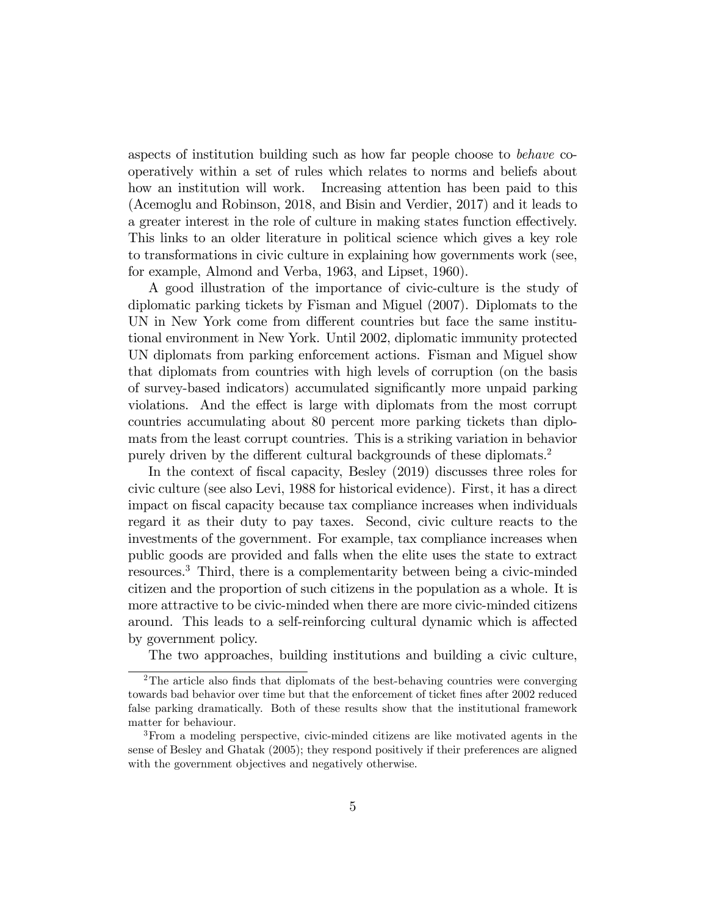aspects of institution building such as how far people choose to *behave* co-operatively within a set of rules which relates to norms and beliefs about how an institution will work. Increasing attention has been paid to this (Acemoglu and Robinson, 2018, and Bisin and Verdier, 2017) and it leads to a greater interest in the role of culture in making states function effectively. This links to an older literature in political science which gives a key role to transformations in civic culture in explaining how governments work (see, for example, Almond and Verba, 1963, and Lipset, 1960).

A good illustration of the importance of civic-culture is the study of diplomatic parking tickets by Fisman and Miguel (2007). Diplomats to the UN in New York come from different countries but face the same institutional environment in New York. Until 2002, diplomatic immunity protected UN diplomats from parking enforcement actions. Fisman and Miguel show that diplomats from countries with high levels of corruption (on the basis of survey-based indicators) accumulated significantly more unpaid parking violations. And the effect is large with diplomats from the most corrupt countries accumulating about 80 percent more parking tickets than diplomats from the least corrupt countries. This is a striking variation in behavior purely driven by the different cultural backgrounds of these diplomats.[2]

In the context of fiscal capacity, Besley (2019) discusses three roles for civic culture (see also Levi, 1988 for historical evidence). First, it has a direct impact on fiscal capacity because tax compliance increases when individuals regard it as their duty to pay taxes. Second, civic culture reacts to the investments of the government. For example, tax compliance increases when public goods are provided and falls when the elite uses the state to extract resources.[3] Third, there is a complementarity between being a civic-minded citizen and the proportion of such citizens in the population as a whole. It is more attractive to be civic-minded when there are more civic-minded citizens around. This leads to a self-reinforcing cultural dynamic which is affected by government policy.

The two approaches, building institutions and building a civic culture,

---

[2] The article also finds that diplomats of the best-behaving countries were converging towards bad behavior over time but that the enforcement of ticket fines after 2002 reduced false parking dramatically. Both of these results show that the institutional framework matter for behaviour.

[3] From a modeling perspective, civic-minded citizens are like motivated agents in the sense of Besley and Ghatak (2005); they respond positively if their preferences are aligned with the government objectives and negatively otherwise.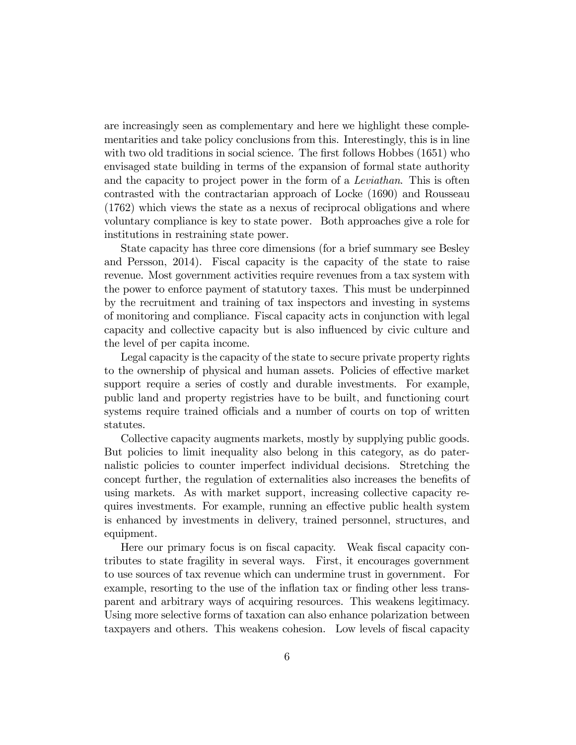are increasingly seen as complementary and here we highlight these complementarities and take policy conclusions from this. Interestingly, this is in line with two old traditions in social science. The first follows Hobbes (1651) who envisaged state building in terms of the expansion of formal state authority and the capacity to project power in the form of a *Leviathan*. This is often contrasted with the contractarian approach of Locke (1690) and Rousseau (1762) which views the state as a nexus of reciprocal obligations and where voluntary compliance is key to state power. Both approaches give a role for institutions in restraining state power.

State capacity has three core dimensions (for a brief summary see Besley and Persson, 2014). Fiscal capacity is the capacity of the state to raise revenue. Most government activities require revenues from a tax system with the power to enforce payment of statutory taxes. This must be underpinned by the recruitment and training of tax inspectors and investing in systems of monitoring and compliance. Fiscal capacity acts in conjunction with legal capacity and collective capacity but is also influenced by civic culture and the level of per capita income.

Legal capacity is the capacity of the state to secure private property rights to the ownership of physical and human assets. Policies of effective market support require a series of costly and durable investments. For example, public land and property registries have to be built, and functioning court systems require trained officials and a number of courts on top of written statutes.

Collective capacity augments markets, mostly by supplying public goods. But policies to limit inequality also belong in this category, as do paternalistic policies to counter imperfect individual decisions. Stretching the concept further, the regulation of externalities also increases the benefits of using markets. As with market support, increasing collective capacity requires investments. For example, running an effective public health system is enhanced by investments in delivery, trained personnel, structures, and equipment.

Here our primary focus is on fiscal capacity. Weak fiscal capacity contributes to state fragility in several ways. First, it encourages government to use sources of tax revenue which can undermine trust in government. For example, resorting to the use of the inflation tax or finding other less transparent and arbitrary ways of acquiring resources. This weakens legitimacy. Using more selective forms of taxation can also enhance polarization between taxpayers and others. This weakens cohesion. Low levels of fiscal capacity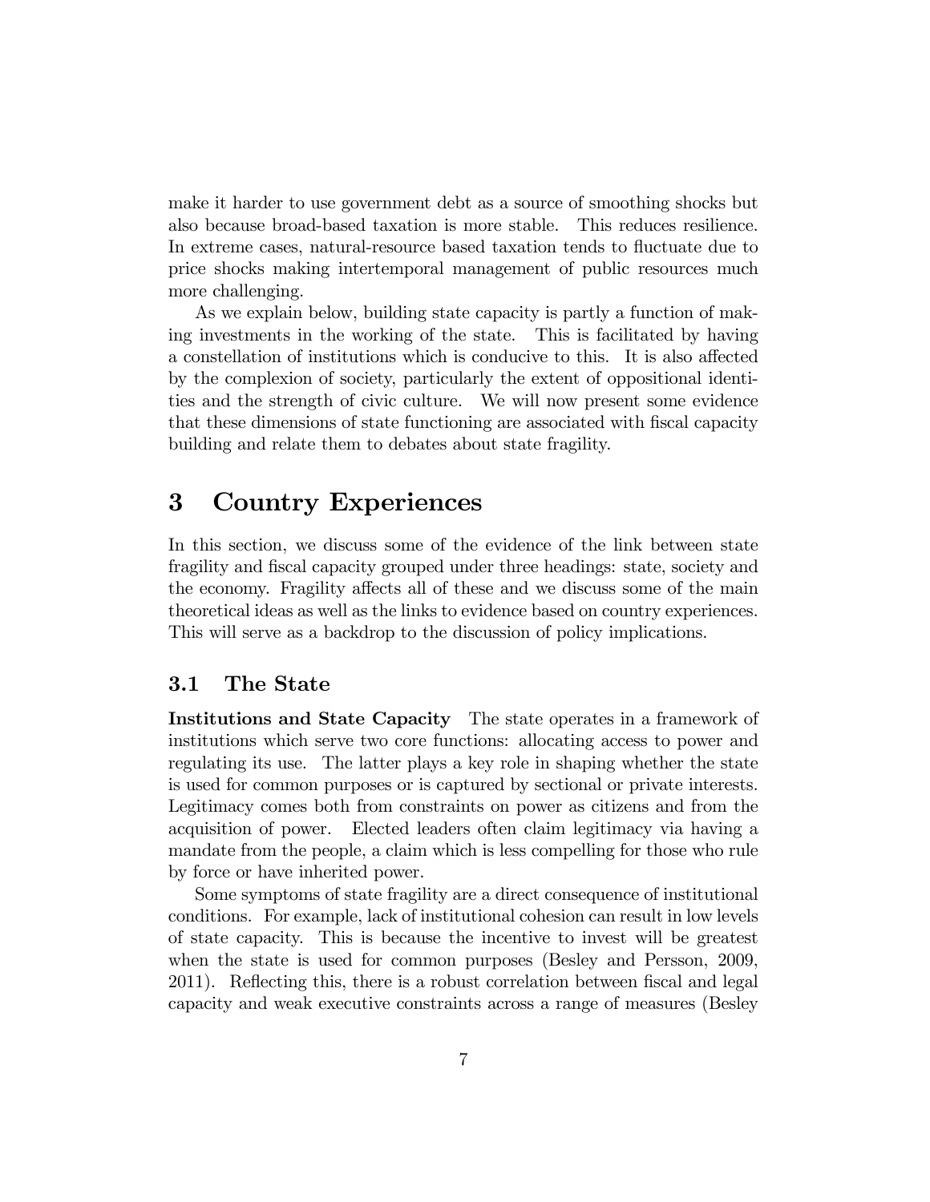make it harder to use government debt as a source of smoothing shocks but also because broad-based taxation is more stable. This reduces resilience. In extreme cases, natural-resource based taxation tends to fluctuate due to price shocks making intertemporal management of public resources much more challenging.

As we explain below, building state capacity is partly a function of making investments in the working of the state. This is facilitated by having a constellation of institutions which is conducive to this. It is also affected by the complexion of society, particularly the extent of oppositional identities and the strength of civic culture. We will now present some evidence that these dimensions of state functioning are associated with fiscal capacity building and relate them to debates about state fragility.

# 3 Country Experiences

In this section, we discuss some of the evidence of the link between state fragility and fiscal capacity grouped under three headings: state, society and the economy. Fragility affects all of these and we discuss some of the main theoretical ideas as well as the links to evidence based on country experiences. This will serve as a backdrop to the discussion of policy implications.

## 3.1 The State

**Institutions and State Capacity** The state operates in a framework of institutions which serve two core functions: allocating access to power and regulating its use. The latter plays a key role in shaping whether the state is used for common purposes or is captured by sectional or private interests. Legitimacy comes both from constraints on power as citizens and from the acquisition of power. Elected leaders often claim legitimacy via having a mandate from the people, a claim which is less compelling for those who rule by force or have inherited power.

Some symptoms of state fragility are a direct consequence of institutional conditions. For example, lack of institutional cohesion can result in low levels of state capacity. This is because the incentive to invest will be greatest when the state is used for common purposes (Besley and Persson, 2009, 2011). Reflecting this, there is a robust correlation between fiscal and legal capacity and weak executive constraints across a range of measures (Besley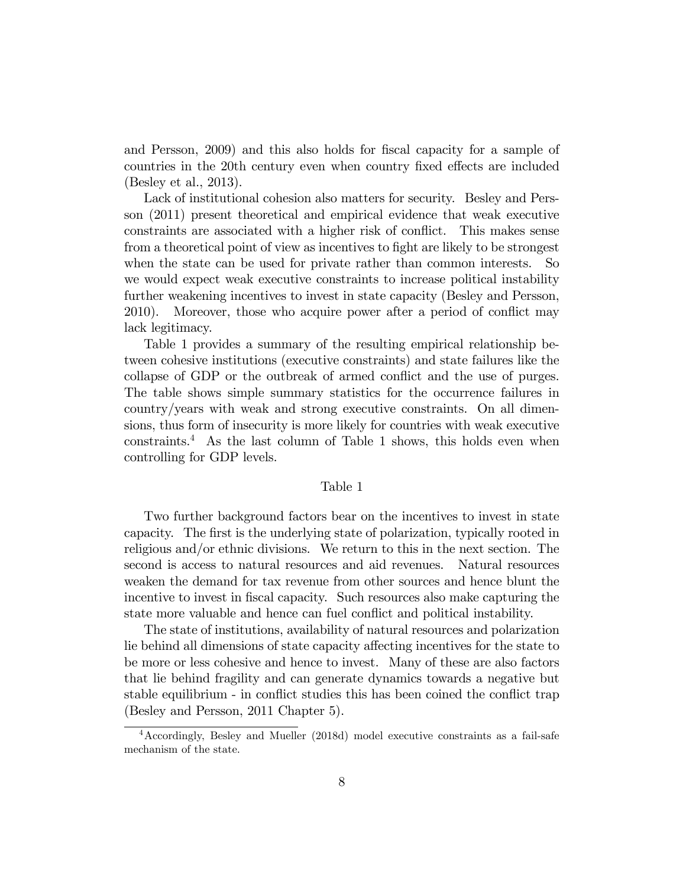and Persson, 2009) and this also holds for fiscal capacity for a sample of countries in the 20th century even when country fixed effects are included (Besley et al., 2013).

Lack of institutional cohesion also matters for security. Besley and Persson (2011) present theoretical and empirical evidence that weak executive constraints are associated with a higher risk of conflict. This makes sense from a theoretical point of view as incentives to fight are likely to be strongest when the state can be used for private rather than common interests. So we would expect weak executive constraints to increase political instability further weakening incentives to invest in state capacity (Besley and Persson, 2010). Moreover, those who acquire power after a period of conflict may lack legitimacy.

Table 1 provides a summary of the resulting empirical relationship between cohesive institutions (executive constraints) and state failures like the collapse of GDP or the outbreak of armed conflict and the use of purges. The table shows simple summary statistics for the occurrence failures in country/years with weak and strong executive constraints. On all dimensions, thus form of insecurity is more likely for countries with weak executive constraints.[4] As the last column of Table 1 shows, this holds even when controlling for GDP levels.

Table 1

Two further background factors bear on the incentives to invest in state capacity. The first is the underlying state of polarization, typically rooted in religious and/or ethnic divisions. We return to this in the next section. The second is access to natural resources and aid revenues. Natural resources weaken the demand for tax revenue from other sources and hence blunt the incentive to invest in fiscal capacity. Such resources also make capturing the state more valuable and hence can fuel conflict and political instability.

The state of institutions, availability of natural resources and polarization lie behind all dimensions of state capacity affecting incentives for the state to be more or less cohesive and hence to invest. Many of these are also factors that lie behind fragility and can generate dynamics towards a negative but stable equilibrium - in conflict studies this has been coined the conflict trap (Besley and Persson, 2011 Chapter 5).

[4] Accordingly, Besley and Mueller (2018d) model executive constraints as a fail-safe mechanism of the state.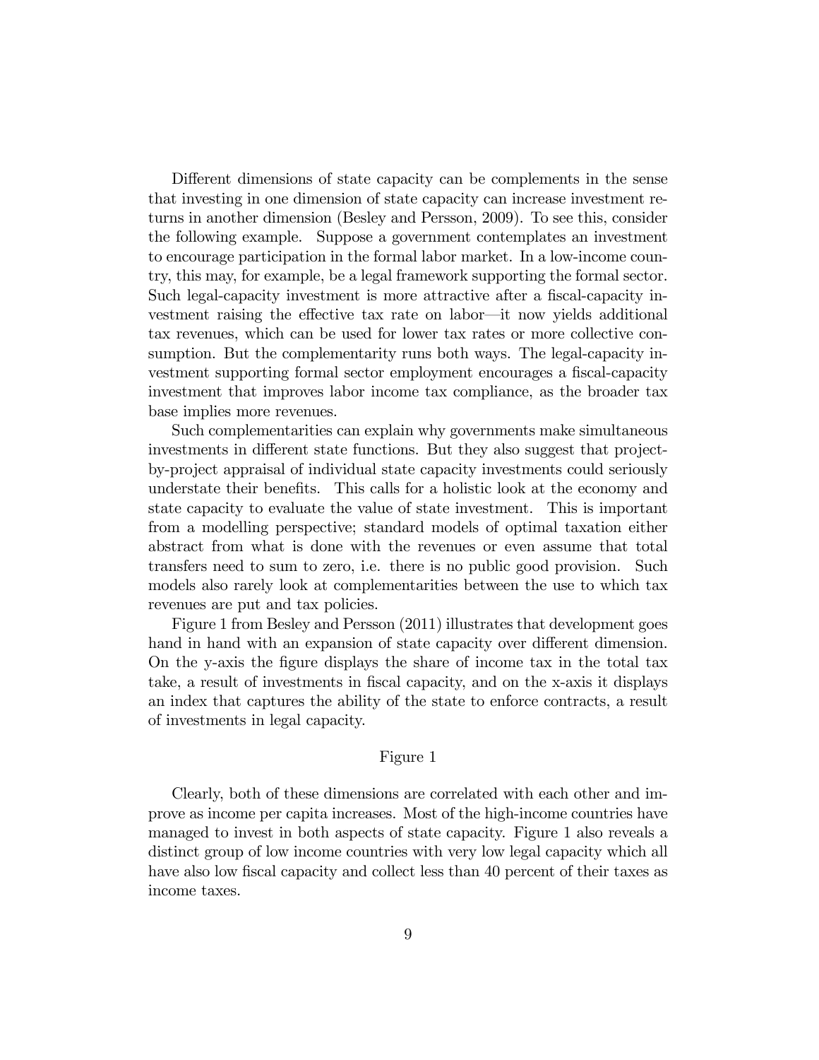Different dimensions of state capacity can be complements in the sense that investing in one dimension of state capacity can increase investment returns in another dimension (Besley and Persson, 2009). To see this, consider the following example. Suppose a government contemplates an investment to encourage participation in the formal labor market. In a low-income country, this may, for example, be a legal framework supporting the formal sector. Such legal-capacity investment is more attractive after a fiscal-capacity investment raising the effective tax rate on labor—it now yields additional tax revenues, which can be used for lower tax rates or more collective consumption. But the complementarity runs both ways. The legal-capacity investment supporting formal sector employment encourages a fiscal-capacity investment that improves labor income tax compliance, as the broader tax base implies more revenues.

Such complementarities can explain why governments make simultaneous investments in different state functions. But they also suggest that project-by-project appraisal of individual state capacity investments could seriously understate their benefits. This calls for a holistic look at the economy and state capacity to evaluate the value of state investment. This is important from a modelling perspective; standard models of optimal taxation either abstract from what is done with the revenues or even assume that total transfers need to sum to zero, i.e. there is no public good provision. Such models also rarely look at complementarities between the use to which tax revenues are put and tax policies.

Figure 1 from Besley and Persson (2011) illustrates that development goes hand in hand with an expansion of state capacity over different dimension. On the y-axis the figure displays the share of income tax in the total tax take, a result of investments in fiscal capacity, and on the x-axis it displays an index that captures the ability of the state to enforce contracts, a result of investments in legal capacity.

Figure 1

Clearly, both of these dimensions are correlated with each other and improve as income per capita increases. Most of the high-income countries have managed to invest in both aspects of state capacity. Figure 1 also reveals a distinct group of low income countries with very low legal capacity which all have also low fiscal capacity and collect less than 40 percent of their taxes as income taxes.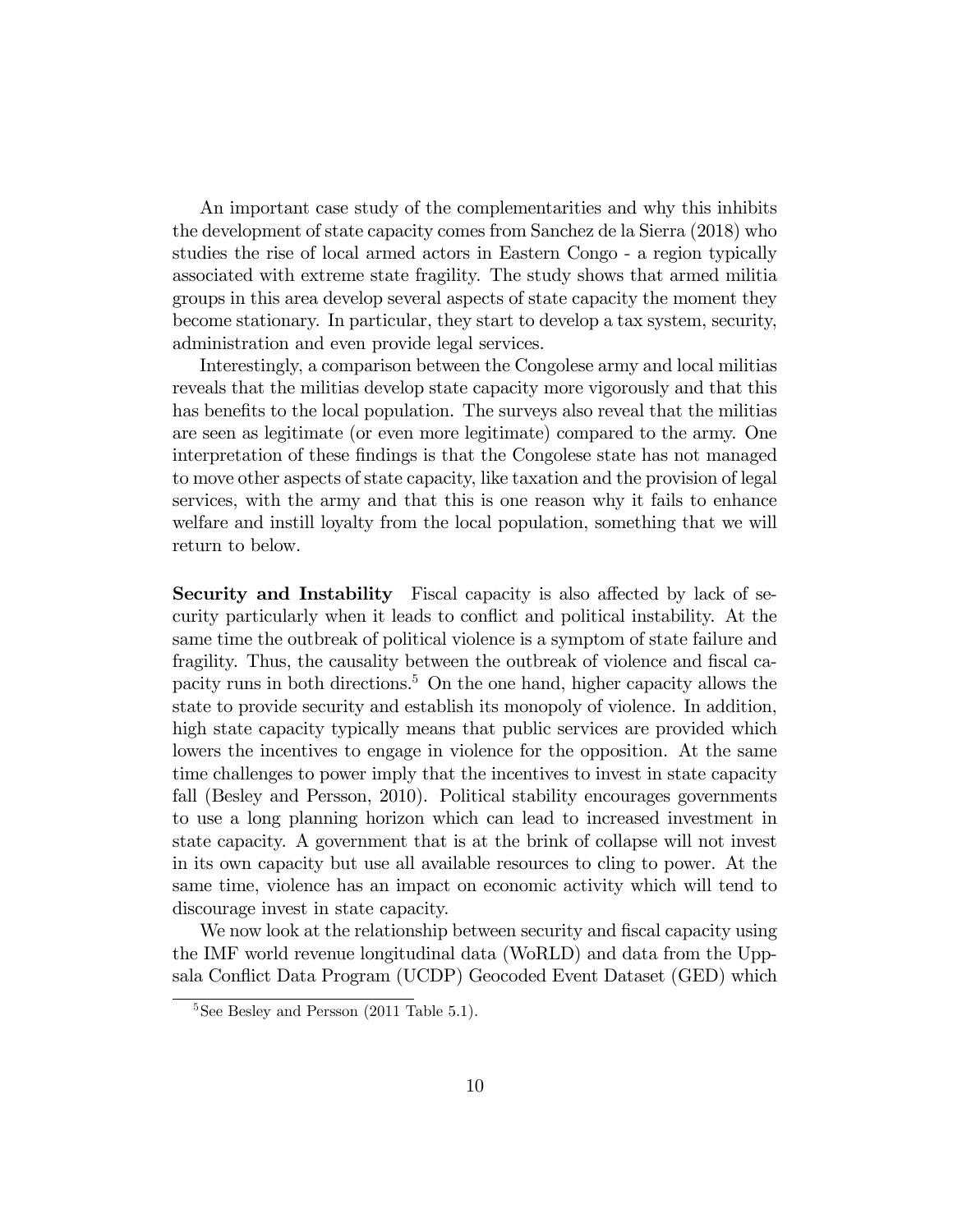An important case study of the complementarities and why this inhibits the development of state capacity comes from Sanchez de la Sierra (2018) who studies the rise of local armed actors in Eastern Congo - a region typically associated with extreme state fragility. The study shows that armed militia groups in this area develop several aspects of state capacity the moment they become stationary. In particular, they start to develop a tax system, security, administration and even provide legal services.

Interestingly, a comparison between the Congolese army and local militias reveals that the militias develop state capacity more vigorously and that this has benefits to the local population. The surveys also reveal that the militias are seen as legitimate (or even more legitimate) compared to the army. One interpretation of these findings is that the Congolese state has not managed to move other aspects of state capacity, like taxation and the provision of legal services, with the army and that this is one reason why it fails to enhance welfare and instill loyalty from the local population, something that we will return to below.

**Security and Instability** Fiscal capacity is also affected by lack of security particularly when it leads to conflict and political instability. At the same time the outbreak of political violence is a symptom of state failure and fragility. Thus, the causality between the outbreak of violence and fiscal capacity runs in both directions.[5] On the one hand, higher capacity allows the state to provide security and establish its monopoly of violence. In addition, high state capacity typically means that public services are provided which lowers the incentives to engage in violence for the opposition. At the same time challenges to power imply that the incentives to invest in state capacity fall (Besley and Persson, 2010). Political stability encourages governments to use a long planning horizon which can lead to increased investment in state capacity. A government that is at the brink of collapse will not invest in its own capacity but use all available resources to cling to power. At the same time, violence has an impact on economic activity which will tend to discourage invest in state capacity.

We now look at the relationship between security and fiscal capacity using the IMF world revenue longitudinal data (WoRLD) and data from the Uppsala Conflict Data Program (UCDP) Geocoded Event Dataset (GED) which

[5] See Besley and Persson (2011 Table 5.1).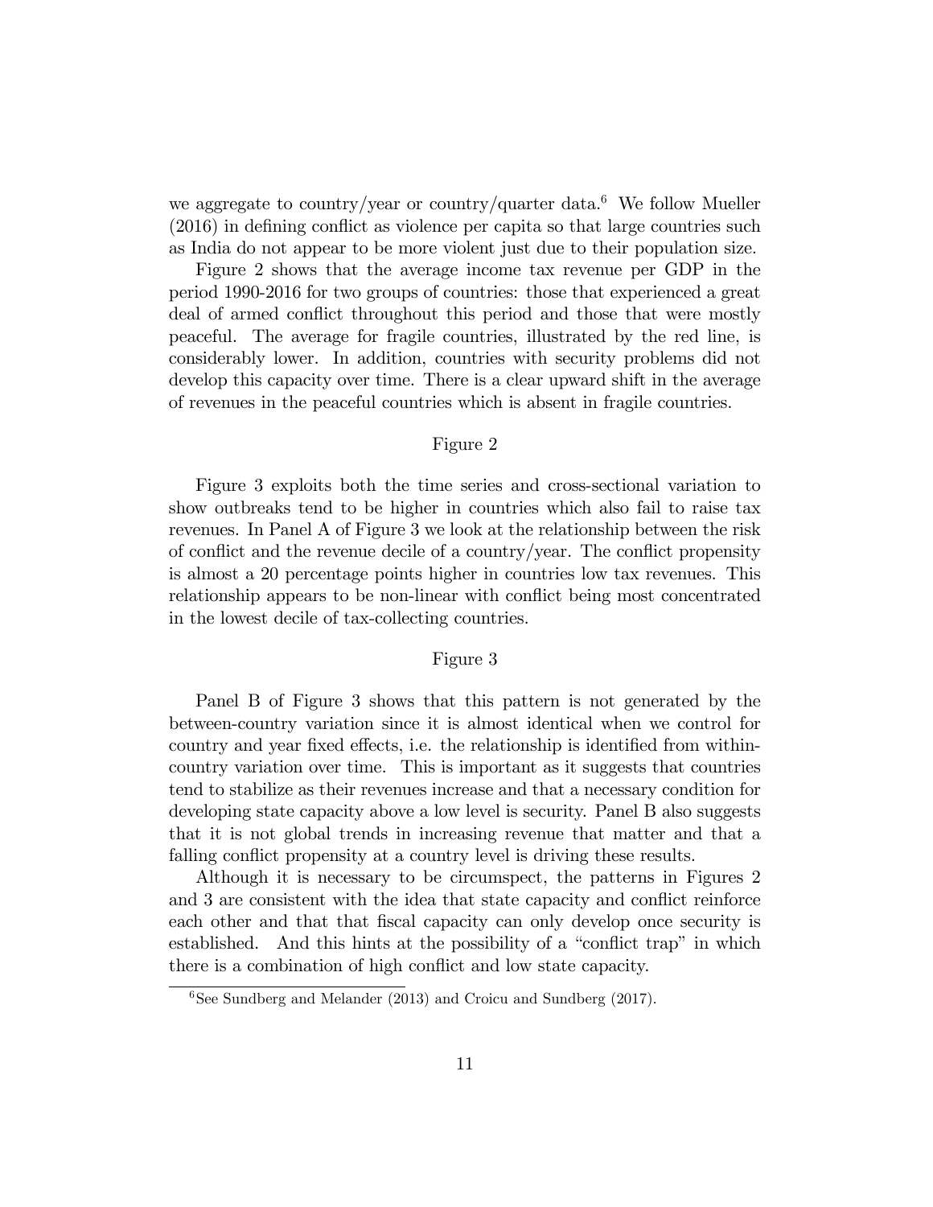we aggregate to country/year or country/quarter data.[6] We follow Mueller (2016) in defining conflict as violence per capita so that large countries such as India do not appear to be more violent just due to their population size.

Figure 2 shows that the average income tax revenue per GDP in the period 1990-2016 for two groups of countries: those that experienced a great deal of armed conflict throughout this period and those that were mostly peaceful. The average for fragile countries, illustrated by the red line, is considerably lower. In addition, countries with security problems did not develop this capacity over time. There is a clear upward shift in the average of revenues in the peaceful countries which is absent in fragile countries.

Figure 2

Figure 3 exploits both the time series and cross-sectional variation to show outbreaks tend to be higher in countries which also fail to raise tax revenues. In Panel A of Figure 3 we look at the relationship between the risk of conflict and the revenue decile of a country/year. The conflict propensity is almost a 20 percentage points higher in countries low tax revenues. This relationship appears to be non-linear with conflict being most concentrated in the lowest decile of tax-collecting countries.

Figure 3

Panel B of Figure 3 shows that this pattern is not generated by the between-country variation since it is almost identical when we control for country and year fixed effects, i.e. the relationship is identified from within-country variation over time. This is important as it suggests that countries tend to stabilize as their revenues increase and that a necessary condition for developing state capacity above a low level is security. Panel B also suggests that it is not global trends in increasing revenue that matter and that a falling conflict propensity at a country level is driving these results.

Although it is necessary to be circumspect, the patterns in Figures 2 and 3 are consistent with the idea that state capacity and conflict reinforce each other and that that fiscal capacity can only develop once security is established. And this hints at the possibility of a "conflict trap" in which there is a combination of high conflict and low state capacity.

[6] See Sundberg and Melander (2013) and Croicu and Sundberg (2017).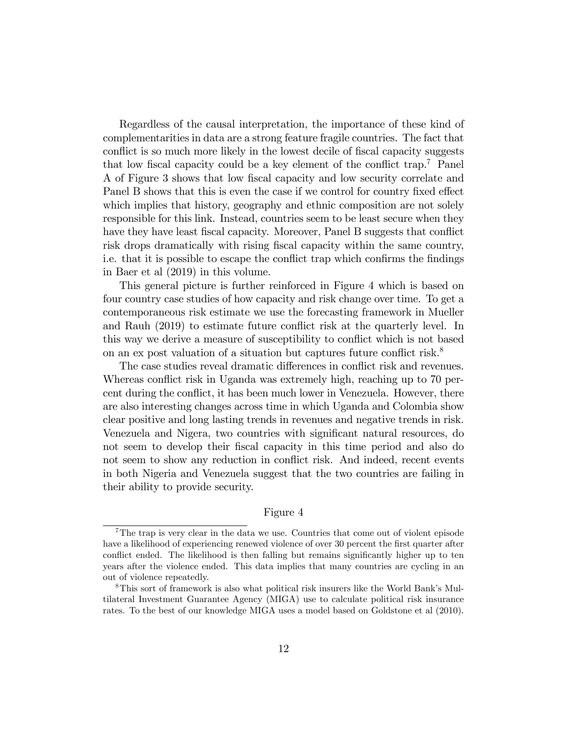Regardless of the causal interpretation, the importance of these kind of complementarities in data are a strong feature fragile countries. The fact that conflict is so much more likely in the lowest decile of fiscal capacity suggests that low fiscal capacity could be a key element of the conflict trap.[7] Panel A of Figure 3 shows that low fiscal capacity and low security correlate and Panel B shows that this is even the case if we control for country fixed effect which implies that history, geography and ethnic composition are not solely responsible for this link. Instead, countries seem to be least secure when they have they have least fiscal capacity. Moreover, Panel B suggests that conflict risk drops dramatically with rising fiscal capacity within the same country, i.e. that it is possible to escape the conflict trap which confirms the findings in Baer et al (2019) in this volume.

This general picture is further reinforced in Figure 4 which is based on four country case studies of how capacity and risk change over time. To get a contemporaneous risk estimate we use the forecasting framework in Mueller and Rauh (2019) to estimate future conflict risk at the quarterly level. In this way we derive a measure of susceptibility to conflict which is not based on an ex post valuation of a situation but captures future conflict risk.[8]

The case studies reveal dramatic differences in conflict risk and revenues. Whereas conflict risk in Uganda was extremely high, reaching up to 70 percent during the conflict, it has been much lower in Venezuela. However, there are also interesting changes across time in which Uganda and Colombia show clear positive and long lasting trends in revenues and negative trends in risk. Venezuela and Nigera, two countries with significant natural resources, do not seem to develop their fiscal capacity in this time period and also do not seem to show any reduction in conflict risk. And indeed, recent events in both Nigeria and Venezuela suggest that the two countries are failing in their ability to provide security.

Figure 4

[7] The trap is very clear in the data we use. Countries that come out of violent episode have a likelihood of experiencing renewed violence of over 30 percent the first quarter after conflict ended. The likelihood is then falling but remains significantly higher up to ten years after the violence ended. This data implies that many countries are cycling in an out of violence repeatedly.

[8] This sort of framework is also what political risk insurers like the World Bank's Multilateral Investment Guarantee Agency (MIGA) use to calculate political risk insurance rates. To the best of our knowledge MIGA uses a model based on Goldstone et al (2010).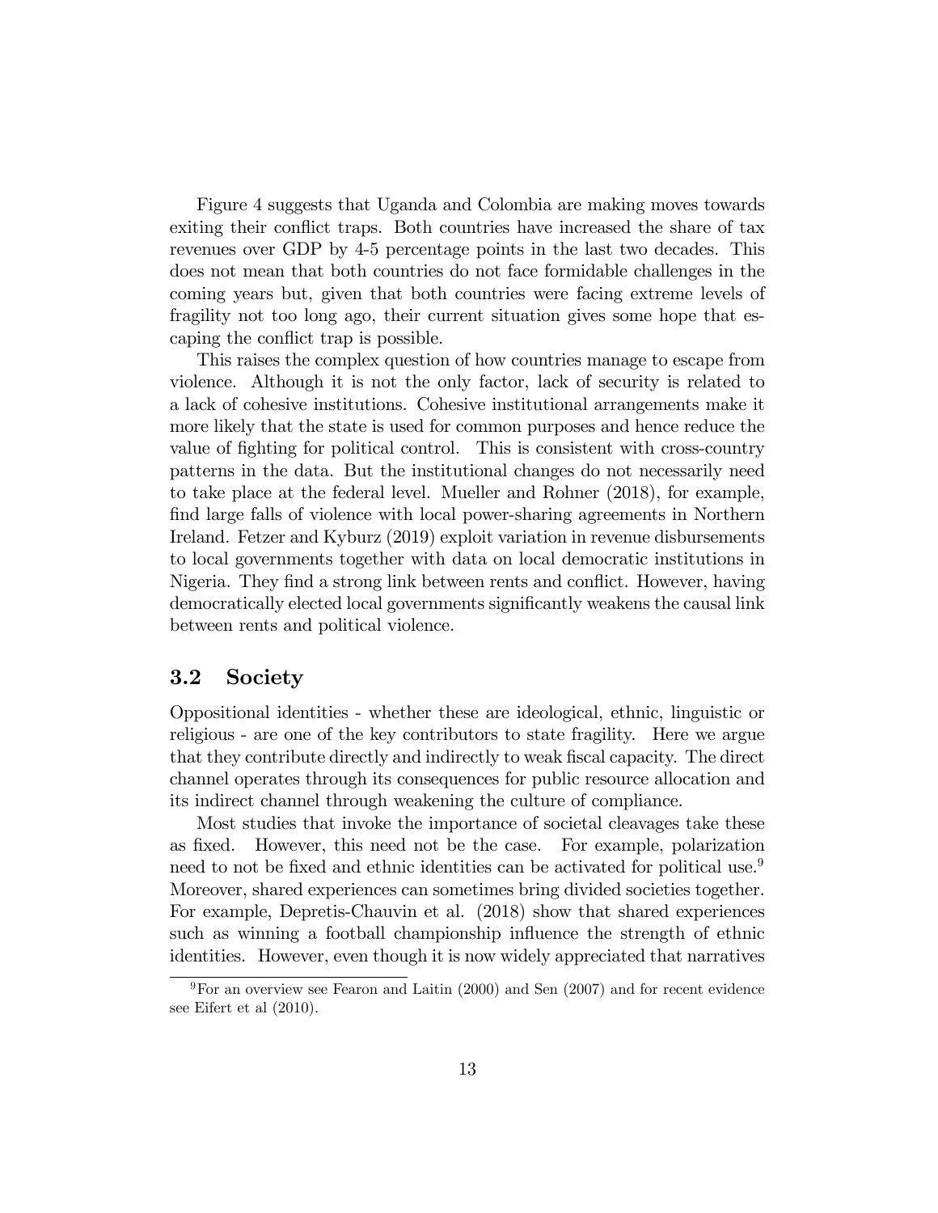Figure 4 suggests that Uganda and Colombia are making moves towards exiting their conflict traps. Both countries have increased the share of tax revenues over GDP by 4-5 percentage points in the last two decades. This does not mean that both countries do not face formidable challenges in the coming years but, given that both countries were facing extreme levels of fragility not too long ago, their current situation gives some hope that escaping the conflict trap is possible.

This raises the complex question of how countries manage to escape from violence. Although it is not the only factor, lack of security is related to a lack of cohesive institutions. Cohesive institutional arrangements make it more likely that the state is used for common purposes and hence reduce the value of fighting for political control. This is consistent with cross-country patterns in the data. But the institutional changes do not necessarily need to take place at the federal level. Mueller and Rohner (2018), for example, find large falls of violence with local power-sharing agreements in Northern Ireland. Fetzer and Kyburz (2019) exploit variation in revenue disbursements to local governments together with data on local democratic institutions in Nigeria. They find a strong link between rents and conflict. However, having democratically elected local governments significantly weakens the causal link between rents and political violence.

### 3.2 Society

Oppositional identities - whether these are ideological, ethnic, linguistic or religious - are one of the key contributors to state fragility. Here we argue that they contribute directly and indirectly to weak fiscal capacity. The direct channel operates through its consequences for public resource allocation and its indirect channel through weakening the culture of compliance.

Most studies that invoke the importance of societal cleavages take these as fixed. However, this need not be the case. For example, polarization need to not be fixed and ethnic identities can be activated for political use.[9] Moreover, shared experiences can sometimes bring divided societies together. For example, Depretis-Chauvin et al. (2018) show that shared experiences such as winning a football championship influence the strength of ethnic identities. However, even though it is now widely appreciated that narratives

[9] For an overview see Fearon and Laitin (2000) and Sen (2007) and for recent evidence see Eifert et al (2010).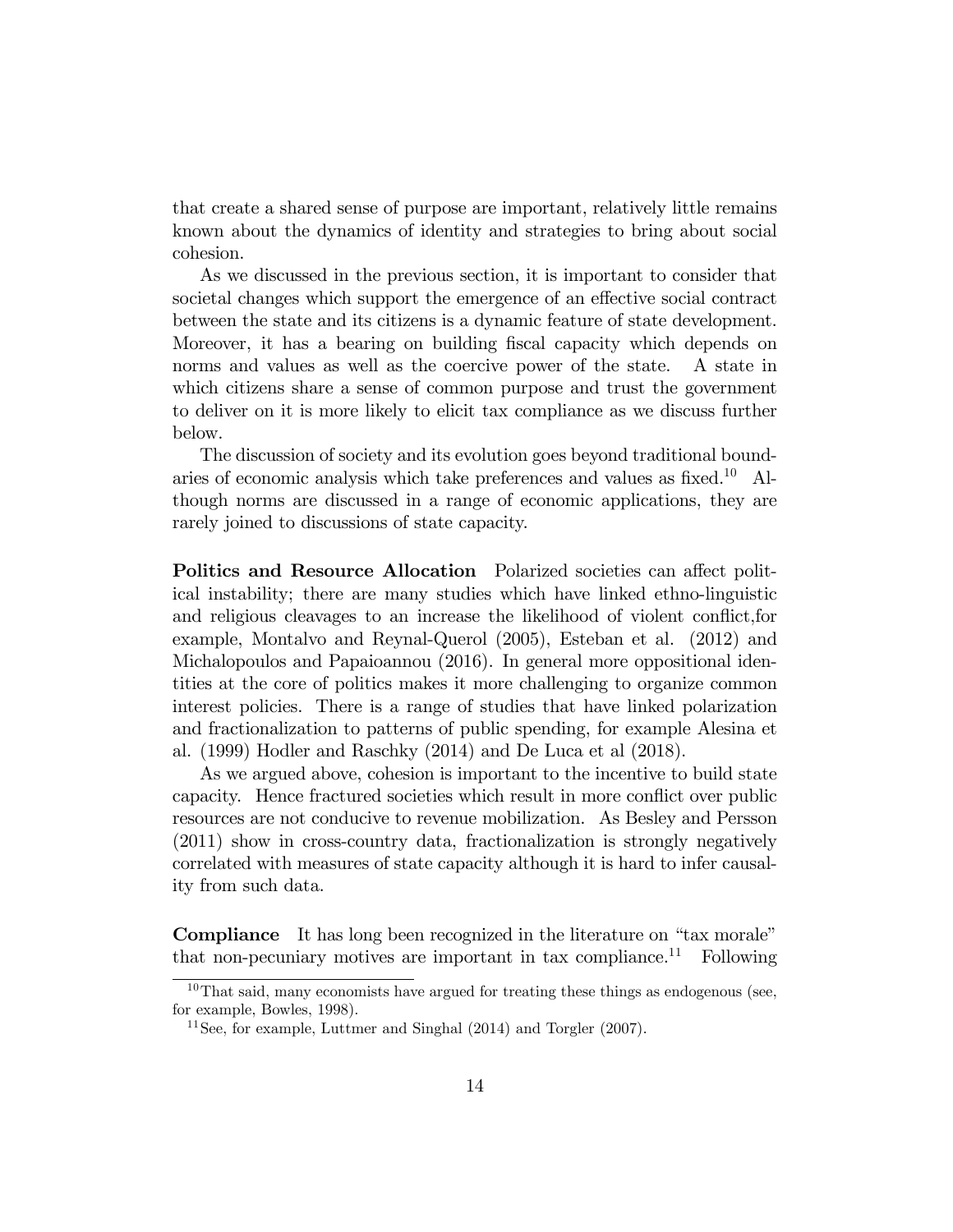that create a shared sense of purpose are important, relatively little remains known about the dynamics of identity and strategies to bring about social cohesion.

As we discussed in the previous section, it is important to consider that societal changes which support the emergence of an effective social contract between the state and its citizens is a dynamic feature of state development. Moreover, it has a bearing on building fiscal capacity which depends on norms and values as well as the coercive power of the state. A state in which citizens share a sense of common purpose and trust the government to deliver on it is more likely to elicit tax compliance as we discuss further below.

The discussion of society and its evolution goes beyond traditional boundaries of economic analysis which take preferences and values as fixed.[10] Although norms are discussed in a range of economic applications, they are rarely joined to discussions of state capacity.

**Politics and Resource Allocation** Polarized societies can affect political instability; there are many studies which have linked ethno-linguistic and religious cleavages to an increase the likelihood of violent conflict,for example, Montalvo and Reynal-Querol (2005), Esteban et al. (2012) and Michalopoulos and Papaioannou (2016). In general more oppositional identities at the core of politics makes it more challenging to organize common interest policies. There is a range of studies that have linked polarization and fractionalization to patterns of public spending, for example Alesina et al. (1999) Hodler and Raschky (2014) and De Luca et al (2018).

As we argued above, cohesion is important to the incentive to build state capacity. Hence fractured societies which result in more conflict over public resources are not conducive to revenue mobilization. As Besley and Persson (2011) show in cross-country data, fractionalization is strongly negatively correlated with measures of state capacity although it is hard to infer causality from such data.

**Compliance** It has long been recognized in the literature on "tax morale" that non-pecuniary motives are important in tax compliance.[11] Following

[10] That said, many economists have argued for treating these things as endogenous (see, for example, Bowles, 1998).

[11] See, for example, Luttmer and Singhal (2014) and Torgler (2007).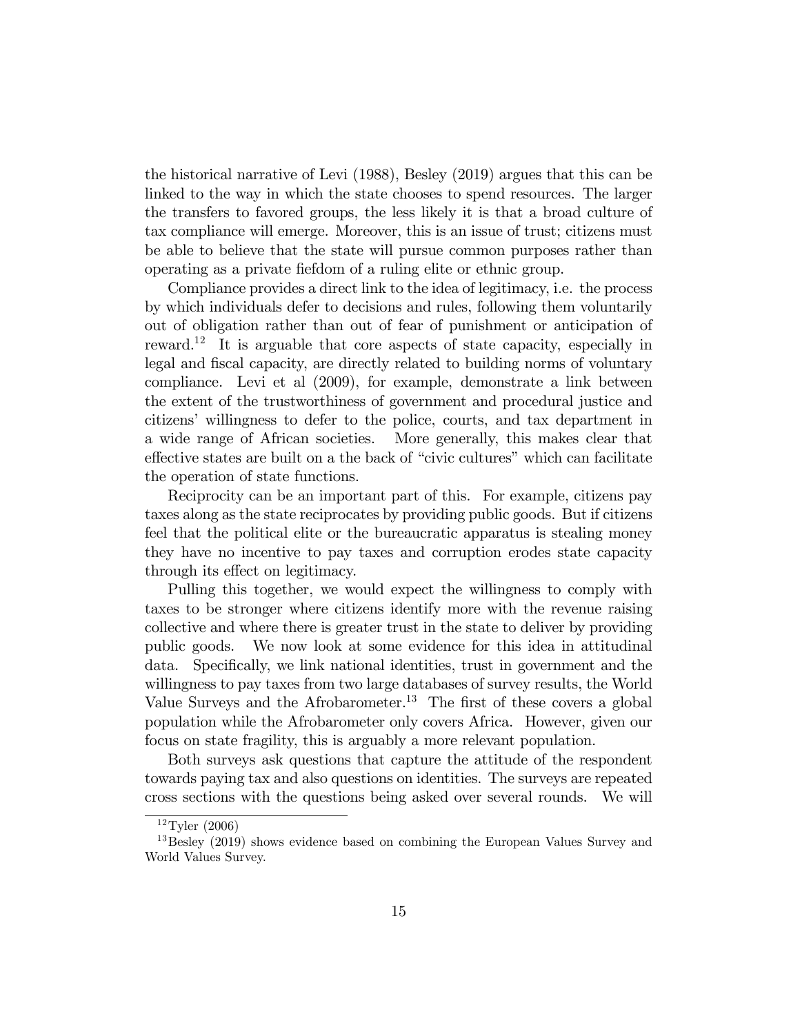the historical narrative of Levi (1988), Besley (2019) argues that this can be linked to the way in which the state chooses to spend resources. The larger the transfers to favored groups, the less likely it is that a broad culture of tax compliance will emerge. Moreover, this is an issue of trust; citizens must be able to believe that the state will pursue common purposes rather than operating as a private fiefdom of a ruling elite or ethnic group.

Compliance provides a direct link to the idea of legitimacy, i.e. the process by which individuals defer to decisions and rules, following them voluntarily out of obligation rather than out of fear of punishment or anticipation of reward.[12] It is arguable that core aspects of state capacity, especially in legal and fiscal capacity, are directly related to building norms of voluntary compliance. Levi et al (2009), for example, demonstrate a link between the extent of the trustworthiness of government and procedural justice and citizens' willingness to defer to the police, courts, and tax department in a wide range of African societies. More generally, this makes clear that effective states are built on a the back of "civic cultures" which can facilitate the operation of state functions.

Reciprocity can be an important part of this. For example, citizens pay taxes along as the state reciprocates by providing public goods. But if citizens feel that the political elite or the bureaucratic apparatus is stealing money they have no incentive to pay taxes and corruption erodes state capacity through its effect on legitimacy.

Pulling this together, we would expect the willingness to comply with taxes to be stronger where citizens identify more with the revenue raising collective and where there is greater trust in the state to deliver by providing public goods. We now look at some evidence for this idea in attitudinal data. Specifically, we link national identities, trust in government and the willingness to pay taxes from two large databases of survey results, the World Value Surveys and the Afrobarometer.[13] The first of these covers a global population while the Afrobarometer only covers Africa. However, given our focus on state fragility, this is arguably a more relevant population.

Both surveys ask questions that capture the attitude of the respondent towards paying tax and also questions on identities. The surveys are repeated cross sections with the questions being asked over several rounds. We will

[12] Tyler (2006)

[13] Besley (2019) shows evidence based on combining the European Values Survey and World Values Survey.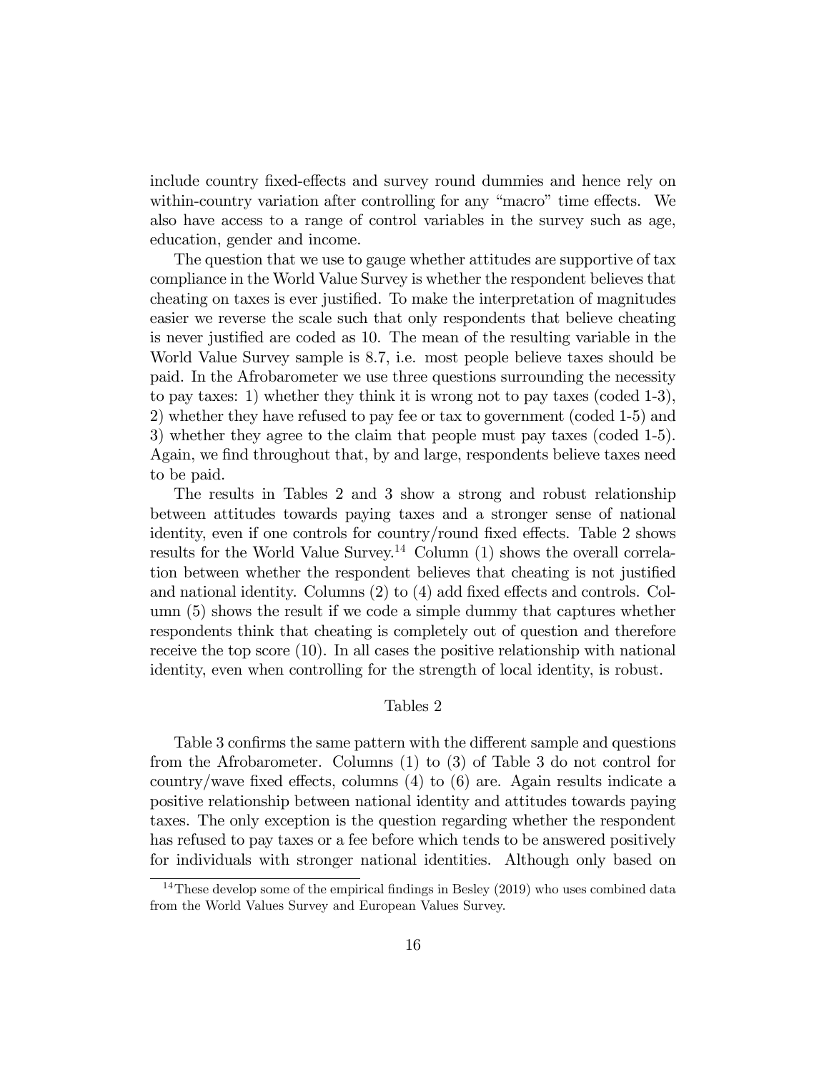include country fixed-effects and survey round dummies and hence rely on within-country variation after controlling for any "macro" time effects. We also have access to a range of control variables in the survey such as age, education, gender and income.

The question that we use to gauge whether attitudes are supportive of tax compliance in the World Value Survey is whether the respondent believes that cheating on taxes is ever justified. To make the interpretation of magnitudes easier we reverse the scale such that only respondents that believe cheating is never justified are coded as 10. The mean of the resulting variable in the World Value Survey sample is 8.7, i.e. most people believe taxes should be paid. In the Afrobarometer we use three questions surrounding the necessity to pay taxes: 1) whether they think it is wrong not to pay taxes (coded 1-3), 2) whether they have refused to pay fee or tax to government (coded 1-5) and 3) whether they agree to the claim that people must pay taxes (coded 1-5). Again, we find throughout that, by and large, respondents believe taxes need to be paid.

The results in Tables 2 and 3 show a strong and robust relationship between attitudes towards paying taxes and a stronger sense of national identity, even if one controls for country/round fixed effects. Table 2 shows results for the World Value Survey.[14] Column (1) shows the overall correlation between whether the respondent believes that cheating is not justified and national identity. Columns (2) to (4) add fixed effects and controls. Column (5) shows the result if we code a simple dummy that captures whether respondents think that cheating is completely out of question and therefore receive the top score (10). In all cases the positive relationship with national identity, even when controlling for the strength of local identity, is robust.

Tables 2

Table 3 confirms the same pattern with the different sample and questions from the Afrobarometer. Columns (1) to (3) of Table 3 do not control for country/wave fixed effects, columns (4) to (6) are. Again results indicate a positive relationship between national identity and attitudes towards paying taxes. The only exception is the question regarding whether the respondent has refused to pay taxes or a fee before which tends to be answered positively for individuals with stronger national identities. Although only based on

[14] These develop some of the empirical findings in Besley (2019) who uses combined data from the World Values Survey and European Values Survey.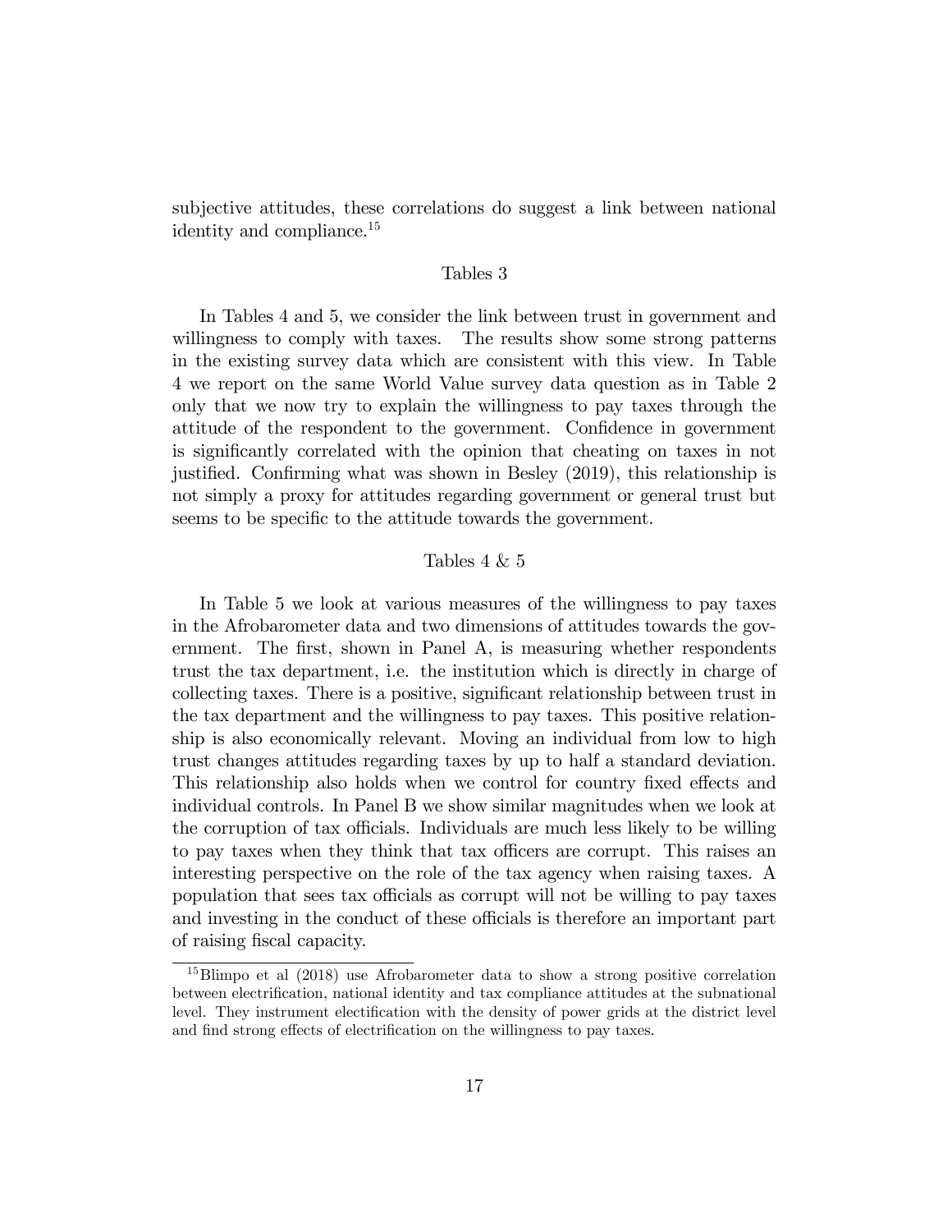subjective attitudes, these correlations do suggest a link between national identity and compliance.[15]

Tables 3

In Tables 4 and 5, we consider the link between trust in government and willingness to comply with taxes. The results show some strong patterns in the existing survey data which are consistent with this view. In Table 4 we report on the same World Value survey data question as in Table 2 only that we now try to explain the willingness to pay taxes through the attitude of the respondent to the government. Confidence in government is significantly correlated with the opinion that cheating on taxes in not justified. Confirming what was shown in Besley (2019), this relationship is not simply a proxy for attitudes regarding government or general trust but seems to be specific to the attitude towards the government.

Tables 4 & 5

In Table 5 we look at various measures of the willingness to pay taxes in the Afrobarometer data and two dimensions of attitudes towards the government. The first, shown in Panel A, is measuring whether respondents trust the tax department, i.e. the institution which is directly in charge of collecting taxes. There is a positive, significant relationship between trust in the tax department and the willingness to pay taxes. This positive relationship is also economically relevant. Moving an individual from low to high trust changes attitudes regarding taxes by up to half a standard deviation. This relationship also holds when we control for country fixed effects and individual controls. In Panel B we show similar magnitudes when we look at the corruption of tax officials. Individuals are much less likely to be willing to pay taxes when they think that tax officers are corrupt. This raises an interesting perspective on the role of the tax agency when raising taxes. A population that sees tax officials as corrupt will not be willing to pay taxes and investing in the conduct of these officials is therefore an important part of raising fiscal capacity.

[15] Blimpo et al (2018) use Afrobarometer data to show a strong positive correlation between electrification, national identity and tax compliance attitudes at the subnational level. They instrument electification with the density of power grids at the district level and find strong effects of electrification on the willingness to pay taxes.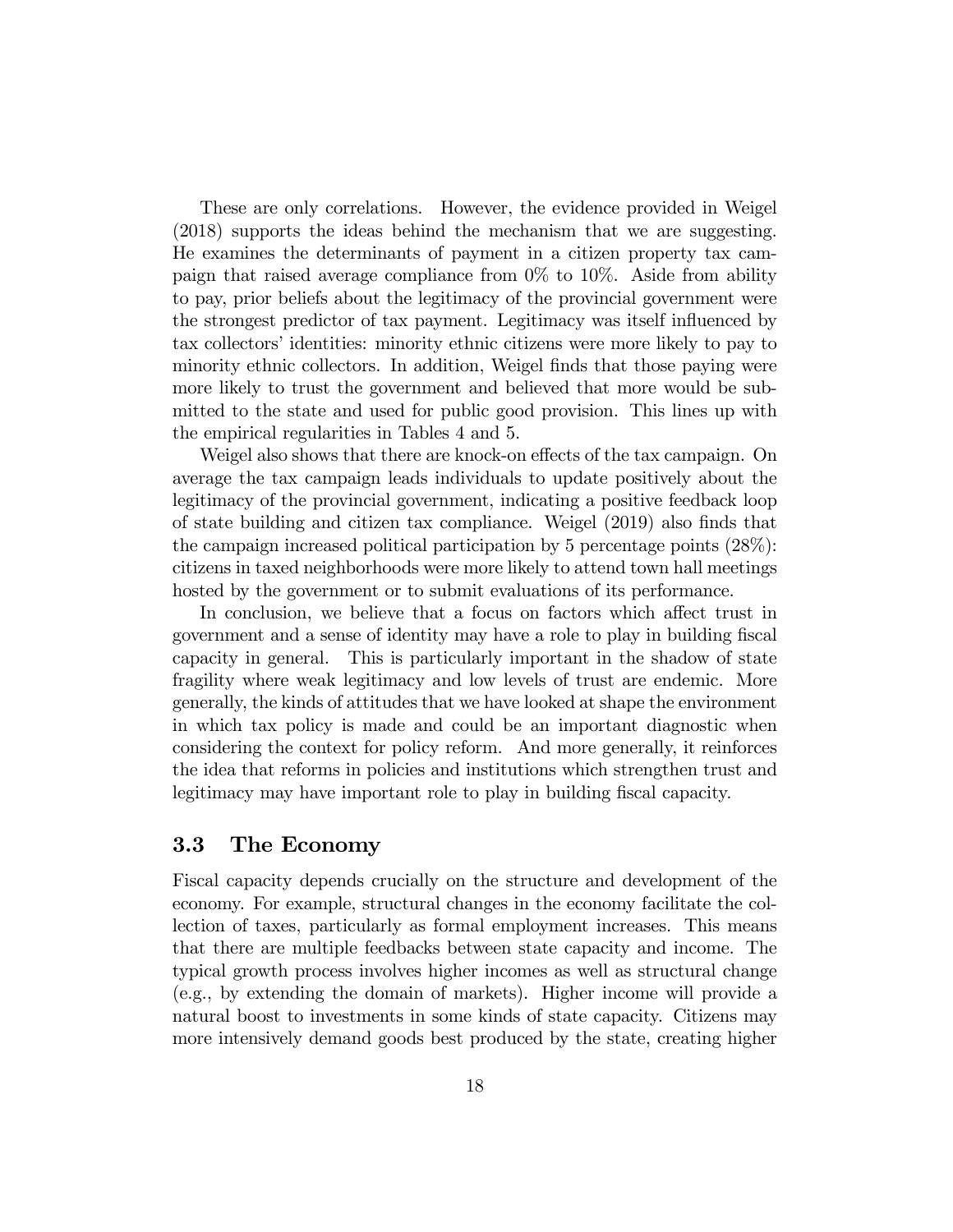These are only correlations. However, the evidence provided in Weigel (2018) supports the ideas behind the mechanism that we are suggesting. He examines the determinants of payment in a citizen property tax campaign that raised average compliance from 0% to 10%. Aside from ability to pay, prior beliefs about the legitimacy of the provincial government were the strongest predictor of tax payment. Legitimacy was itself influenced by tax collectors' identities: minority ethnic citizens were more likely to pay to minority ethnic collectors. In addition, Weigel finds that those paying were more likely to trust the government and believed that more would be submitted to the state and used for public good provision. This lines up with the empirical regularities in Tables 4 and 5.

Weigel also shows that there are knock-on effects of the tax campaign. On average the tax campaign leads individuals to update positively about the legitimacy of the provincial government, indicating a positive feedback loop of state building and citizen tax compliance. Weigel (2019) also finds that the campaign increased political participation by 5 percentage points (28%): citizens in taxed neighborhoods were more likely to attend town hall meetings hosted by the government or to submit evaluations of its performance.

In conclusion, we believe that a focus on factors which affect trust in government and a sense of identity may have a role to play in building fiscal capacity in general. This is particularly important in the shadow of state fragility where weak legitimacy and low levels of trust are endemic. More generally, the kinds of attitudes that we have looked at shape the environment in which tax policy is made and could be an important diagnostic when considering the context for policy reform. And more generally, it reinforces the idea that reforms in policies and institutions which strengthen trust and legitimacy may have important role to play in building fiscal capacity.

### 3.3 The Economy

Fiscal capacity depends crucially on the structure and development of the economy. For example, structural changes in the economy facilitate the collection of taxes, particularly as formal employment increases. This means that there are multiple feedbacks between state capacity and income. The typical growth process involves higher incomes as well as structural change (e.g., by extending the domain of markets). Higher income will provide a natural boost to investments in some kinds of state capacity. Citizens may more intensively demand goods best produced by the state, creating higher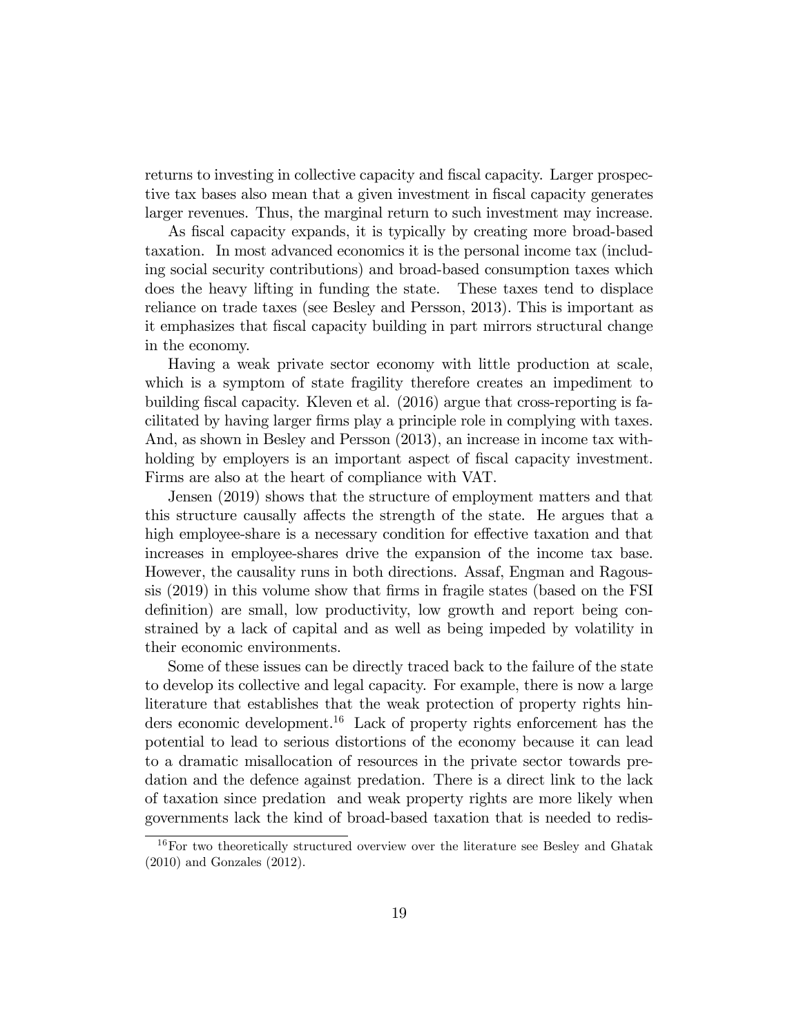returns to investing in collective capacity and fiscal capacity. Larger prospective tax bases also mean that a given investment in fiscal capacity generates larger revenues. Thus, the marginal return to such investment may increase.

As fiscal capacity expands, it is typically by creating more broad-based taxation. In most advanced economics it is the personal income tax (including social security contributions) and broad-based consumption taxes which does the heavy lifting in funding the state. These taxes tend to displace reliance on trade taxes (see Besley and Persson, 2013). This is important as it emphasizes that fiscal capacity building in part mirrors structural change in the economy.

Having a weak private sector economy with little production at scale, which is a symptom of state fragility therefore creates an impediment to building fiscal capacity. Kleven et al. (2016) argue that cross-reporting is facilitated by having larger firms play a principle role in complying with taxes. And, as shown in Besley and Persson (2013), an increase in income tax withholding by employers is an important aspect of fiscal capacity investment. Firms are also at the heart of compliance with VAT.

Jensen (2019) shows that the structure of employment matters and that this structure causally affects the strength of the state. He argues that a high employee-share is a necessary condition for effective taxation and that increases in employee-shares drive the expansion of the income tax base. However, the causality runs in both directions. Assaf, Engman and Ragoussis (2019) in this volume show that firms in fragile states (based on the FSI definition) are small, low productivity, low growth and report being constrained by a lack of capital and as well as being impeded by volatility in their economic environments.

Some of these issues can be directly traced back to the failure of the state to develop its collective and legal capacity. For example, there is now a large literature that establishes that the weak protection of property rights hinders economic development.[16] Lack of property rights enforcement has the potential to lead to serious distortions of the economy because it can lead to a dramatic misallocation of resources in the private sector towards predation and the defence against predation. There is a direct link to the lack of taxation since predation and weak property rights are more likely when governments lack the kind of broad-based taxation that is needed to redis-

[16] For two theoretically structured overview over the literature see Besley and Ghatak (2010) and Gonzales (2012).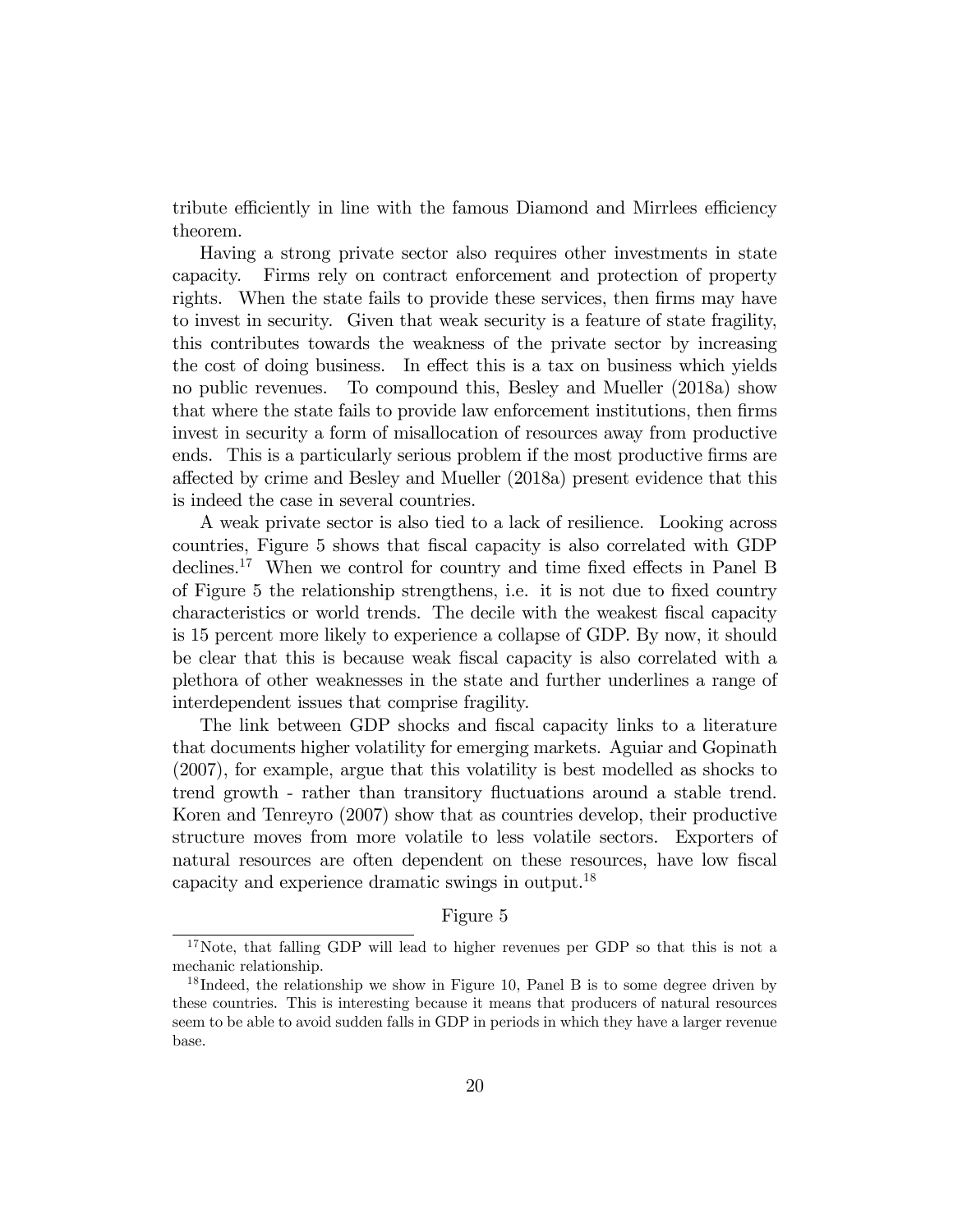tribute efficiently in line with the famous Diamond and Mirrlees efficiency theorem.

Having a strong private sector also requires other investments in state capacity. Firms rely on contract enforcement and protection of property rights. When the state fails to provide these services, then firms may have to invest in security. Given that weak security is a feature of state fragility, this contributes towards the weakness of the private sector by increasing the cost of doing business. In effect this is a tax on business which yields no public revenues. To compound this, Besley and Mueller (2018a) show that where the state fails to provide law enforcement institutions, then firms invest in security a form of misallocation of resources away from productive ends. This is a particularly serious problem if the most productive firms are affected by crime and Besley and Mueller (2018a) present evidence that this is indeed the case in several countries.

A weak private sector is also tied to a lack of resilience. Looking across countries, Figure 5 shows that fiscal capacity is also correlated with GDP declines.[17] When we control for country and time fixed effects in Panel B of Figure 5 the relationship strengthens, i.e. it is not due to fixed country characteristics or world trends. The decile with the weakest fiscal capacity is 15 percent more likely to experience a collapse of GDP. By now, it should be clear that this is because weak fiscal capacity is also correlated with a plethora of other weaknesses in the state and further underlines a range of interdependent issues that comprise fragility.

The link between GDP shocks and fiscal capacity links to a literature that documents higher volatility for emerging markets. Aguiar and Gopinath (2007), for example, argue that this volatility is best modelled as shocks to trend growth - rather than transitory fluctuations around a stable trend. Koren and Tenreyro (2007) show that as countries develop, their productive structure moves from more volatile to less volatile sectors. Exporters of natural resources are often dependent on these resources, have low fiscal capacity and experience dramatic swings in output.[18]

Figure 5

[17] Note, that falling GDP will lead to higher revenues per GDP so that this is not a mechanic relationship.

[18] Indeed, the relationship we show in Figure 10, Panel B is to some degree driven by these countries. This is interesting because it means that producers of natural resources seem to be able to avoid sudden falls in GDP in periods in which they have a larger revenue base.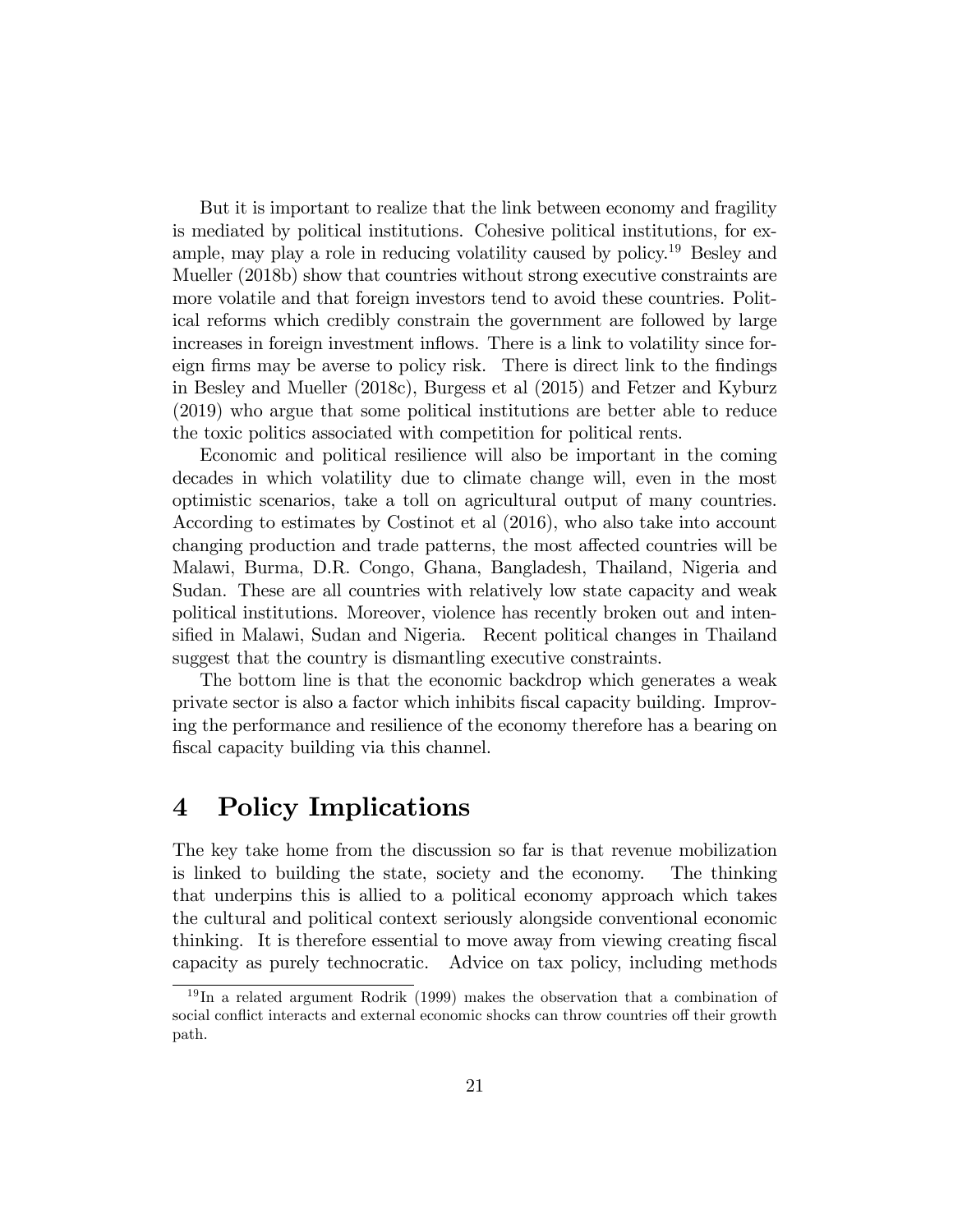But it is important to realize that the link between economy and fragility is mediated by political institutions. Cohesive political institutions, for example, may play a role in reducing volatility caused by policy.[19] Besley and Mueller (2018b) show that countries without strong executive constraints are more volatile and that foreign investors tend to avoid these countries. Political reforms which credibly constrain the government are followed by large increases in foreign investment inflows. There is a link to volatility since foreign firms may be averse to policy risk. There is direct link to the findings in Besley and Mueller (2018c), Burgess et al (2015) and Fetzer and Kyburz (2019) who argue that some political institutions are better able to reduce the toxic politics associated with competition for political rents.

Economic and political resilience will also be important in the coming decades in which volatility due to climate change will, even in the most optimistic scenarios, take a toll on agricultural output of many countries. According to estimates by Costinot et al (2016), who also take into account changing production and trade patterns, the most affected countries will be Malawi, Burma, D.R. Congo, Ghana, Bangladesh, Thailand, Nigeria and Sudan. These are all countries with relatively low state capacity and weak political institutions. Moreover, violence has recently broken out and intensified in Malawi, Sudan and Nigeria. Recent political changes in Thailand suggest that the country is dismantling executive constraints.

The bottom line is that the economic backdrop which generates a weak private sector is also a factor which inhibits fiscal capacity building. Improving the performance and resilience of the economy therefore has a bearing on fiscal capacity building via this channel.

# 4 Policy Implications

The key take home from the discussion so far is that revenue mobilization is linked to building the state, society and the economy. The thinking that underpins this is allied to a political economy approach which takes the cultural and political context seriously alongside conventional economic thinking. It is therefore essential to move away from viewing creating fiscal capacity as purely technocratic. Advice on tax policy, including methods

[19] In a related argument Rodrik (1999) makes the observation that a combination of social conflict interacts and external economic shocks can throw countries off their growth path.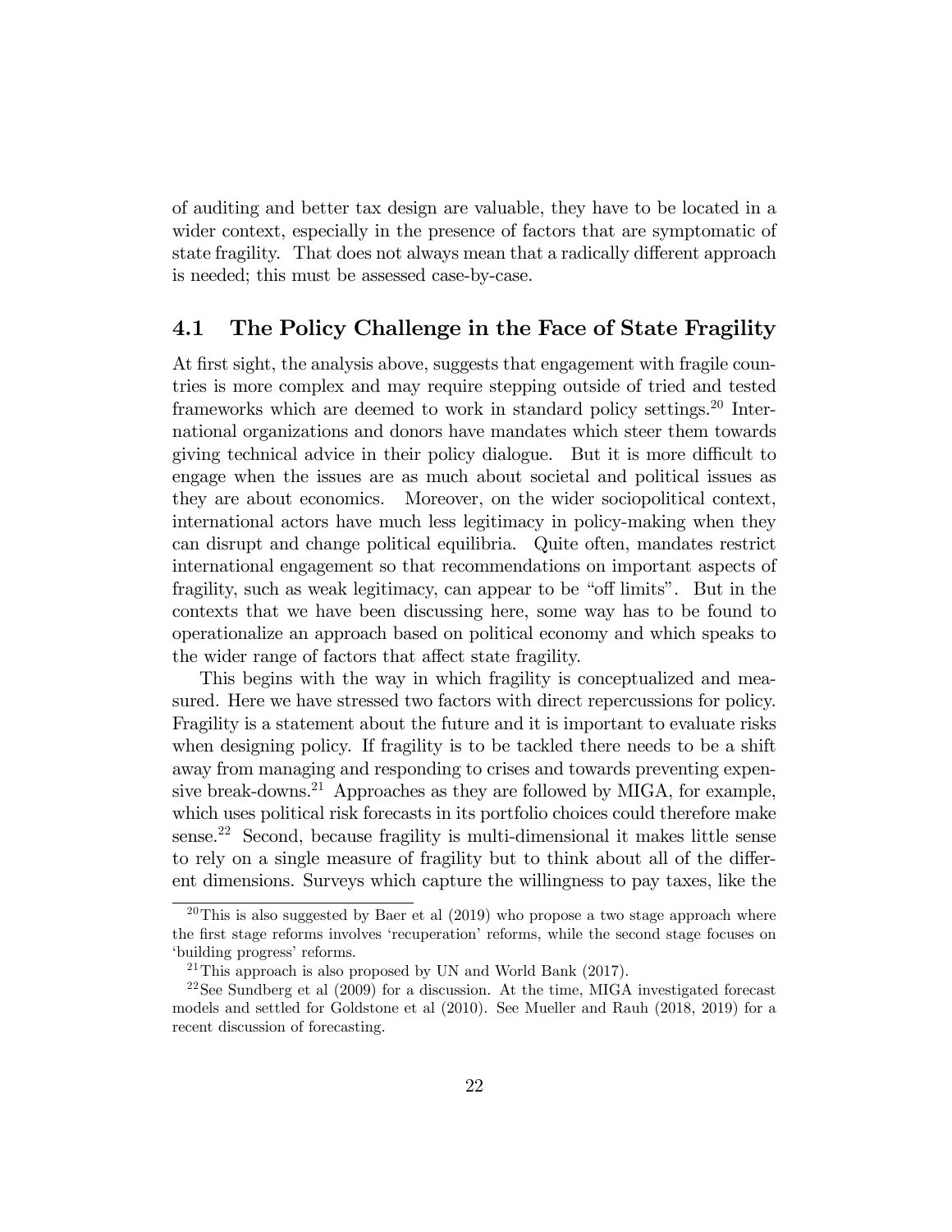of auditing and better tax design are valuable, they have to be located in a wider context, especially in the presence of factors that are symptomatic of state fragility. That does not always mean that a radically different approach is needed; this must be assessed case-by-case.

## 4.1 The Policy Challenge in the Face of State Fragility

At first sight, the analysis above, suggests that engagement with fragile countries is more complex and may require stepping outside of tried and tested frameworks which are deemed to work in standard policy settings.[20] International organizations and donors have mandates which steer them towards giving technical advice in their policy dialogue. But it is more difficult to engage when the issues are as much about societal and political issues as they are about economics. Moreover, on the wider sociopolitical context, international actors have much less legitimacy in policy-making when they can disrupt and change political equilibria. Quite often, mandates restrict international engagement so that recommendations on important aspects of fragility, such as weak legitimacy, can appear to be "off limits". But in the contexts that we have been discussing here, some way has to be found to operationalize an approach based on political economy and which speaks to the wider range of factors that affect state fragility.

This begins with the way in which fragility is conceptualized and measured. Here we have stressed two factors with direct repercussions for policy. Fragility is a statement about the future and it is important to evaluate risks when designing policy. If fragility is to be tackled there needs to be a shift away from managing and responding to crises and towards preventing expensive break-downs.[21] Approaches as they are followed by MIGA, for example, which uses political risk forecasts in its portfolio choices could therefore make sense.[22] Second, because fragility is multi-dimensional it makes little sense to rely on a single measure of fragility but to think about all of the different dimensions. Surveys which capture the willingness to pay taxes, like the

[20] This is also suggested by Baer et al (2019) who propose a two stage approach where the first stage reforms involves 'recuperation' reforms, while the second stage focuses on 'building progress' reforms.

[21] This approach is also proposed by UN and World Bank (2017).

[22] See Sundberg et al (2009) for a discussion. At the time, MIGA investigated forecast models and settled for Goldstone et al (2010). See Mueller and Rauh (2018, 2019) for a recent discussion of forecasting.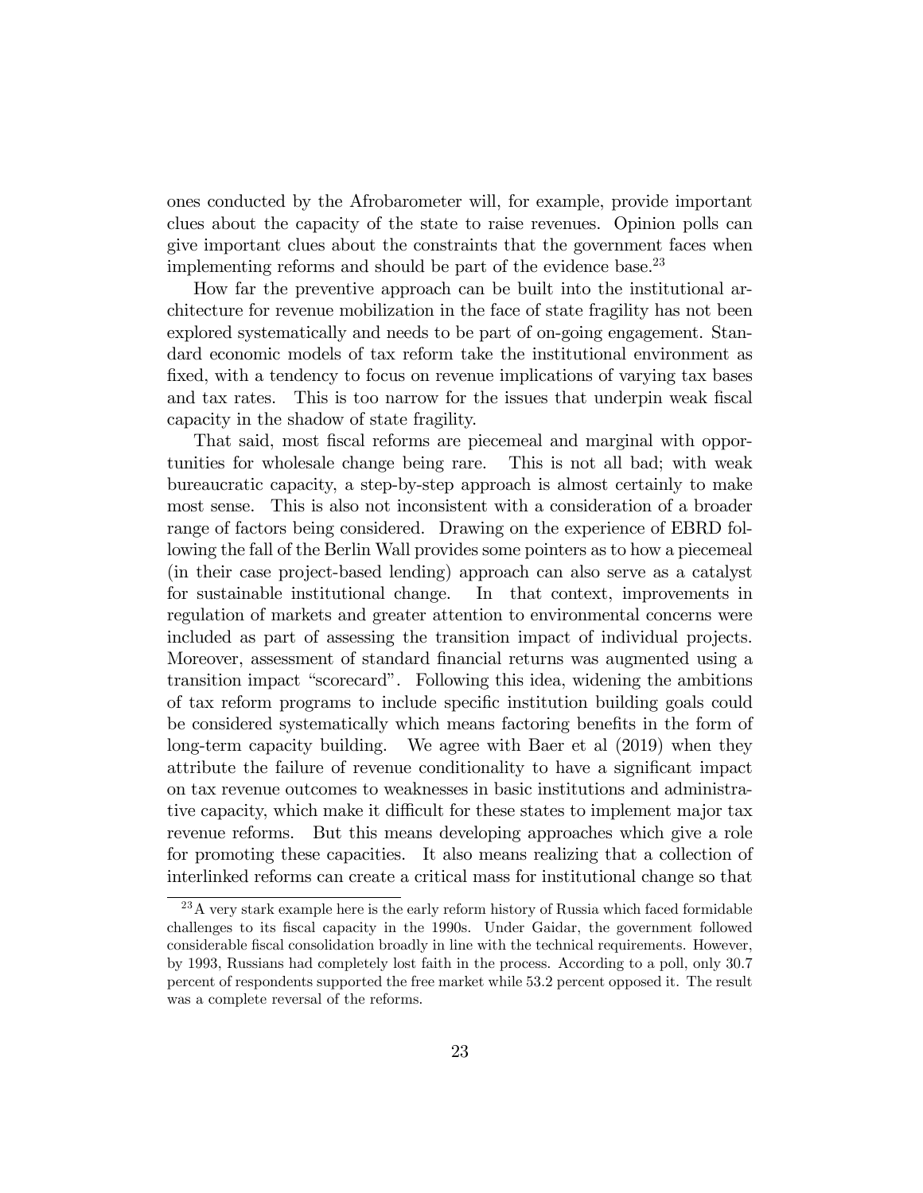ones conducted by the Afrobarometer will, for example, provide important clues about the capacity of the state to raise revenues. Opinion polls can give important clues about the constraints that the government faces when implementing reforms and should be part of the evidence base.[23]

How far the preventive approach can be built into the institutional architecture for revenue mobilization in the face of state fragility has not been explored systematically and needs to be part of on-going engagement. Standard economic models of tax reform take the institutional environment as fixed, with a tendency to focus on revenue implications of varying tax bases and tax rates. This is too narrow for the issues that underpin weak fiscal capacity in the shadow of state fragility.

That said, most fiscal reforms are piecemeal and marginal with opportunities for wholesale change being rare. This is not all bad; with weak bureaucratic capacity, a step-by-step approach is almost certainly to make most sense. This is also not inconsistent with a consideration of a broader range of factors being considered. Drawing on the experience of EBRD following the fall of the Berlin Wall provides some pointers as to how a piecemeal (in their case project-based lending) approach can also serve as a catalyst for sustainable institutional change. In that context, improvements in regulation of markets and greater attention to environmental concerns were included as part of assessing the transition impact of individual projects. Moreover, assessment of standard financial returns was augmented using a transition impact "scorecard". Following this idea, widening the ambitions of tax reform programs to include specific institution building goals could be considered systematically which means factoring benefits in the form of long-term capacity building. We agree with Baer et al (2019) when they attribute the failure of revenue conditionality to have a significant impact on tax revenue outcomes to weaknesses in basic institutions and administrative capacity, which make it difficult for these states to implement major tax revenue reforms. But this means developing approaches which give a role for promoting these capacities. It also means realizing that a collection of interlinked reforms can create a critical mass for institutional change so that

[23] A very stark example here is the early reform history of Russia which faced formidable challenges to its fiscal capacity in the 1990s. Under Gaidar, the government followed considerable fiscal consolidation broadly in line with the technical requirements. However, by 1993, Russians had completely lost faith in the process. According to a poll, only 30.7 percent of respondents supported the free market while 53.2 percent opposed it. The result was a complete reversal of the reforms.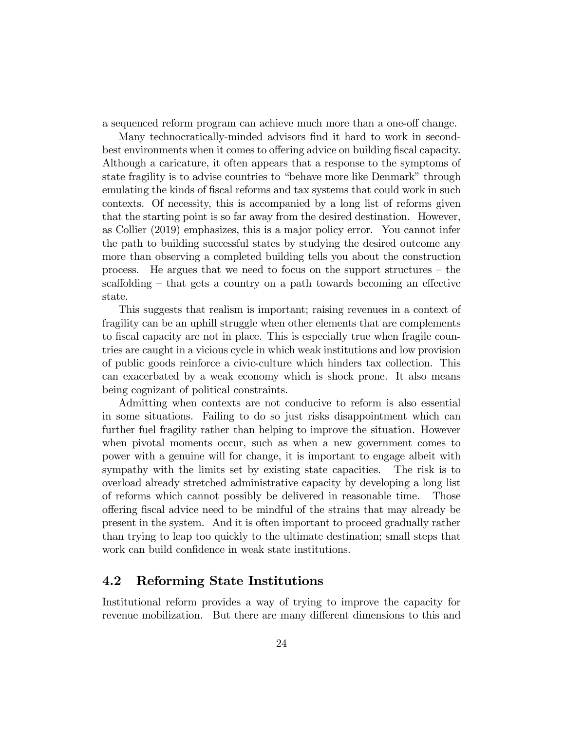a sequenced reform program can achieve much more than a one-off change.

Many technocratically-minded advisors find it hard to work in second-best environments when it comes to offering advice on building fiscal capacity. Although a caricature, it often appears that a response to the symptoms of state fragility is to advise countries to "behave more like Denmark" through emulating the kinds of fiscal reforms and tax systems that could work in such contexts. Of necessity, this is accompanied by a long list of reforms given that the starting point is so far away from the desired destination. However, as Collier (2019) emphasizes, this is a major policy error. You cannot infer the path to building successful states by studying the desired outcome any more than observing a completed building tells you about the construction process. He argues that we need to focus on the support structures – the scaffolding – that gets a country on a path towards becoming an effective state.

This suggests that realism is important; raising revenues in a context of fragility can be an uphill struggle when other elements that are complements to fiscal capacity are not in place. This is especially true when fragile countries are caught in a vicious cycle in which weak institutions and low provision of public goods reinforce a civic-culture which hinders tax collection. This can exacerbated by a weak economy which is shock prone. It also means being cognizant of political constraints.

Admitting when contexts are not conducive to reform is also essential in some situations. Failing to do so just risks disappointment which can further fuel fragility rather than helping to improve the situation. However when pivotal moments occur, such as when a new government comes to power with a genuine will for change, it is important to engage albeit with sympathy with the limits set by existing state capacities. The risk is to overload already stretched administrative capacity by developing a long list of reforms which cannot possibly be delivered in reasonable time. Those offering fiscal advice need to be mindful of the strains that may already be present in the system. And it is often important to proceed gradually rather than trying to leap too quickly to the ultimate destination; small steps that work can build confidence in weak state institutions.

## 4.2 Reforming State Institutions

Institutional reform provides a way of trying to improve the capacity for revenue mobilization. But there are many different dimensions to this and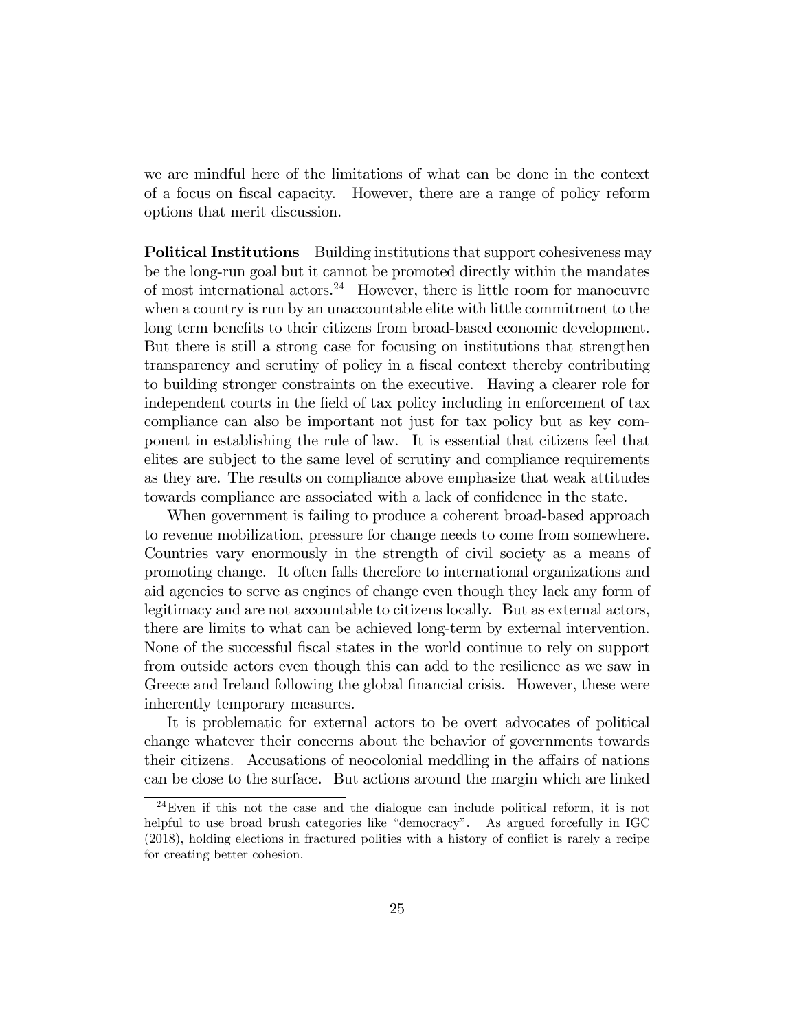we are mindful here of the limitations of what can be done in the context of a focus on fiscal capacity. However, there are a range of policy reform options that merit discussion.

**Political Institutions** Building institutions that support cohesiveness may be the long-run goal but it cannot be promoted directly within the mandates of most international actors.[24] However, there is little room for manoeuvre when a country is run by an unaccountable elite with little commitment to the long term benefits to their citizens from broad-based economic development. But there is still a strong case for focusing on institutions that strengthen transparency and scrutiny of policy in a fiscal context thereby contributing to building stronger constraints on the executive. Having a clearer role for independent courts in the field of tax policy including in enforcement of tax compliance can also be important not just for tax policy but as key component in establishing the rule of law. It is essential that citizens feel that elites are subject to the same level of scrutiny and compliance requirements as they are. The results on compliance above emphasize that weak attitudes towards compliance are associated with a lack of confidence in the state.

When government is failing to produce a coherent broad-based approach to revenue mobilization, pressure for change needs to come from somewhere. Countries vary enormously in the strength of civil society as a means of promoting change. It often falls therefore to international organizations and aid agencies to serve as engines of change even though they lack any form of legitimacy and are not accountable to citizens locally. But as external actors, there are limits to what can be achieved long-term by external intervention. None of the successful fiscal states in the world continue to rely on support from outside actors even though this can add to the resilience as we saw in Greece and Ireland following the global financial crisis. However, these were inherently temporary measures.

It is problematic for external actors to be overt advocates of political change whatever their concerns about the behavior of governments towards their citizens. Accusations of neocolonial meddling in the affairs of nations can be close to the surface. But actions around the margin which are linked

[24] Even if this not the case and the dialogue can include political reform, it is not helpful to use broad brush categories like "democracy". As argued forcefully in IGC (2018), holding elections in fractured polities with a history of conflict is rarely a recipe for creating better cohesion.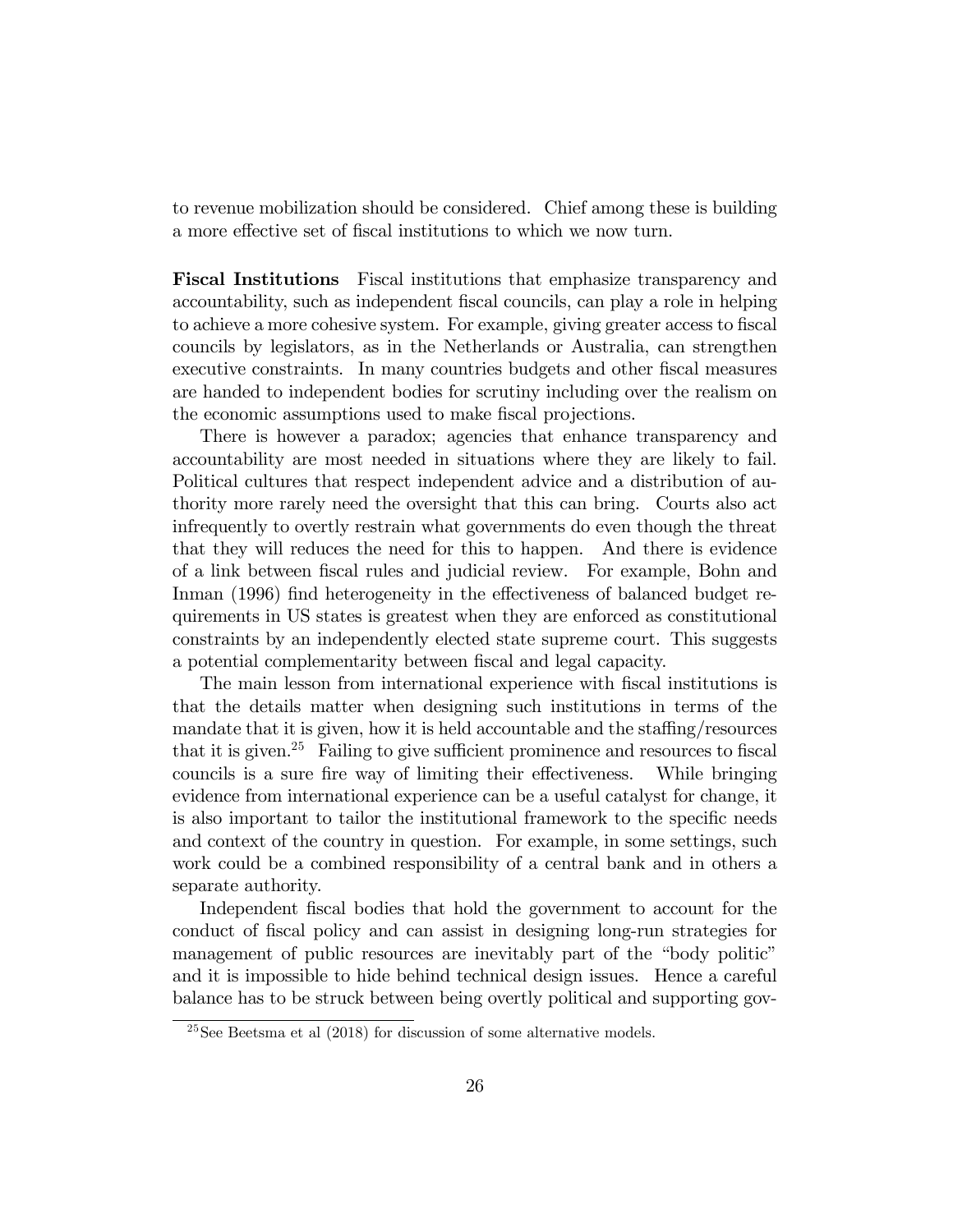to revenue mobilization should be considered. Chief among these is building a more effective set of fiscal institutions to which we now turn.

**Fiscal Institutions** Fiscal institutions that emphasize transparency and accountability, such as independent fiscal councils, can play a role in helping to achieve a more cohesive system. For example, giving greater access to fiscal councils by legislators, as in the Netherlands or Australia, can strengthen executive constraints. In many countries budgets and other fiscal measures are handed to independent bodies for scrutiny including over the realism on the economic assumptions used to make fiscal projections.

There is however a paradox; agencies that enhance transparency and accountability are most needed in situations where they are likely to fail. Political cultures that respect independent advice and a distribution of authority more rarely need the oversight that this can bring. Courts also act infrequently to overtly restrain what governments do even though the threat that they will reduces the need for this to happen. And there is evidence of a link between fiscal rules and judicial review. For example, Bohn and Inman (1996) find heterogeneity in the effectiveness of balanced budget requirements in US states is greatest when they are enforced as constitutional constraints by an independently elected state supreme court. This suggests a potential complementarity between fiscal and legal capacity.

The main lesson from international experience with fiscal institutions is that the details matter when designing such institutions in terms of the mandate that it is given, how it is held accountable and the staffing/resources that it is given.[25] Failing to give sufficient prominence and resources to fiscal councils is a sure fire way of limiting their effectiveness. While bringing evidence from international experience can be a useful catalyst for change, it is also important to tailor the institutional framework to the specific needs and context of the country in question. For example, in some settings, such work could be a combined responsibility of a central bank and in others a separate authority.

Independent fiscal bodies that hold the government to account for the conduct of fiscal policy and can assist in designing long-run strategies for management of public resources are inevitably part of the "body politic" and it is impossible to hide behind technical design issues. Hence a careful balance has to be struck between being overtly political and supporting gov-

[25] See Beetsma et al (2018) for discussion of some alternative models.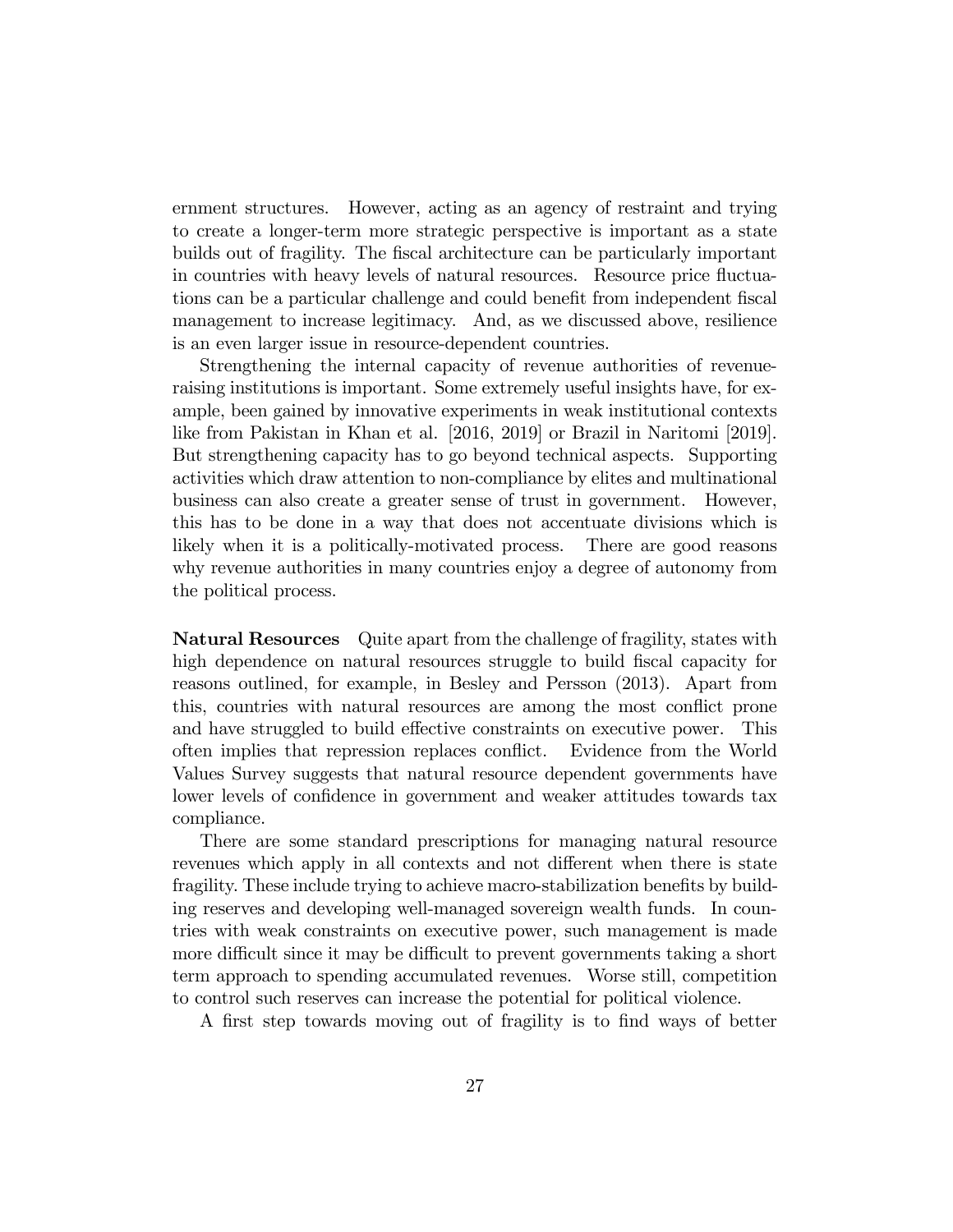ernment structures. However, acting as an agency of restraint and trying to create a longer-term more strategic perspective is important as a state builds out of fragility. The fiscal architecture can be particularly important in countries with heavy levels of natural resources. Resource price fluctuations can be a particular challenge and could benefit from independent fiscal management to increase legitimacy. And, as we discussed above, resilience is an even larger issue in resource-dependent countries.

Strengthening the internal capacity of revenue authorities of revenue-raising institutions is important. Some extremely useful insights have, for example, been gained by innovative experiments in weak institutional contexts like from Pakistan in Khan et al. [2016, 2019] or Brazil in Naritomi [2019]. But strengthening capacity has to go beyond technical aspects. Supporting activities which draw attention to non-compliance by elites and multinational business can also create a greater sense of trust in government. However, this has to be done in a way that does not accentuate divisions which is likely when it is a politically-motivated process. There are good reasons why revenue authorities in many countries enjoy a degree of autonomy from the political process.

**Natural Resources** Quite apart from the challenge of fragility, states with high dependence on natural resources struggle to build fiscal capacity for reasons outlined, for example, in Besley and Persson (2013). Apart from this, countries with natural resources are among the most conflict prone and have struggled to build effective constraints on executive power. This often implies that repression replaces conflict. Evidence from the World Values Survey suggests that natural resource dependent governments have lower levels of confidence in government and weaker attitudes towards tax compliance.

There are some standard prescriptions for managing natural resource revenues which apply in all contexts and not different when there is state fragility. These include trying to achieve macro-stabilization benefits by building reserves and developing well-managed sovereign wealth funds. In countries with weak constraints on executive power, such management is made more difficult since it may be difficult to prevent governments taking a short term approach to spending accumulated revenues. Worse still, competition to control such reserves can increase the potential for political violence.

A first step towards moving out of fragility is to find ways of better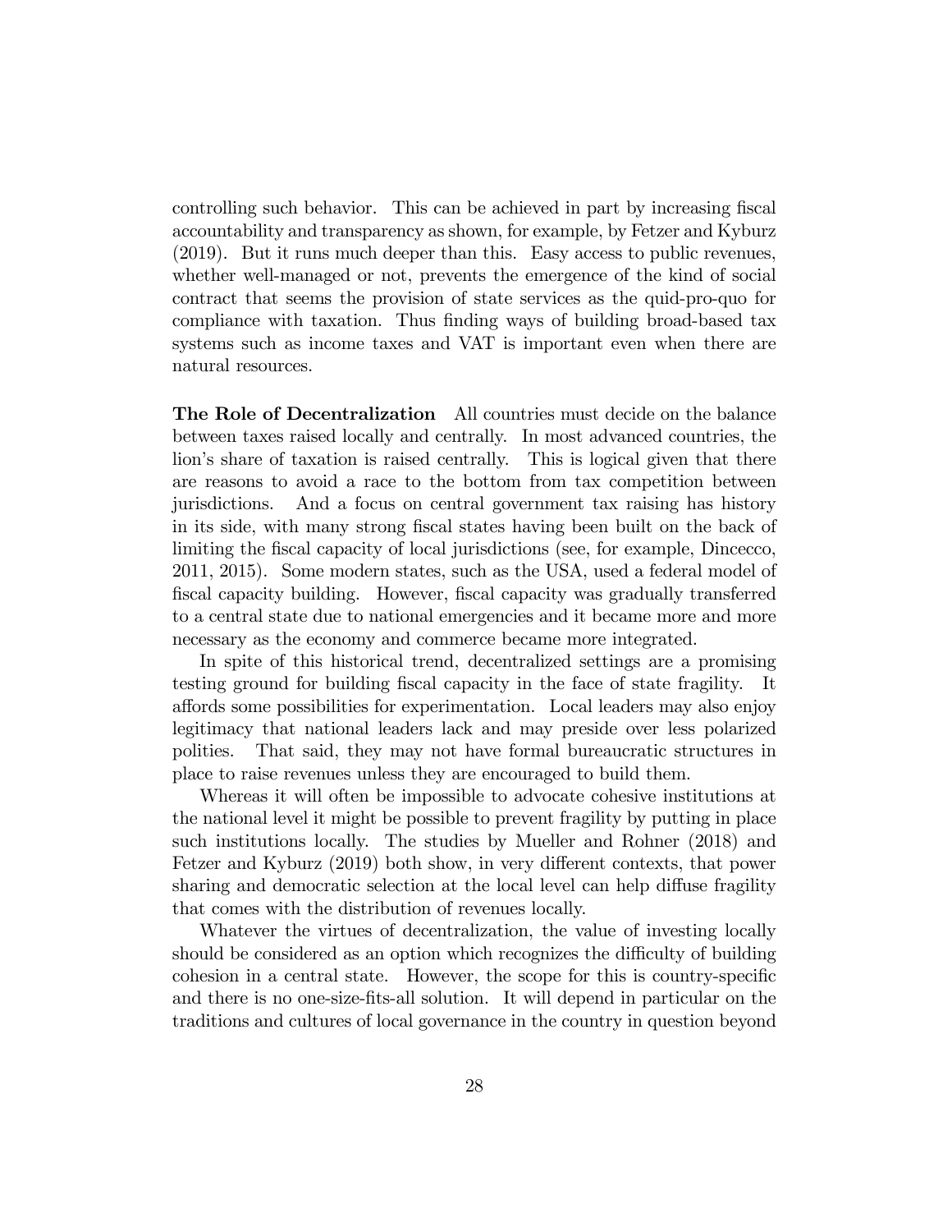controlling such behavior. This can be achieved in part by increasing fiscal accountability and transparency as shown, for example, by Fetzer and Kyburz (2019). But it runs much deeper than this. Easy access to public revenues, whether well-managed or not, prevents the emergence of the kind of social contract that seems the provision of state services as the quid-pro-quo for compliance with taxation. Thus finding ways of building broad-based tax systems such as income taxes and VAT is important even when there are natural resources.

**The Role of Decentralization** All countries must decide on the balance between taxes raised locally and centrally. In most advanced countries, the lion's share of taxation is raised centrally. This is logical given that there are reasons to avoid a race to the bottom from tax competition between jurisdictions. And a focus on central government tax raising has history in its side, with many strong fiscal states having been built on the back of limiting the fiscal capacity of local jurisdictions (see, for example, Dincecco, 2011, 2015). Some modern states, such as the USA, used a federal model of fiscal capacity building. However, fiscal capacity was gradually transferred to a central state due to national emergencies and it became more and more necessary as the economy and commerce became more integrated.

In spite of this historical trend, decentralized settings are a promising testing ground for building fiscal capacity in the face of state fragility. It affords some possibilities for experimentation. Local leaders may also enjoy legitimacy that national leaders lack and may preside over less polarized polities. That said, they may not have formal bureaucratic structures in place to raise revenues unless they are encouraged to build them.

Whereas it will often be impossible to advocate cohesive institutions at the national level it might be possible to prevent fragility by putting in place such institutions locally. The studies by Mueller and Rohner (2018) and Fetzer and Kyburz (2019) both show, in very different contexts, that power sharing and democratic selection at the local level can help diffuse fragility that comes with the distribution of revenues locally.

Whatever the virtues of decentralization, the value of investing locally should be considered as an option which recognizes the difficulty of building cohesion in a central state. However, the scope for this is country-specific and there is no one-size-fits-all solution. It will depend in particular on the traditions and cultures of local governance in the country in question beyond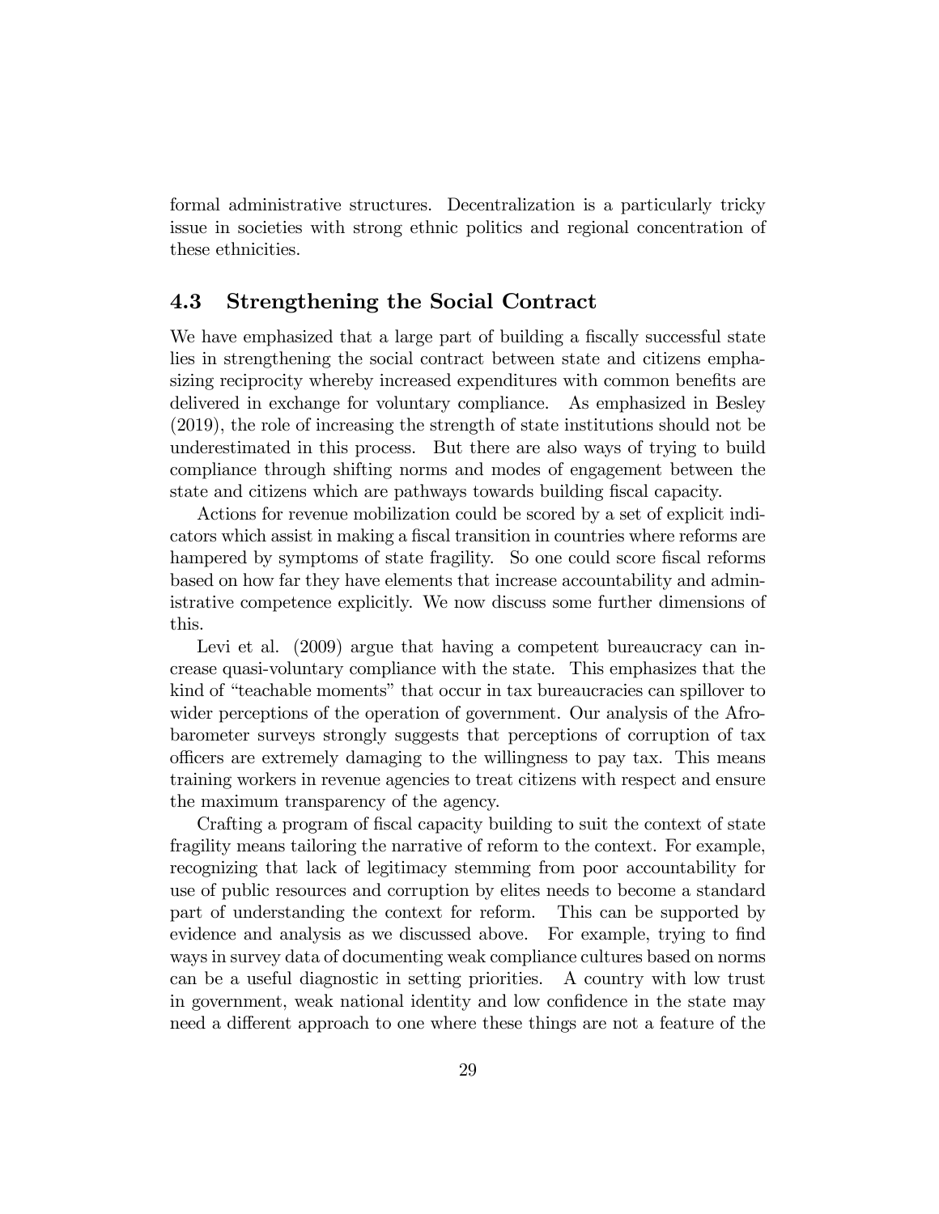formal administrative structures. Decentralization is a particularly tricky issue in societies with strong ethnic politics and regional concentration of these ethnicities.

## 4.3 Strengthening the Social Contract

We have emphasized that a large part of building a fiscally successful state lies in strengthening the social contract between state and citizens emphasizing reciprocity whereby increased expenditures with common benefits are delivered in exchange for voluntary compliance. As emphasized in Besley (2019), the role of increasing the strength of state institutions should not be underestimated in this process. But there are also ways of trying to build compliance through shifting norms and modes of engagement between the state and citizens which are pathways towards building fiscal capacity.

Actions for revenue mobilization could be scored by a set of explicit indicators which assist in making a fiscal transition in countries where reforms are hampered by symptoms of state fragility. So one could score fiscal reforms based on how far they have elements that increase accountability and administrative competence explicitly. We now discuss some further dimensions of this.

Levi et al. (2009) argue that having a competent bureaucracy can increase quasi-voluntary compliance with the state. This emphasizes that the kind of "teachable moments" that occur in tax bureaucracies can spillover to wider perceptions of the operation of government. Our analysis of the Afrobarometer surveys strongly suggests that perceptions of corruption of tax officers are extremely damaging to the willingness to pay tax. This means training workers in revenue agencies to treat citizens with respect and ensure the maximum transparency of the agency.

Crafting a program of fiscal capacity building to suit the context of state fragility means tailoring the narrative of reform to the context. For example, recognizing that lack of legitimacy stemming from poor accountability for use of public resources and corruption by elites needs to become a standard part of understanding the context for reform. This can be supported by evidence and analysis as we discussed above. For example, trying to find ways in survey data of documenting weak compliance cultures based on norms can be a useful diagnostic in setting priorities. A country with low trust in government, weak national identity and low confidence in the state may need a different approach to one where these things are not a feature of the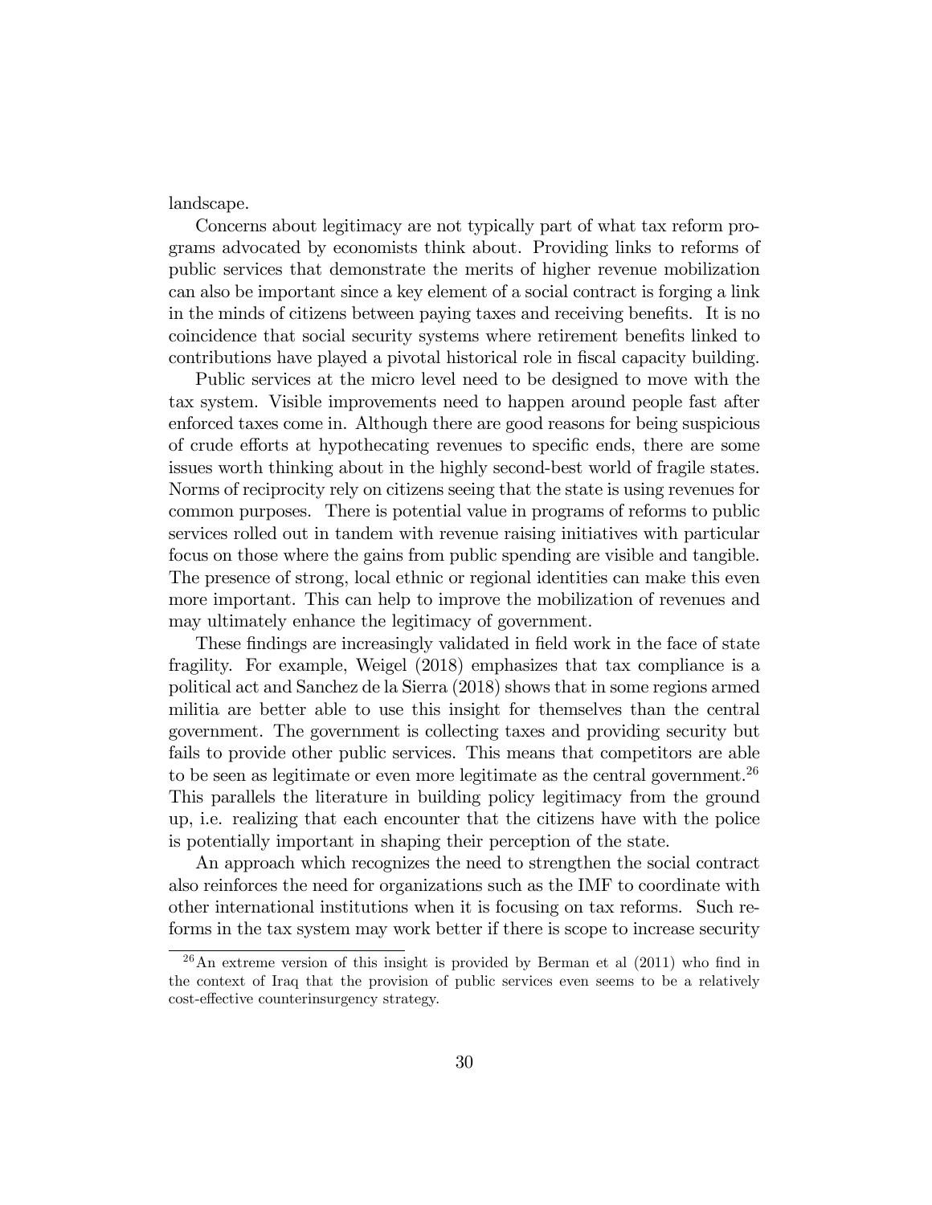landscape.

Concerns about legitimacy are not typically part of what tax reform programs advocated by economists think about. Providing links to reforms of public services that demonstrate the merits of higher revenue mobilization can also be important since a key element of a social contract is forging a link in the minds of citizens between paying taxes and receiving benefits. It is no coincidence that social security systems where retirement benefits linked to contributions have played a pivotal historical role in fiscal capacity building.

Public services at the micro level need to be designed to move with the tax system. Visible improvements need to happen around people fast after enforced taxes come in. Although there are good reasons for being suspicious of crude efforts at hypothecating revenues to specific ends, there are some issues worth thinking about in the highly second-best world of fragile states. Norms of reciprocity rely on citizens seeing that the state is using revenues for common purposes. There is potential value in programs of reforms to public services rolled out in tandem with revenue raising initiatives with particular focus on those where the gains from public spending are visible and tangible. The presence of strong, local ethnic or regional identities can make this even more important. This can help to improve the mobilization of revenues and may ultimately enhance the legitimacy of government.

These findings are increasingly validated in field work in the face of state fragility. For example, Weigel (2018) emphasizes that tax compliance is a political act and Sanchez de la Sierra (2018) shows that in some regions armed militia are better able to use this insight for themselves than the central government. The government is collecting taxes and providing security but fails to provide other public services. This means that competitors are able to be seen as legitimate or even more legitimate as the central government.[26] This parallels the literature in building policy legitimacy from the ground up, i.e. realizing that each encounter that the citizens have with the police is potentially important in shaping their perception of the state.

An approach which recognizes the need to strengthen the social contract also reinforces the need for organizations such as the IMF to coordinate with other international institutions when it is focusing on tax reforms. Such reforms in the tax system may work better if there is scope to increase security

[26] An extreme version of this insight is provided by Berman et al (2011) who find in the context of Iraq that the provision of public services even seems to be a relatively cost-effective counterinsurgency strategy.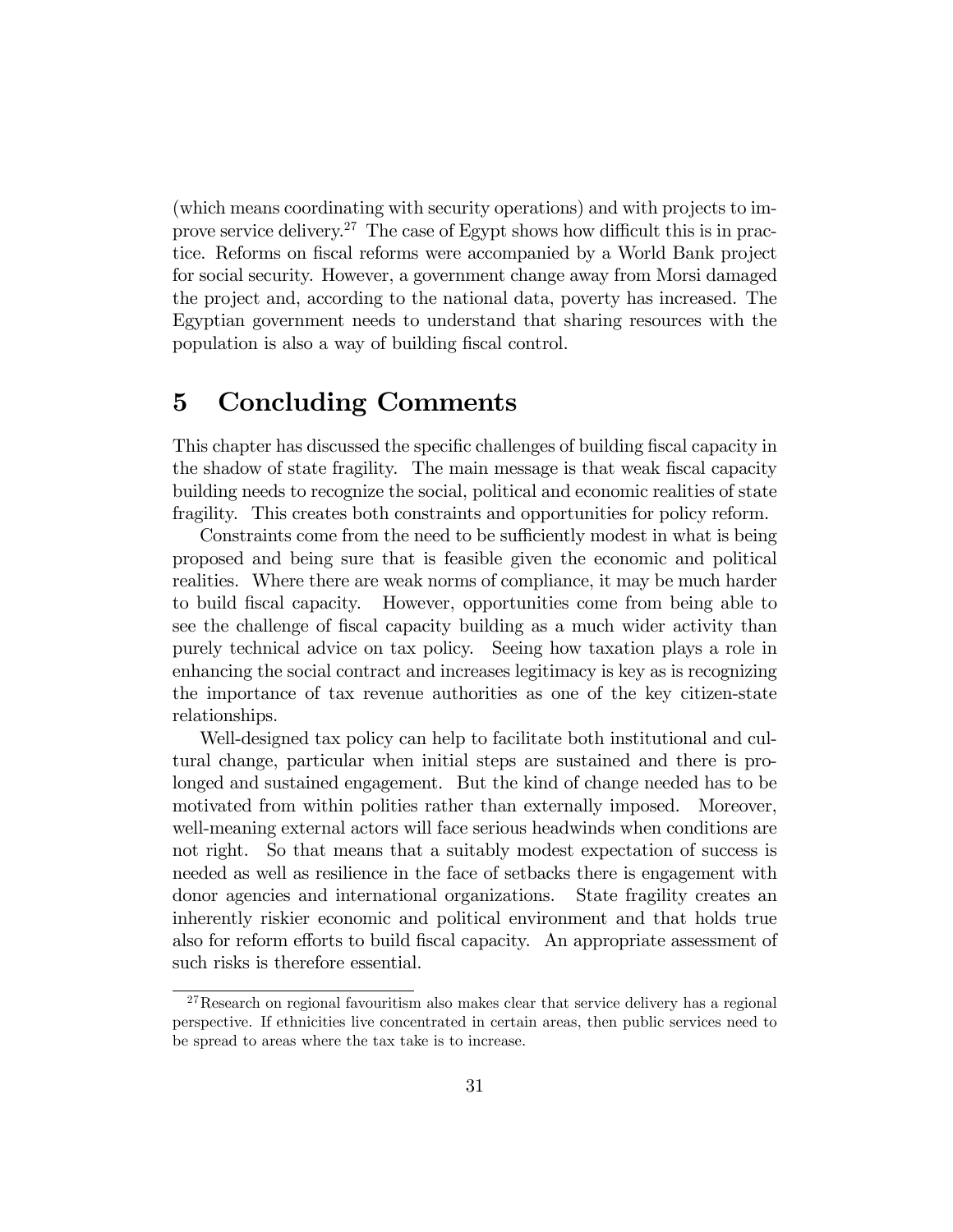(which means coordinating with security operations) and with projects to improve service delivery.[27] The case of Egypt shows how difficult this is in practice. Reforms on fiscal reforms were accompanied by a World Bank project for social security. However, a government change away from Morsi damaged the project and, according to the national data, poverty has increased. The Egyptian government needs to understand that sharing resources with the population is also a way of building fiscal control.

# 5 Concluding Comments

This chapter has discussed the specific challenges of building fiscal capacity in the shadow of state fragility. The main message is that weak fiscal capacity building needs to recognize the social, political and economic realities of state fragility. This creates both constraints and opportunities for policy reform.

Constraints come from the need to be sufficiently modest in what is being proposed and being sure that is feasible given the economic and political realities. Where there are weak norms of compliance, it may be much harder to build fiscal capacity. However, opportunities come from being able to see the challenge of fiscal capacity building as a much wider activity than purely technical advice on tax policy. Seeing how taxation plays a role in enhancing the social contract and increases legitimacy is key as is recognizing the importance of tax revenue authorities as one of the key citizen-state relationships.

Well-designed tax policy can help to facilitate both institutional and cultural change, particular when initial steps are sustained and there is prolonged and sustained engagement. But the kind of change needed has to be motivated from within polities rather than externally imposed. Moreover, well-meaning external actors will face serious headwinds when conditions are not right. So that means that a suitably modest expectation of success is needed as well as resilience in the face of setbacks there is engagement with donor agencies and international organizations. State fragility creates an inherently riskier economic and political environment and that holds true also for reform efforts to build fiscal capacity. An appropriate assessment of such risks is therefore essential.

[27] Research on regional favouritism also makes clear that service delivery has a regional perspective. If ethnicities live concentrated in certain areas, then public services need to be spread to areas where the tax take is to increase.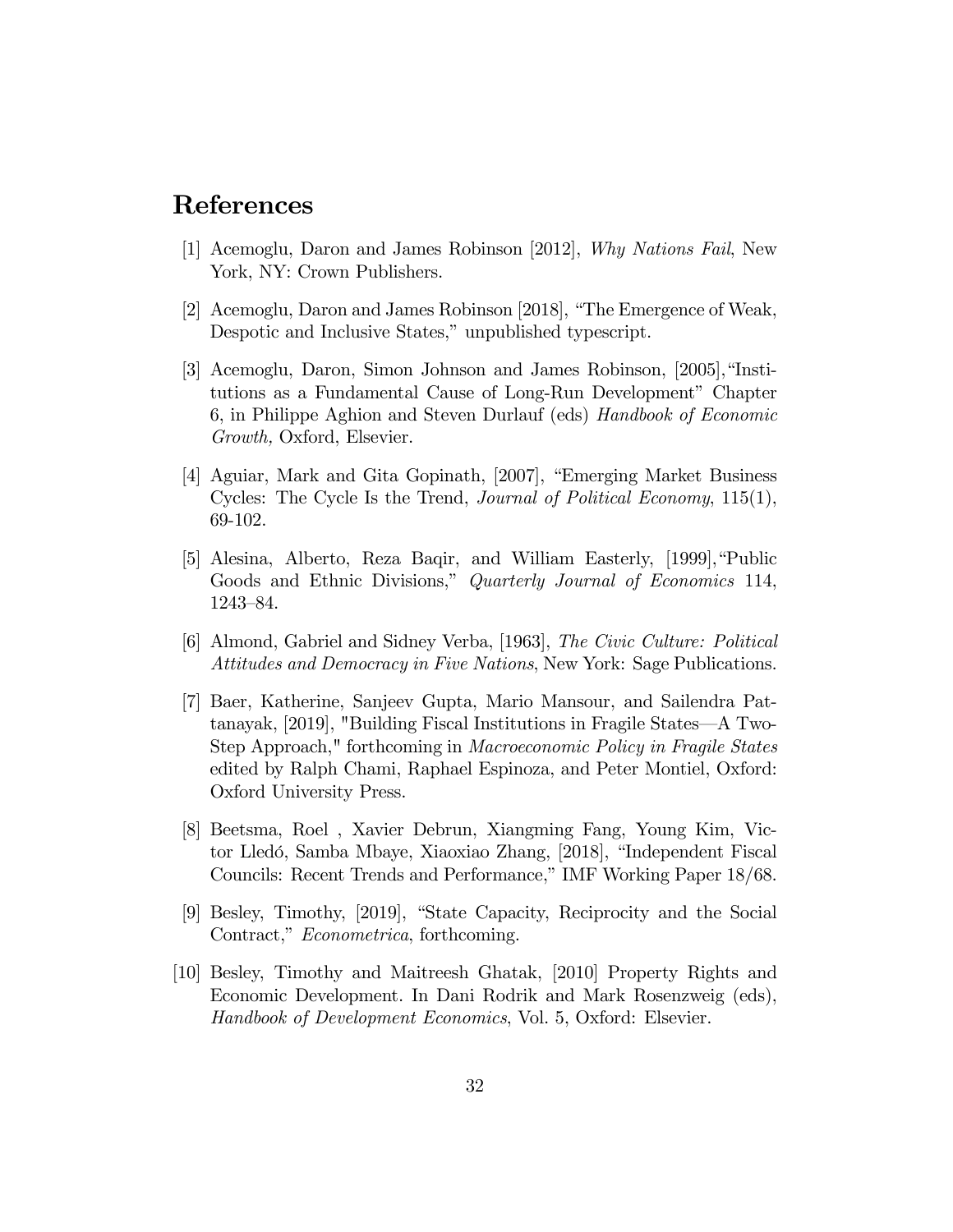# References

[1] Acemoglu, Daron and James Robinson [2012], *Why Nations Fail*, New York, NY: Crown Publishers.

[2] Acemoglu, Daron and James Robinson [2018], "The Emergence of Weak, Despotic and Inclusive States," unpublished typescript.

[3] Acemoglu, Daron, Simon Johnson and James Robinson, [2005], "Institutions as a Fundamental Cause of Long-Run Development" Chapter 6, in Philippe Aghion and Steven Durlauf (eds) *Handbook of Economic Growth,* Oxford, Elsevier.

[4] Aguiar, Mark and Gita Gopinath, [2007], "Emerging Market Business Cycles: The Cycle Is the Trend, *Journal of Political Economy*, 115(1), 69-102.

[5] Alesina, Alberto, Reza Baqir, and William Easterly, [1999], "Public Goods and Ethnic Divisions," *Quarterly Journal of Economics* 114, 1243–84.

[6] Almond, Gabriel and Sidney Verba, [1963], *The Civic Culture: Political Attitudes and Democracy in Five Nations*, New York: Sage Publications.

[7] Baer, Katherine, Sanjeev Gupta, Mario Mansour, and Sailendra Pattanayak, [2019], "Building Fiscal Institutions in Fragile States—A Two-Step Approach," forthcoming in *Macroeconomic Policy in Fragile States* edited by Ralph Chami, Raphael Espinoza, and Peter Montiel, Oxford: Oxford University Press.

[8] Beetsma, Roel , Xavier Debrun, Xiangming Fang, Young Kim, Victor Lledó, Samba Mbaye, Xiaoxiao Zhang, [2018], "Independent Fiscal Councils: Recent Trends and Performance," IMF Working Paper 18/68.

[9] Besley, Timothy, [2019], "State Capacity, Reciprocity and the Social Contract," *Econometrica*, forthcoming.

[10] Besley, Timothy and Maitreesh Ghatak, [2010] Property Rights and Economic Development. In Dani Rodrik and Mark Rosenzweig (eds), *Handbook of Development Economics*, Vol. 5, Oxford: Elsevier.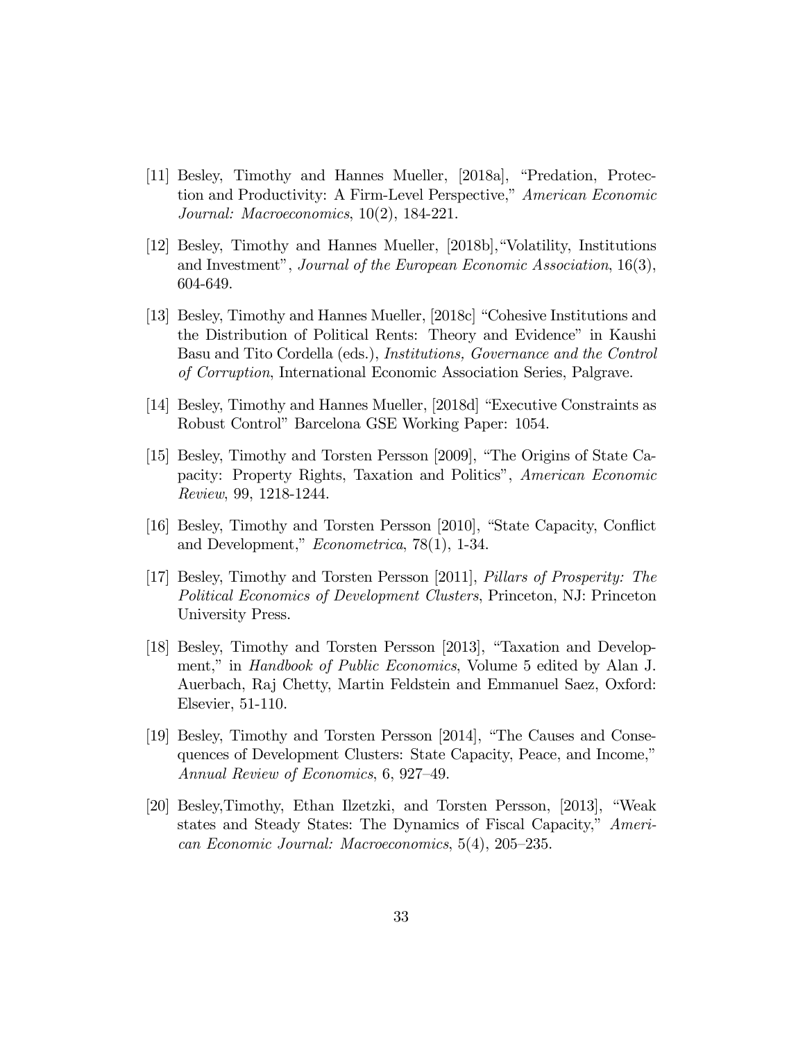[11] Besley, Timothy and Hannes Mueller, [2018a], "Predation, Protection and Productivity: A Firm-Level Perspective," *American Economic Journal: Macroeconomics*, 10(2), 184-221.

[12] Besley, Timothy and Hannes Mueller, [2018b],"Volatility, Institutions and Investment", *Journal of the European Economic Association*, 16(3), 604-649.

[13] Besley, Timothy and Hannes Mueller, [2018c] "Cohesive Institutions and the Distribution of Political Rents: Theory and Evidence" in Kaushi Basu and Tito Cordella (eds.), *Institutions, Governance and the Control of Corruption*, International Economic Association Series, Palgrave.

[14] Besley, Timothy and Hannes Mueller, [2018d] "Executive Constraints as Robust Control" Barcelona GSE Working Paper: 1054.

[15] Besley, Timothy and Torsten Persson [2009], "The Origins of State Capacity: Property Rights, Taxation and Politics", *American Economic Review*, 99, 1218-1244.

[16] Besley, Timothy and Torsten Persson [2010], "State Capacity, Conflict and Development," *Econometrica*, 78(1), 1-34.

[17] Besley, Timothy and Torsten Persson [2011], *Pillars of Prosperity: The Political Economics of Development Clusters*, Princeton, NJ: Princeton University Press.

[18] Besley, Timothy and Torsten Persson [2013], "Taxation and Development," in *Handbook of Public Economics*, Volume 5 edited by Alan J. Auerbach, Raj Chetty, Martin Feldstein and Emmanuel Saez, Oxford: Elsevier, 51-110.

[19] Besley, Timothy and Torsten Persson [2014], "The Causes and Consequences of Development Clusters: State Capacity, Peace, and Income," *Annual Review of Economics*, 6, 927–49.

[20] Besley,Timothy, Ethan Ilzetzki, and Torsten Persson, [2013], "Weak states and Steady States: The Dynamics of Fiscal Capacity," *American Economic Journal: Macroeconomics*, 5(4), 205–235.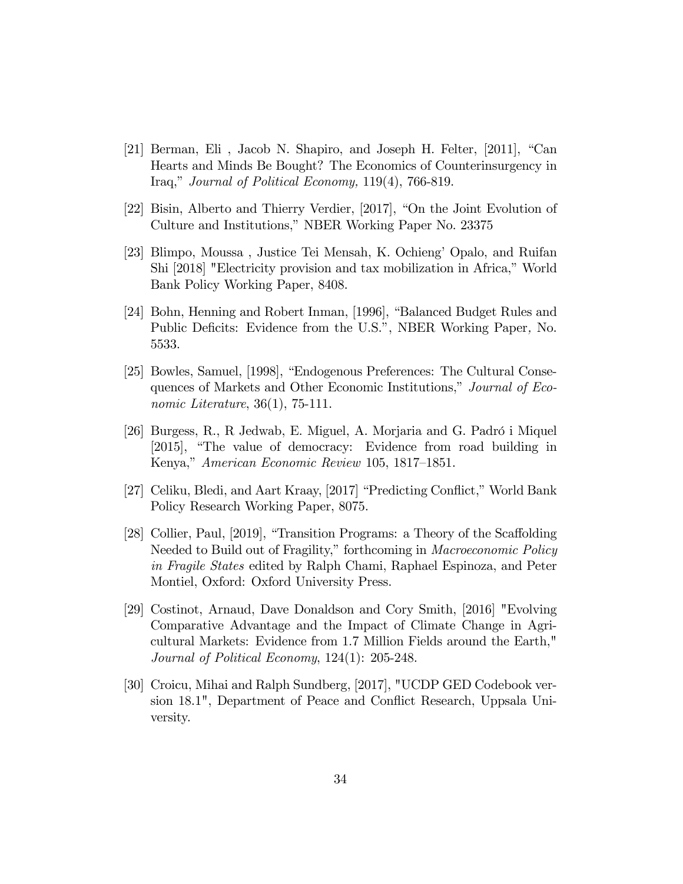[21] Berman, Eli , Jacob N. Shapiro, and Joseph H. Felter, [2011], "Can Hearts and Minds Be Bought? The Economics of Counterinsurgency in Iraq," *Journal of Political Economy,* 119(4), 766-819.

[22] Bisin, Alberto and Thierry Verdier, [2017], "On the Joint Evolution of Culture and Institutions," NBER Working Paper No. 23375

[23] Blimpo, Moussa , Justice Tei Mensah, K. Ochieng' Opalo, and Ruifan Shi [2018] "Electricity provision and tax mobilization in Africa," World Bank Policy Working Paper, 8408.

[24] Bohn, Henning and Robert Inman, [1996], "Balanced Budget Rules and Public Deficits: Evidence from the U.S.", NBER Working Paper*,* No. 5533.

[25] Bowles, Samuel, [1998], "Endogenous Preferences: The Cultural Consequences of Markets and Other Economic Institutions," *Journal of Economic Literature*, 36(1), 75-111.

[26] Burgess, R., R Jedwab, E. Miguel, A. Morjaria and G. Padró i Miquel [2015], "The value of democracy: Evidence from road building in Kenya," *American Economic Review* 105, 1817–1851.

[27] Celiku, Bledi, and Aart Kraay, [2017] "Predicting Conflict," World Bank Policy Research Working Paper, 8075.

[28] Collier, Paul, [2019], "Transition Programs: a Theory of the Scaffolding Needed to Build out of Fragility," forthcoming in *Macroeconomic Policy in Fragile States* edited by Ralph Chami, Raphael Espinoza, and Peter Montiel, Oxford: Oxford University Press.

[29] Costinot, Arnaud, Dave Donaldson and Cory Smith, [2016] "Evolving Comparative Advantage and the Impact of Climate Change in Agricultural Markets: Evidence from 1.7 Million Fields around the Earth," *Journal of Political Economy*, 124(1): 205-248.

[30] Croicu, Mihai and Ralph Sundberg, [2017], "UCDP GED Codebook version 18.1", Department of Peace and Conflict Research, Uppsala University.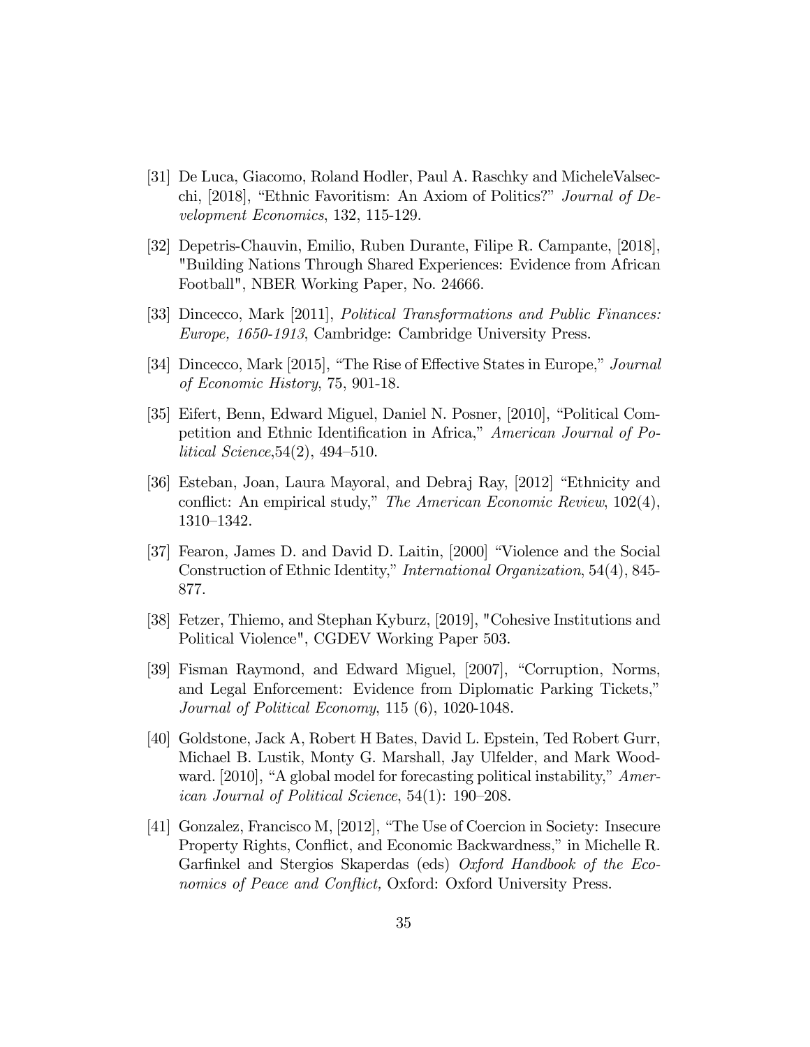[31] De Luca, Giacomo, Roland Hodler, Paul A. Raschky and MicheleValsecchi, [2018], "Ethnic Favoritism: An Axiom of Politics?" *Journal of Development Economics*, 132, 115-129.

[32] Depetris-Chauvin, Emilio, Ruben Durante, Filipe R. Campante, [2018], "Building Nations Through Shared Experiences: Evidence from African Football", NBER Working Paper, No. 24666.

[33] Dincecco, Mark [2011], *Political Transformations and Public Finances: Europe, 1650-1913*, Cambridge: Cambridge University Press.

[34] Dincecco, Mark [2015], "The Rise of Effective States in Europe," *Journal of Economic History*, 75, 901-18.

[35] Eifert, Benn, Edward Miguel, Daniel N. Posner, [2010], "Political Competition and Ethnic Identification in Africa," *American Journal of Political Science*,54(2), 494–510.

[36] Esteban, Joan, Laura Mayoral, and Debraj Ray, [2012] "Ethnicity and conflict: An empirical study," *The American Economic Review*, 102(4), 1310–1342.

[37] Fearon, James D. and David D. Laitin, [2000] "Violence and the Social Construction of Ethnic Identity," *International Organization*, 54(4), 845-877.

[38] Fetzer, Thiemo, and Stephan Kyburz, [2019], "Cohesive Institutions and Political Violence", CGDEV Working Paper 503.

[39] Fisman Raymond, and Edward Miguel, [2007], "Corruption, Norms, and Legal Enforcement: Evidence from Diplomatic Parking Tickets," *Journal of Political Economy*, 115 (6), 1020-1048.

[40] Goldstone, Jack A, Robert H Bates, David L. Epstein, Ted Robert Gurr, Michael B. Lustik, Monty G. Marshall, Jay Ulfelder, and Mark Woodward. [2010], "A global model for forecasting political instability," *American Journal of Political Science*, 54(1): 190–208.

[41] Gonzalez, Francisco M, [2012], "The Use of Coercion in Society: Insecure Property Rights, Conflict, and Economic Backwardness," in Michelle R. Garfinkel and Stergios Skaperdas (eds) *Oxford Handbook of the Economics of Peace and Conflict,* Oxford: Oxford University Press.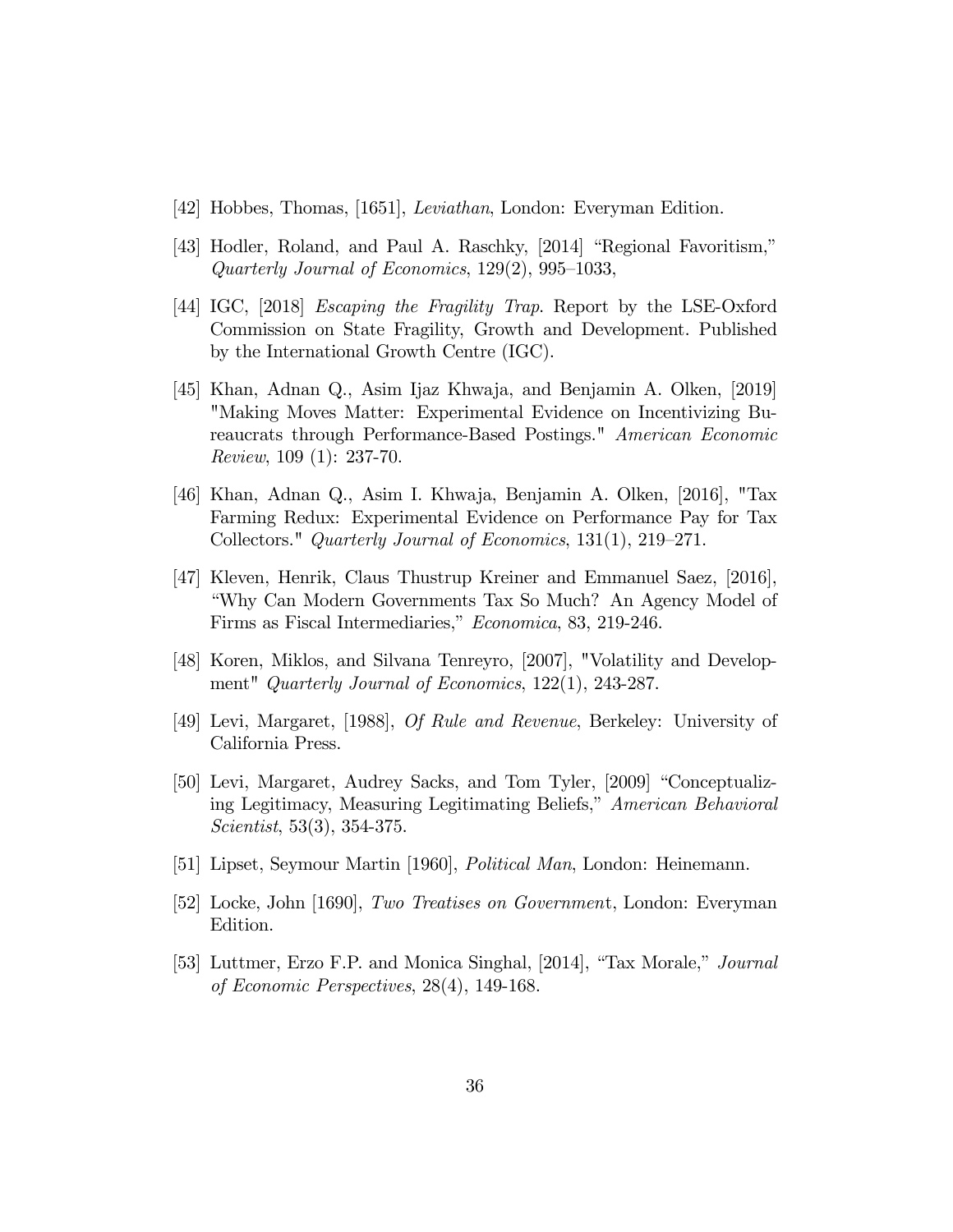[42] Hobbes, Thomas, [1651], *Leviathan*, London: Everyman Edition.

[43] Hodler, Roland, and Paul A. Raschky, [2014] "Regional Favoritism," *Quarterly Journal of Economics*, 129(2), 995–1033,

[44] IGC, [2018] *Escaping the Fragility Trap*. Report by the LSE-Oxford Commission on State Fragility, Growth and Development. Published by the International Growth Centre (IGC).

[45] Khan, Adnan Q., Asim Ijaz Khwaja, and Benjamin A. Olken, [2019] "Making Moves Matter: Experimental Evidence on Incentivizing Bureaucrats through Performance-Based Postings." *American Economic Review*, 109 (1): 237-70.

[46] Khan, Adnan Q., Asim I. Khwaja, Benjamin A. Olken, [2016], "Tax Farming Redux: Experimental Evidence on Performance Pay for Tax Collectors." *Quarterly Journal of Economics*, 131(1), 219–271.

[47] Kleven, Henrik, Claus Thustrup Kreiner and Emmanuel Saez, [2016], "Why Can Modern Governments Tax So Much? An Agency Model of Firms as Fiscal Intermediaries," *Economica*, 83, 219-246.

[48] Koren, Miklos, and Silvana Tenreyro, [2007], "Volatility and Development" *Quarterly Journal of Economics*, 122(1), 243-287.

[49] Levi, Margaret, [1988], *Of Rule and Revenue*, Berkeley: University of California Press.

[50] Levi, Margaret, Audrey Sacks, and Tom Tyler, [2009] "Conceptualizing Legitimacy, Measuring Legitimating Beliefs," *American Behavioral Scientist*, 53(3), 354-375.

[51] Lipset, Seymour Martin [1960], *Political Man*, London: Heinemann.

[52] Locke, John [1690], *Two Treatises on Government*, London: Everyman Edition.

[53] Luttmer, Erzo F.P. and Monica Singhal, [2014], "Tax Morale," *Journal of Economic Perspectives*, 28(4), 149-168.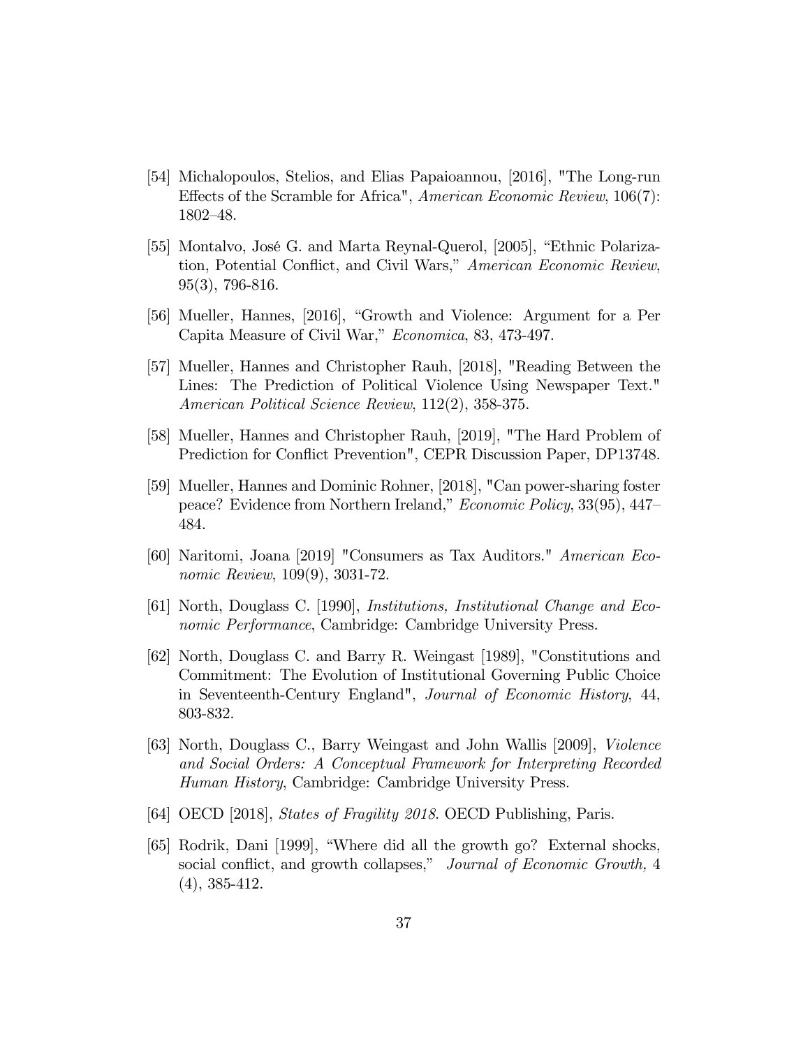[54] Michalopoulos, Stelios, and Elias Papaioannou, [2016], "The Long-run Effects of the Scramble for Africa", *American Economic Review*, 106(7): 1802–48.

[55] Montalvo, José G. and Marta Reynal-Querol, [2005], "Ethnic Polarization, Potential Conflict, and Civil Wars," *American Economic Review*, 95(3), 796-816.

[56] Mueller, Hannes, [2016], "Growth and Violence: Argument for a Per Capita Measure of Civil War," *Economica*, 83, 473-497.

[57] Mueller, Hannes and Christopher Rauh, [2018], "Reading Between the Lines: The Prediction of Political Violence Using Newspaper Text." *American Political Science Review*, 112(2), 358-375.

[58] Mueller, Hannes and Christopher Rauh, [2019], "The Hard Problem of Prediction for Conflict Prevention", CEPR Discussion Paper, DP13748.

[59] Mueller, Hannes and Dominic Rohner, [2018], "Can power-sharing foster peace? Evidence from Northern Ireland," *Economic Policy*, 33(95), 447–484.

[60] Naritomi, Joana [2019] "Consumers as Tax Auditors." *American Economic Review*, 109(9), 3031-72.

[61] North, Douglass C. [1990], *Institutions, Institutional Change and Economic Performance*, Cambridge: Cambridge University Press.

[62] North, Douglass C. and Barry R. Weingast [1989], "Constitutions and Commitment: The Evolution of Institutional Governing Public Choice in Seventeenth-Century England", *Journal of Economic History*, 44, 803-832.

[63] North, Douglass C., Barry Weingast and John Wallis [2009], *Violence and Social Orders: A Conceptual Framework for Interpreting Recorded Human History*, Cambridge: Cambridge University Press.

[64] OECD [2018], *States of Fragility 2018*. OECD Publishing, Paris.

[65] Rodrik, Dani [1999], "Where did all the growth go? External shocks, social conflict, and growth collapses," *Journal of Economic Growth*, 4 (4), 385-412.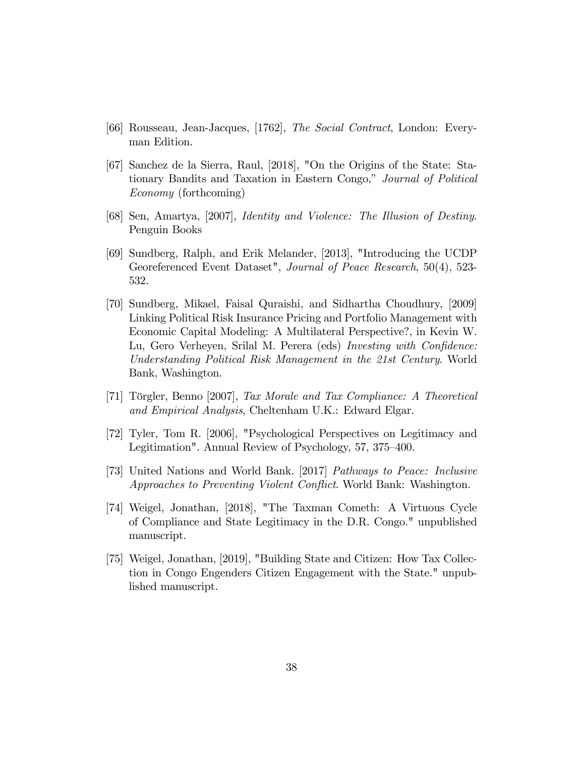[66] Rousseau, Jean-Jacques, [1762], *The Social Contract*, London: Everyman Edition.

[67] Sanchez de la Sierra, Raul, [2018], "On the Origins of the State: Stationary Bandits and Taxation in Eastern Congo," *Journal of Political Economy* (forthcoming)

[68] Sen, Amartya, [2007], *Identity and Violence: The Illusion of Destiny*. Penguin Books

[69] Sundberg, Ralph, and Erik Melander, [2013], "Introducing the UCDP Georeferenced Event Dataset", *Journal of Peace Research*, 50(4), 523-532.

[70] Sundberg, Mikael, Faisal Quraishi, and Sidhartha Choudhury, [2009] Linking Political Risk Insurance Pricing and Portfolio Management with Economic Capital Modeling: A Multilateral Perspective?, in Kevin W. Lu, Gero Verheyen, Srilal M. Perera (eds) *Investing with Confidence: Understanding Political Risk Management in the 21st Century*. World Bank, Washington.

[71] Törgler, Benno [2007], *Tax Morale and Tax Compliance: A Theoretical and Empirical Analysis*, Cheltenham U.K.: Edward Elgar.

[72] Tyler, Tom R. [2006], "Psychological Perspectives on Legitimacy and Legitimation". Annual Review of Psychology, 57, 375–400.

[73] United Nations and World Bank. [2017] *Pathways to Peace: Inclusive Approaches to Preventing Violent Conflict*. World Bank: Washington.

[74] Weigel, Jonathan, [2018], "The Taxman Cometh: A Virtuous Cycle of Compliance and State Legitimacy in the D.R. Congo." unpublished manuscript.

[75] Weigel, Jonathan, [2019], "Building State and Citizen: How Tax Collection in Congo Engenders Citizen Engagement with the State." unpublished manuscript.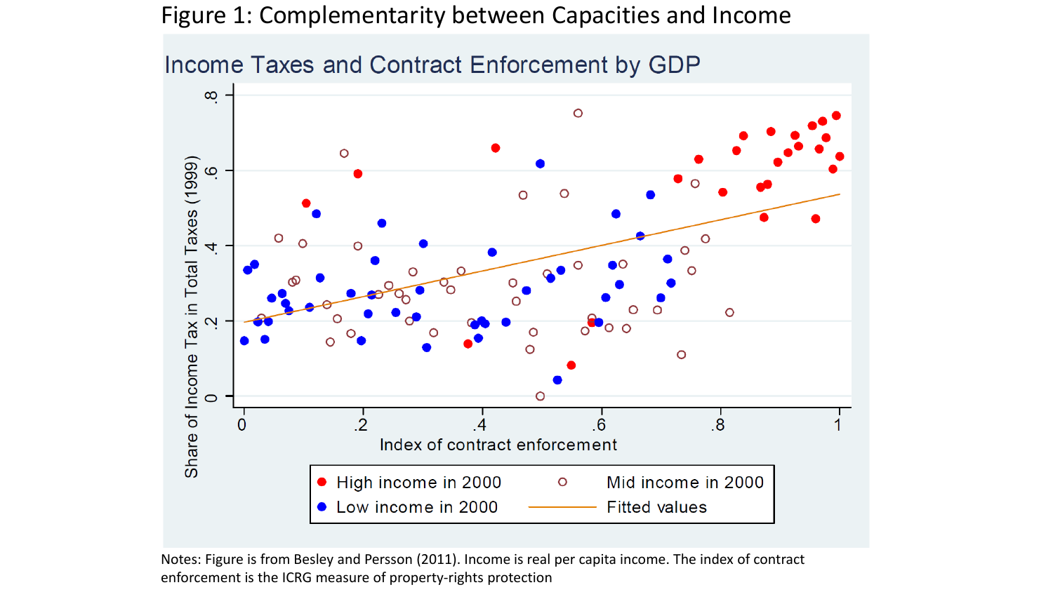# Figure 1: Complementarity between Capacities and Income

Notes: Figure is from Besley and Persson (2011). Income is real per capita income. The index of contract enforcement is the ICRG measure of property-rights protection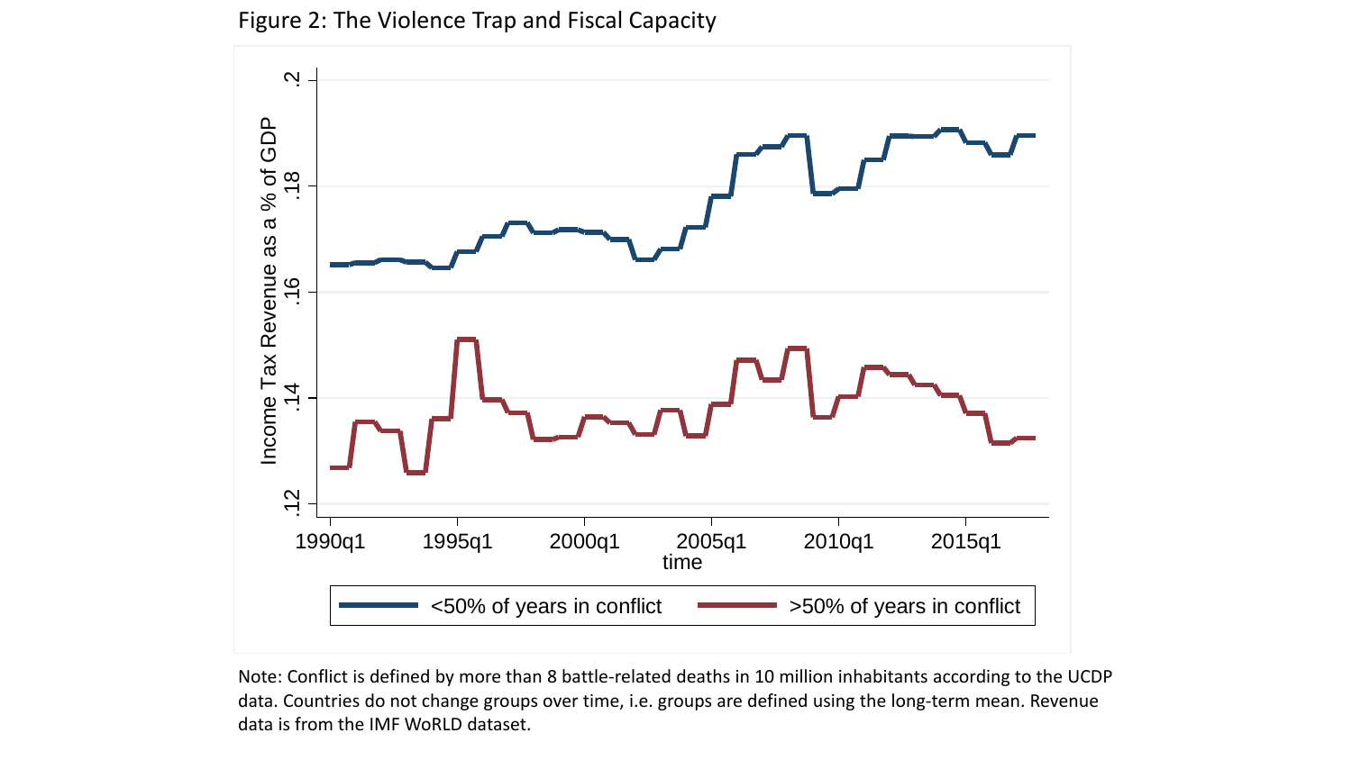Figure 2: The Violence Trap and Fiscal Capacity

Note: Conflict is defined by more than 8 battle-related deaths in 10 million inhabitants according to the UCDP data. Countries do not change groups over time, i.e. groups are defined using the long-term mean. Revenue data is from the IMF WoRLD dataset.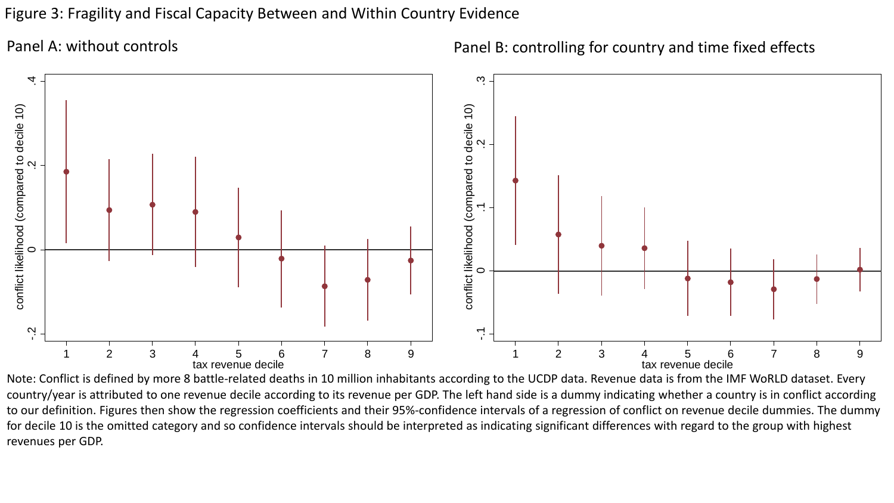Figure 3: Fragility and Fiscal Capacity Between and Within Country Evidence

Panel A: without controls

Panel B: controlling for country and time fixed effects

Note: Conflict is defined by more 8 battle-related deaths in 10 million inhabitants according to the UCDP data. Revenue data is from the IMF WoRLD dataset. Every country/year is attributed to one revenue decile according to its revenue per GDP. The left hand side is a dummy indicating whether a country is in conflict according to our definition. Figures then show the regression coefficients and their 95%-confidence intervals of a regression of conflict on revenue decile dummies. The dummy for decile 10 is the omitted category and so confidence intervals should be interpreted as indicating significant differences with regard to the group with highest revenues per GDP.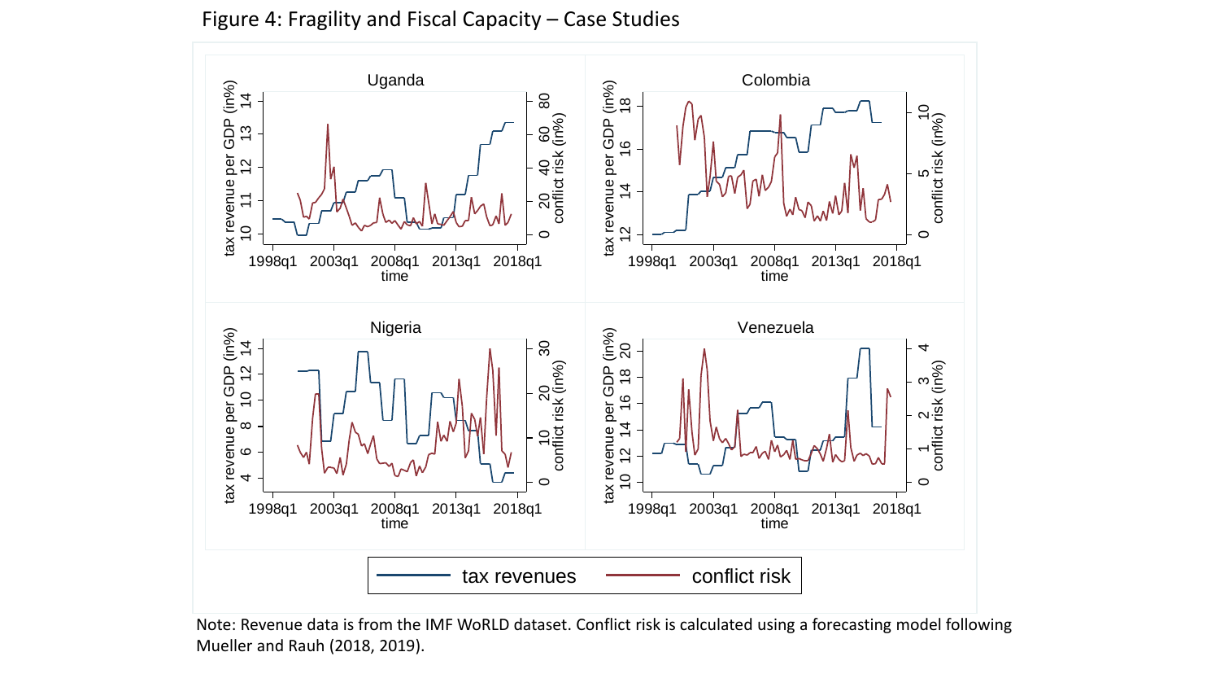Figure 4: Fragility and Fiscal Capacity – Case Studies

Note: Revenue data is from the IMF WoRLD dataset. Conflict risk is calculated using a forecasting model following Mueller and Rauh (2018, 2019).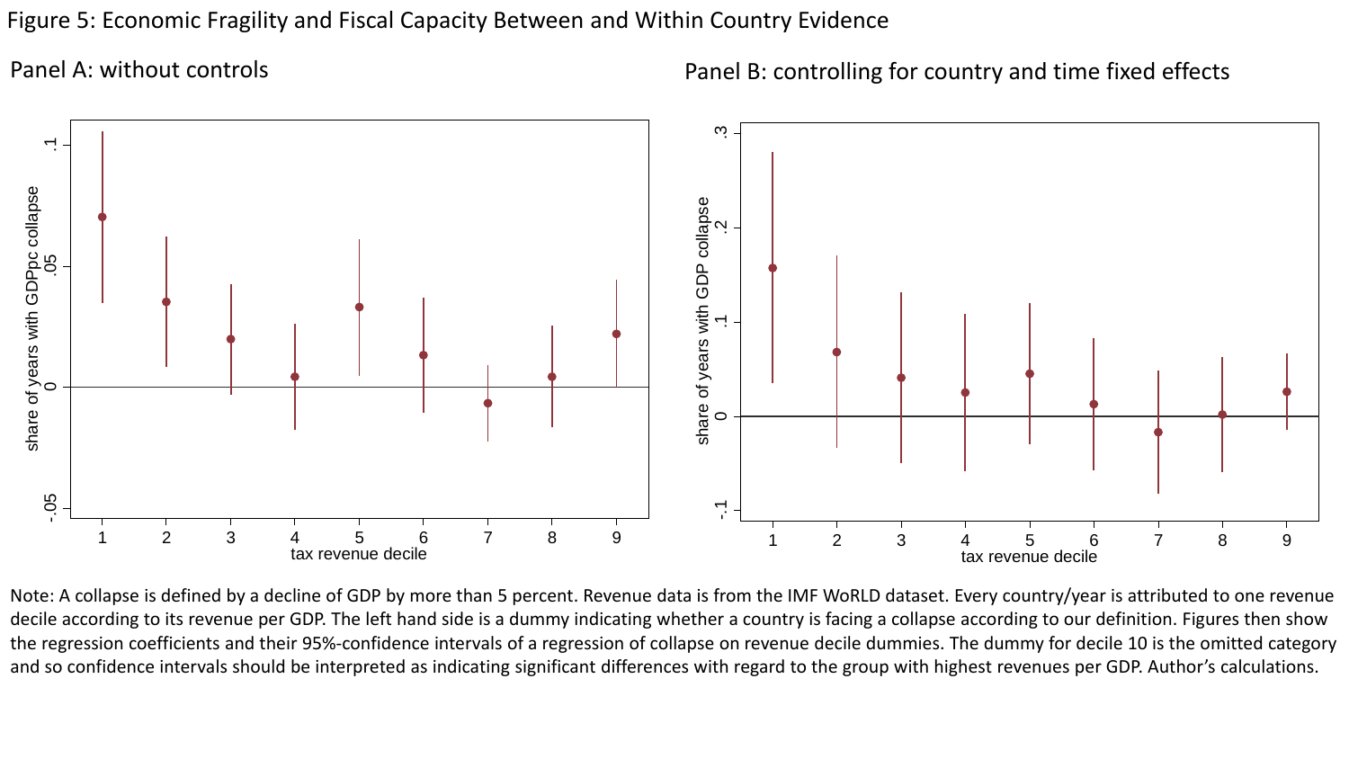Figure 5: Economic Fragility and Fiscal Capacity Between and Within Country Evidence

Panel A: without controls

Panel B: controlling for country and time fixed effects

Note: A collapse is defined by a decline of GDP by more than 5 percent. Revenue data is from the IMF WoRLD dataset. Every country/year is attributed to one revenue decile according to its revenue per GDP. The left hand side is a dummy indicating whether a country is facing a collapse according to our definition. Figures then show the regression coefficients and their 95%-confidence intervals of a regression of collapse on revenue decile dummies. The dummy for decile 10 is the omitted category and so confidence intervals should be interpreted as indicating significant differences with regard to the group with highest revenues per GDP. Author's calculations.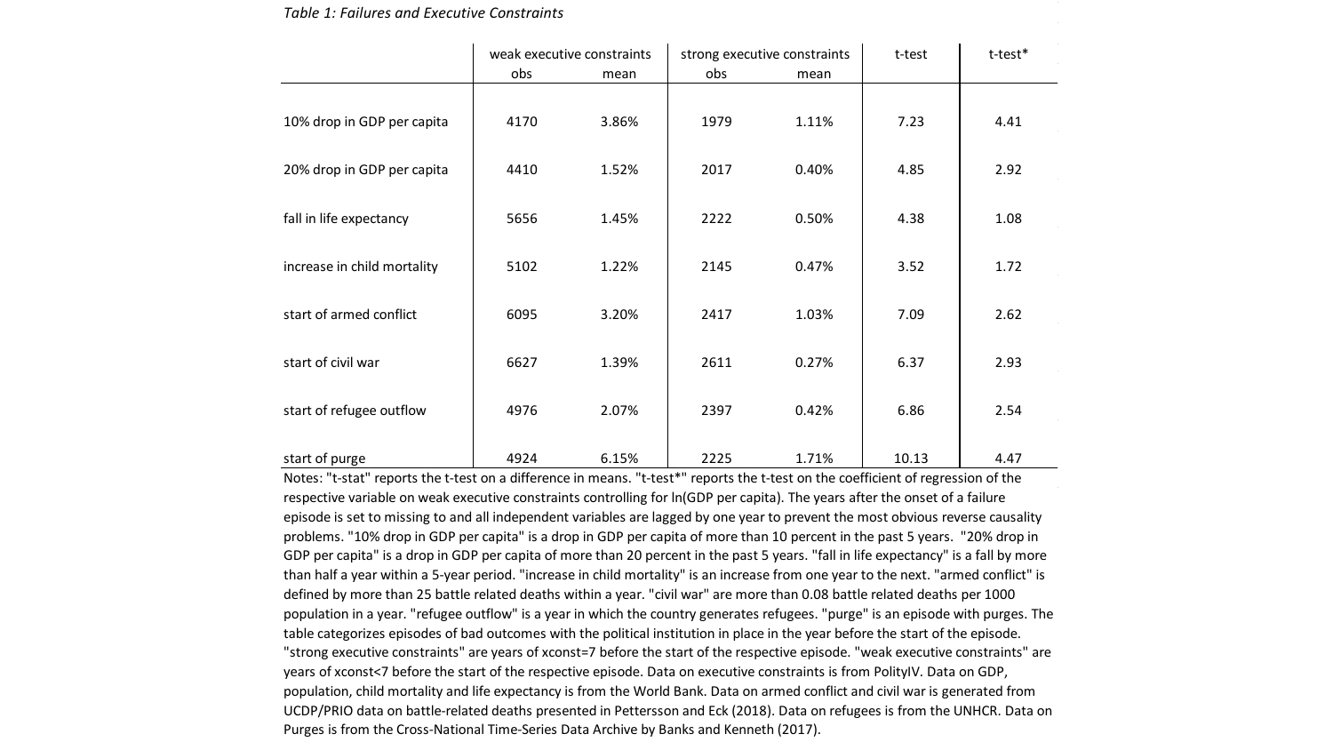*Table 1: Failures and Executive Constraints*

| | weak executive constraints | | strong executive constraints | | t-test | t-test* |
|---|---|---|---|---|---|---|
| | obs | mean | obs | mean | | |
| 10% drop in GDP per capita | 4170 | 3.86% | 1979 | 1.11% | 7.23 | 4.41 |
| 20% drop in GDP per capita | 4410 | 1.52% | 2017 | 0.40% | 4.85 | 2.92 |
| fall in life expectancy | 5656 | 1.45% | 2222 | 0.50% | 4.38 | 1.08 |
| increase in child mortality | 5102 | 1.22% | 2145 | 0.47% | 3.52 | 1.72 |
| start of armed conflict | 6095 | 3.20% | 2417 | 1.03% | 7.09 | 2.62 |
| start of civil war | 6627 | 1.39% | 2611 | 0.27% | 6.37 | 2.93 |
| start of refugee outflow | 4976 | 2.07% | 2397 | 0.42% | 6.86 | 2.54 |
| start of purge | 4924 | 6.15% | 2225 | 1.71% | 10.13 | 4.47 |

Notes: "t-stat" reports the t-test on a difference in means. "t-test*" reports the t-test on the coefficient of regression of the respective variable on weak executive constraints controlling for ln(GDP per capita). The years after the onset of a failure episode is set to missing to and all independent variables are lagged by one year to prevent the most obvious reverse causality problems. "10% drop in GDP per capita" is a drop in GDP per capita of more than 10 percent in the past 5 years. "20% drop in GDP per capita" is a drop in GDP per capita of more than 20 percent in the past 5 years. "fall in life expectancy" is a fall by more than half a year within a 5-year period. "increase in child mortality" is an increase from one year to the next. "armed conflict" is defined by more than 25 battle related deaths within a year. "civil war" are more than 0.08 battle related deaths per 1000 population in a year. "refugee outflow" is a year in which the country generates refugees. "purge" is an episode with purges. The table categorizes episodes of bad outcomes with the political institution in place in the year before the start of the episode. "strong executive constraints" are years of xconst=7 before the start of the respective episode. "weak executive constraints" are years of xconst<7 before the start of the respective episode. Data on executive constraints is from PolityIV. Data on GDP, population, child mortality and life expectancy is from the World Bank. Data on armed conflict and civil war is generated from UCDP/PRIO data on battle-related deaths presented in Pettersson and Eck (2018). Data on refugees is from the UNHCR. Data on Purges is from the Cross-National Time-Series Data Archive by Banks and Kenneth (2017).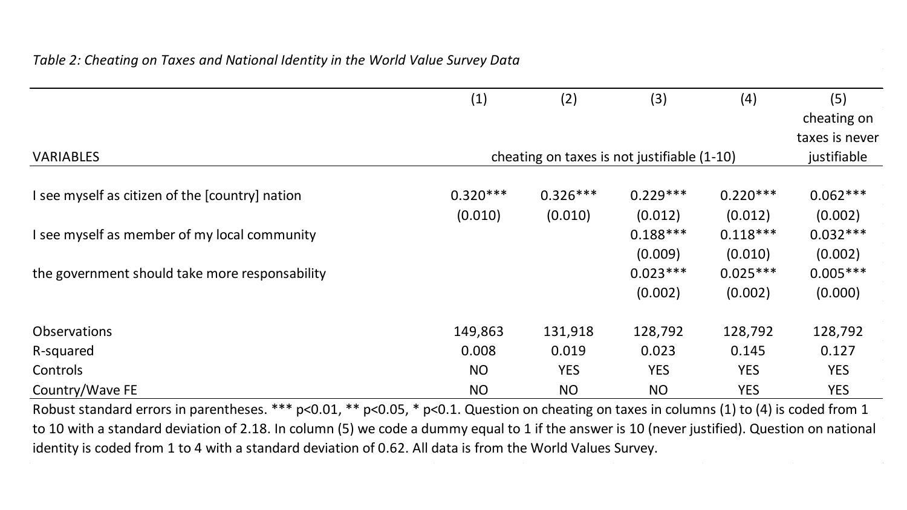*Table 2: Cheating on Taxes and National Identity in the World Value Survey Data*

| VARIABLES | (1) | (2) | (3) | (4) | (5) cheating on taxes is never justifiable |
|---|---|---|---|---|---|
| | cheating on taxes is not justifiable (1-10) | | | | |
| I see myself as citizen of the [country] nation | 0.320*** | 0.326*** | 0.229*** | 0.220*** | 0.062*** |
| | (0.010) | (0.010) | (0.012) | (0.012) | (0.002) |
| I see myself as member of my local community | | | 0.188*** | 0.118*** | 0.032*** |
| | | | (0.009) | (0.010) | (0.002) |
| the government should take more responsability | | | 0.023*** | 0.025*** | 0.005*** |
| | | | (0.002) | (0.002) | (0.000) |
| Observations | 149,863 | 131,918 | 128,792 | 128,792 | 128,792 |
| R-squared | 0.008 | 0.019 | 0.023 | 0.145 | 0.127 |
| Controls | NO | YES | YES | YES | YES |
| Country/Wave FE | NO | NO | NO | YES | YES |

Robust standard errors in parentheses. *** p<0.01, ** p<0.05, * p<0.1. Question on cheating on taxes in columns (1) to (4) is coded from 1 to 10 with a standard deviation of 2.18. In column (5) we code a dummy equal to 1 if the answer is 10 (never justified). Question on national identity is coded from 1 to 4 with a standard deviation of 0.62. All data is from the World Values Survey.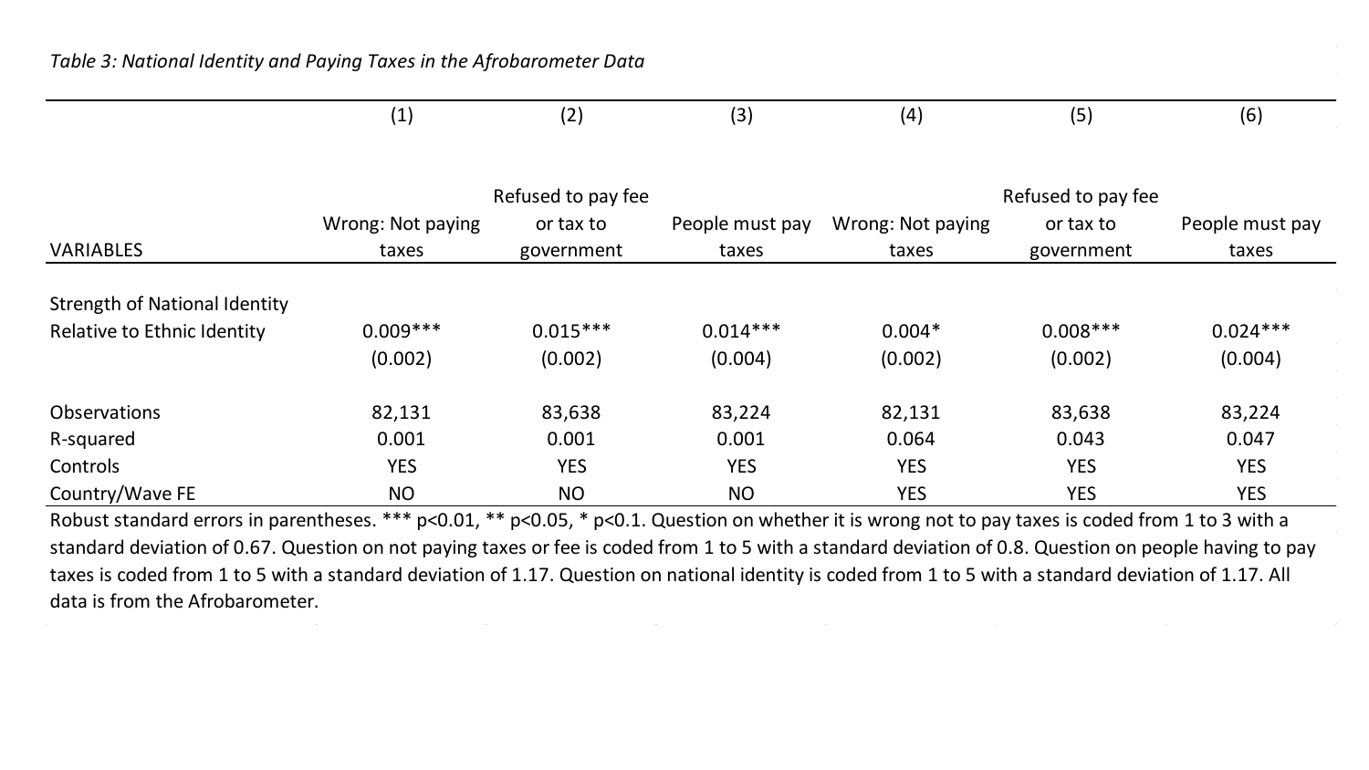*Table 3: National Identity and Paying Taxes in the Afrobarometer Data*

| | (1) | (2) | (3) | (4) | (5) | (6) |
|---|---|---|---|---|---|---|
| VARIABLES | Wrong: Not paying taxes | Refused to pay fee or tax to government | People must pay taxes | Wrong: Not paying taxes | Refused to pay fee or tax to government | People must pay taxes |
| Strength of National Identity Relative to Ethnic Identity | 0.009*** | 0.015*** | 0.014*** | 0.004* | 0.008*** | 0.024*** |
| | (0.002) | (0.002) | (0.004) | (0.002) | (0.002) | (0.004) |
| Observations | 82,131 | 83,638 | 83,224 | 82,131 | 83,638 | 83,224 |
| R-squared | 0.001 | 0.001 | 0.001 | 0.064 | 0.043 | 0.047 |
| Controls | YES | YES | YES | YES | YES | YES |
| Country/Wave FE | NO | NO | NO | YES | YES | YES |

Robust standard errors in parentheses. *** $p<0.01$, ** $p<0.05$, * $p<0.1$. Question on whether it is wrong not to pay taxes is coded from 1 to 3 with a standard deviation of 0.67. Question on not paying taxes or fee is coded from 1 to 5 with a standard deviation of 0.8. Question on people having to pay taxes is coded from 1 to 5 with a standard deviation of 1.17. Question on national identity is coded from 1 to 5 with a standard deviation of 1.17. All data is from the Afrobarometer.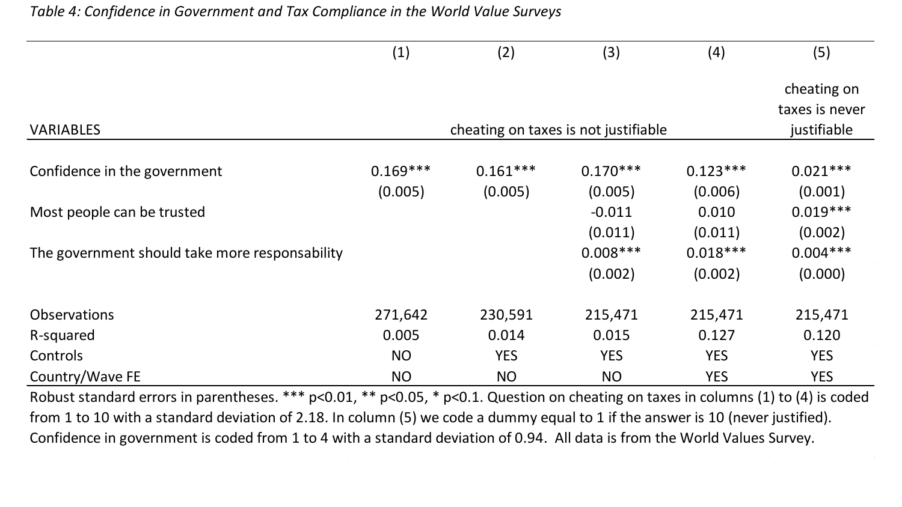*Table 4: Confidence in Government and Tax Compliance in the World Value Surveys*

| | (1) | (2) | (3) | (4) | (5) |
|---|---|---|---|---|---|
| VARIABLES | cheating on taxes is not justifiable | | | | cheating on taxes is never justifiable |
| Confidence in the government | 0.169*** | 0.161*** | 0.170*** | 0.123*** | 0.021*** |
| | (0.005) | (0.005) | (0.005) | (0.006) | (0.001) |
| Most people can be trusted | | | -0.011 | 0.010 | 0.019*** |
| | | | (0.011) | (0.011) | (0.002) |
| The government should take more responsability | | | 0.008*** | 0.018*** | 0.004*** |
| | | | (0.002) | (0.002) | (0.000) |
| Observations | 271,642 | 230,591 | 215,471 | 215,471 | 215,471 |
| R-squared | 0.005 | 0.014 | 0.015 | 0.127 | 0.120 |
| Controls | NO | YES | YES | YES | YES |
| Country/Wave FE | NO | NO | NO | YES | YES |

Robust standard errors in parentheses. *** p<0.01, ** p<0.05, * p<0.1. Question on cheating on taxes in columns (1) to (4) is coded from 1 to 10 with a standard deviation of 2.18. In column (5) we code a dummy equal to 1 if the answer is 10 (never justified). Confidence in government is coded from 1 to 4 with a standard deviation of 0.94. All data is from the World Values Survey.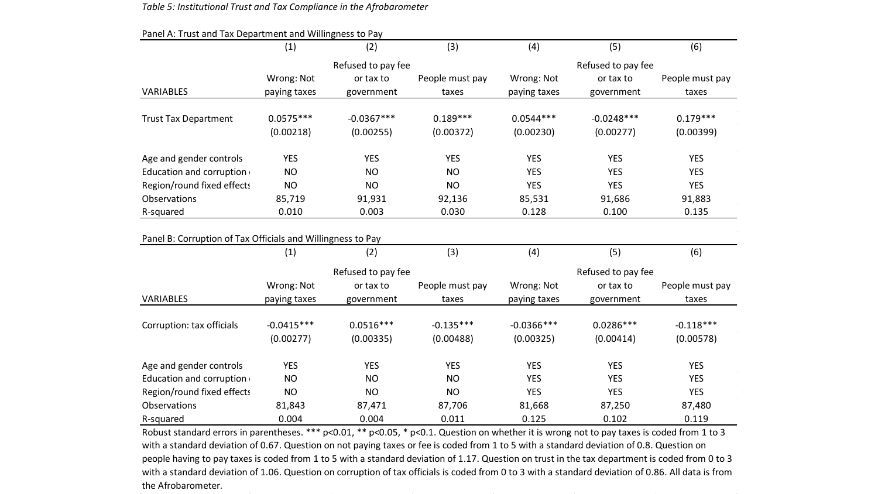*Table 5: Institutional Trust and Tax Compliance in the Afrobarometer*

Panel A: Trust and Tax Department and Willingness to Pay

| VARIABLES | (1) Wrong: Not paying taxes | (2) Refused to pay fee or tax to government | (3) People must pay taxes | (4) Wrong: Not paying taxes | (5) Refused to pay fee or tax to government | (6) People must pay taxes |
|---|---|---|---|---|---|---|
| Trust Tax Department | 0.0575*** | -0.0367*** | 0.189*** | 0.0544*** | -0.0248*** | 0.179*** |
| | (0.00218) | (0.00255) | (0.00372) | (0.00230) | (0.00277) | (0.00399) |
| Age and gender controls | YES | YES | YES | YES | YES | YES |
| Education and corruption | NO | NO | NO | YES | YES | YES |
| Region/round fixed effects | NO | NO | NO | YES | YES | YES |
| Observations | 85,719 | 91,931 | 92,136 | 85,531 | 91,686 | 91,883 |
| R-squared | 0.010 | 0.003 | 0.030 | 0.128 | 0.100 | 0.135 |

Panel B: Corruption of Tax Officials and Willingness to Pay

| VARIABLES | (1) Wrong: Not paying taxes | (2) Refused to pay fee or tax to government | (3) People must pay taxes | (4) Wrong: Not paying taxes | (5) Refused to pay fee or tax to government | (6) People must pay taxes |
|---|---|---|---|---|---|---|
| Corruption: tax officials | -0.0415*** | 0.0516*** | -0.135*** | -0.0366*** | 0.0286*** | -0.118*** |
| | (0.00277) | (0.00335) | (0.00488) | (0.00325) | (0.00414) | (0.00578) |
| Age and gender controls | YES | YES | YES | YES | YES | YES |
| Education and corruption | NO | NO | NO | YES | YES | YES |
| Region/round fixed effects | NO | NO | NO | YES | YES | YES |
| Observations | 81,843 | 87,471 | 87,706 | 81,668 | 87,250 | 87,480 |
| R-squared | 0.004 | 0.004 | 0.011 | 0.125 | 0.102 | 0.119 |

Robust standard errors in parentheses. *** p<0.01, ** p<0.05, * p<0.1. Question on whether it is wrong not to pay taxes is coded from 1 to 3 with a standard deviation of 0.67. Question on not paying taxes or fee is coded from 1 to 5 with a standard deviation of 0.8. Question on people having to pay taxes is coded from 1 to 5 with a standard deviation of 1.17. Question on trust in the tax department is coded from 0 to 3 with a standard deviation of 1.06. Question on corruption of tax officials is coded from 0 to 3 with a standard deviation of 0.86. All data is from the Afrobarometer.